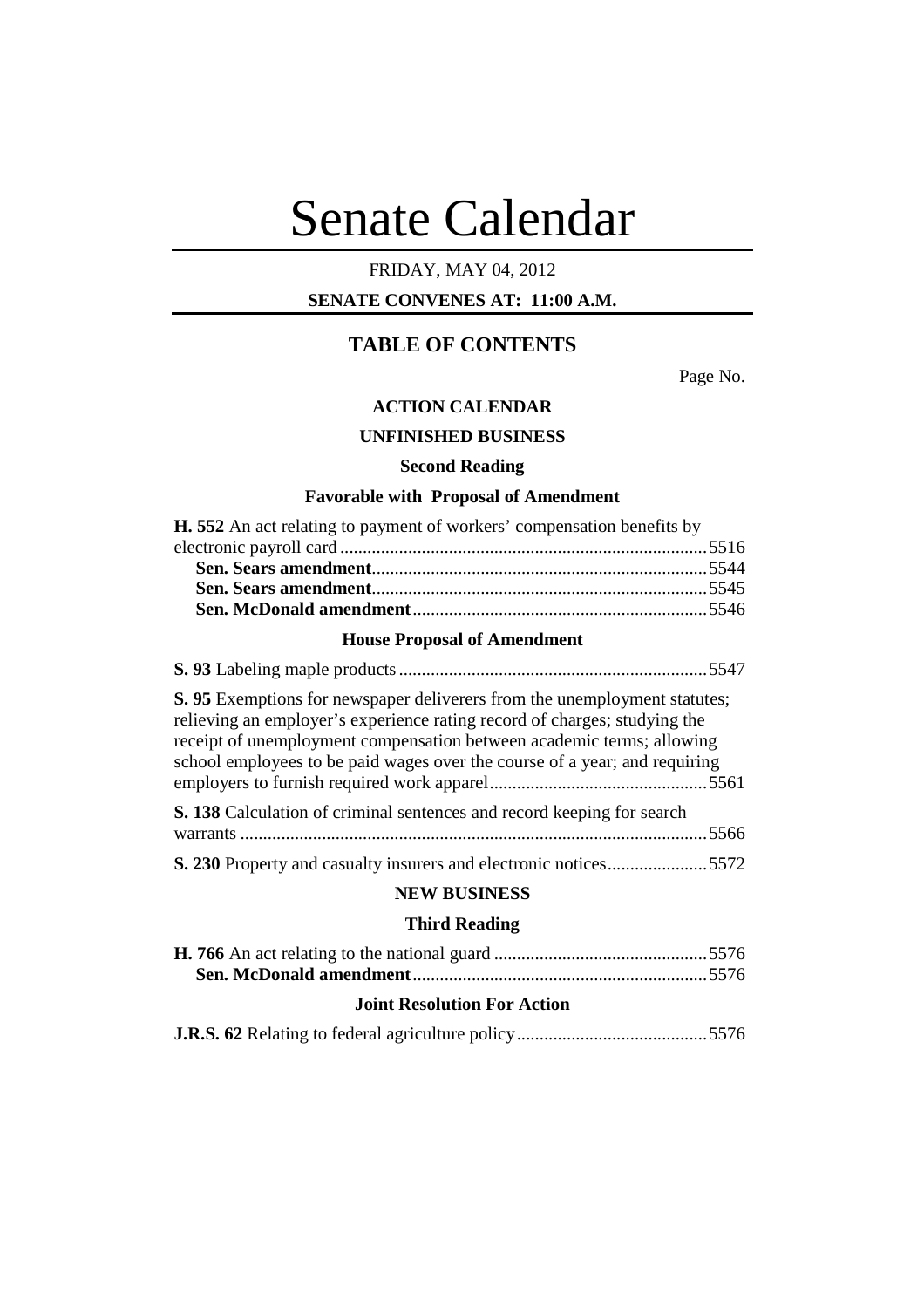# Senate Calendar

FRIDAY, MAY 04, 2012

**SENATE CONVENES AT: 11:00 A.M.**

## TABLE OF CONTENTS

Page No.

### ACTION CALENDAR

### UNFINISHED BUSINESS

#### Second Reading

#### Favorable with Proposal of Amendment

**H. 552** An act relating to payment of workers' compensation benefits by electronic payroll card ... 5516

**Sen. Sears amendment** ... 5544

**Sen. Sears amendment** ... 5545

**Sen. McDonald amendment** ... 5546

#### House Proposal of Amendment

**S. 93** Labeling maple products ... 5547

**S. 95** Exemptions for newspaper deliverers from the unemployment statutes; relieving an employer's experience rating record of charges; studying the receipt of unemployment compensation between academic terms; allowing school employees to be paid wages over the course of a year; and requiring employers to furnish required work apparel ... 5561

**S. 138** Calculation of criminal sentences and record keeping for search warrants ... 5566

**S. 230** Property and casualty insurers and electronic notices ... 5572

### NEW BUSINESS

#### Third Reading

**H. 766** An act relating to the national guard ... 5576

**Sen. McDonald amendment** ... 5576

#### Joint Resolution For Action

**J.R.S. 62** Relating to federal agriculture policy ... 5576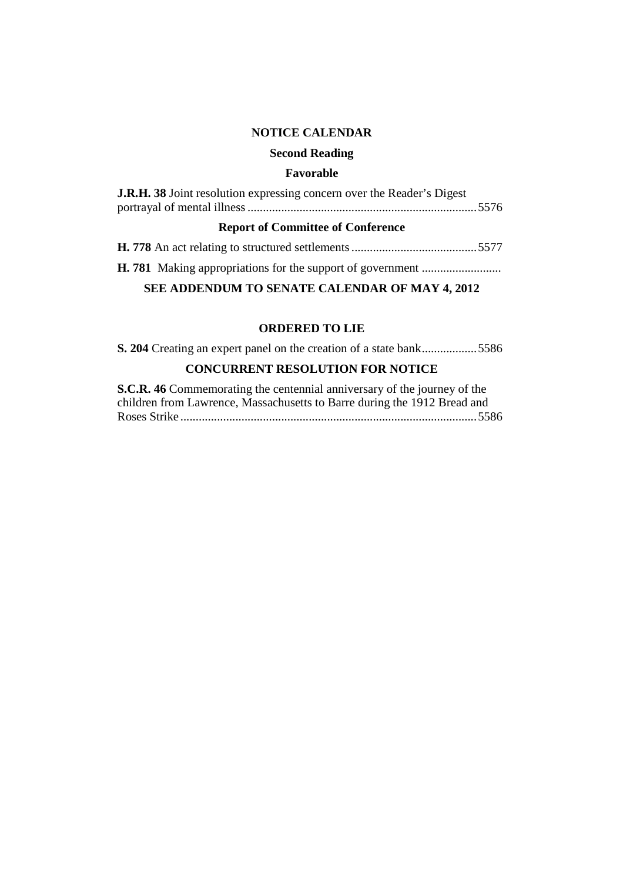## NOTICE CALENDAR

### Second Reading

#### Favorable

**J.R.H. 38** Joint resolution expressing concern over the Reader's Digest portrayal of mental illness ........................................................................... 5576

#### Report of Committee of Conference

**H. 778** An act relating to structured settlements ......................................... 5577

**H. 781** Making appropriations for the support of government ..........................

**SEE ADDENDUM TO SENATE CALENDAR OF MAY 4, 2012**

## ORDERED TO LIE

**S. 204** Creating an expert panel on the creation of a state bank.................. 5586

## CONCURRENT RESOLUTION FOR NOTICE

**S.C.R. 46** Commemorating the centennial anniversary of the journey of the children from Lawrence, Massachusetts to Barre during the 1912 Bread and Roses Strike ................................................................................................ 5586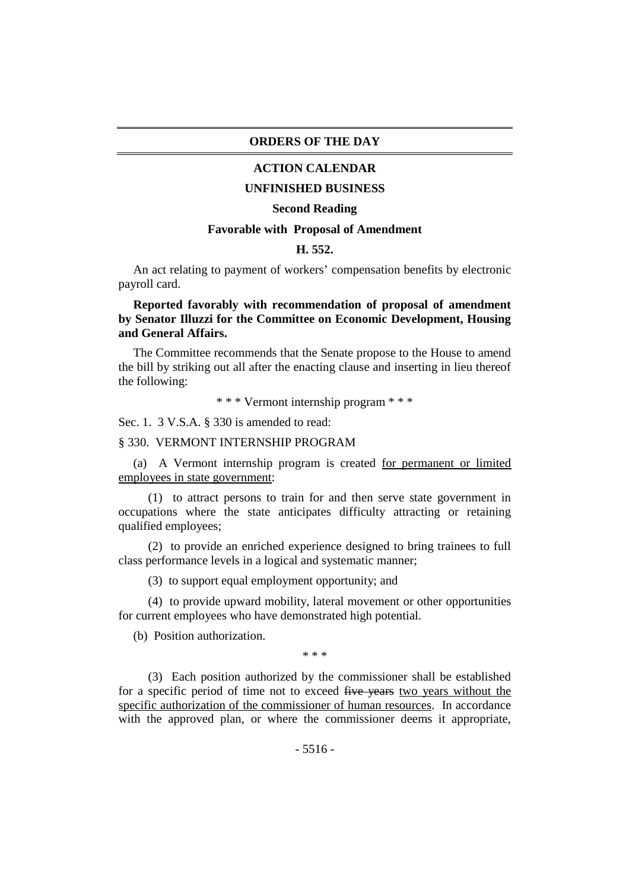## ORDERS OF THE DAY

### ACTION CALENDAR

### UNFINISHED BUSINESS

#### Second Reading

#### Favorable with Proposal of Amendment

#### H. 552.

An act relating to payment of workers' compensation benefits by electronic payroll card.

**Reported favorably with recommendation of proposal of amendment by Senator Illuzzi for the Committee on Economic Development, Housing and General Affairs.**

The Committee recommends that the Senate propose to the House to amend the bill by striking out all after the enacting clause and inserting in lieu thereof the following:

\* \* \* Vermont internship program \* \* \*

Sec. 1. 3 V.S.A. § 330 is amended to read:

§ 330. VERMONT INTERNSHIP PROGRAM

(a) A Vermont internship program is created <u>for permanent or limited employees in state government</u>:

(1) to attract persons to train for and then serve state government in occupations where the state anticipates difficulty attracting or retaining qualified employees;

(2) to provide an enriched experience designed to bring trainees to full class performance levels in a logical and systematic manner;

(3) to support equal employment opportunity; and

(4) to provide upward mobility, lateral movement or other opportunities for current employees who have demonstrated high potential.

(b) Position authorization.

\* \* \*

(3) Each position authorized by the commissioner shall be established for a specific period of time not to exceed ~~five years~~ <u>two years without the specific authorization of the commissioner of human resources</u>. In accordance with the approved plan, or where the commissioner deems it appropriate,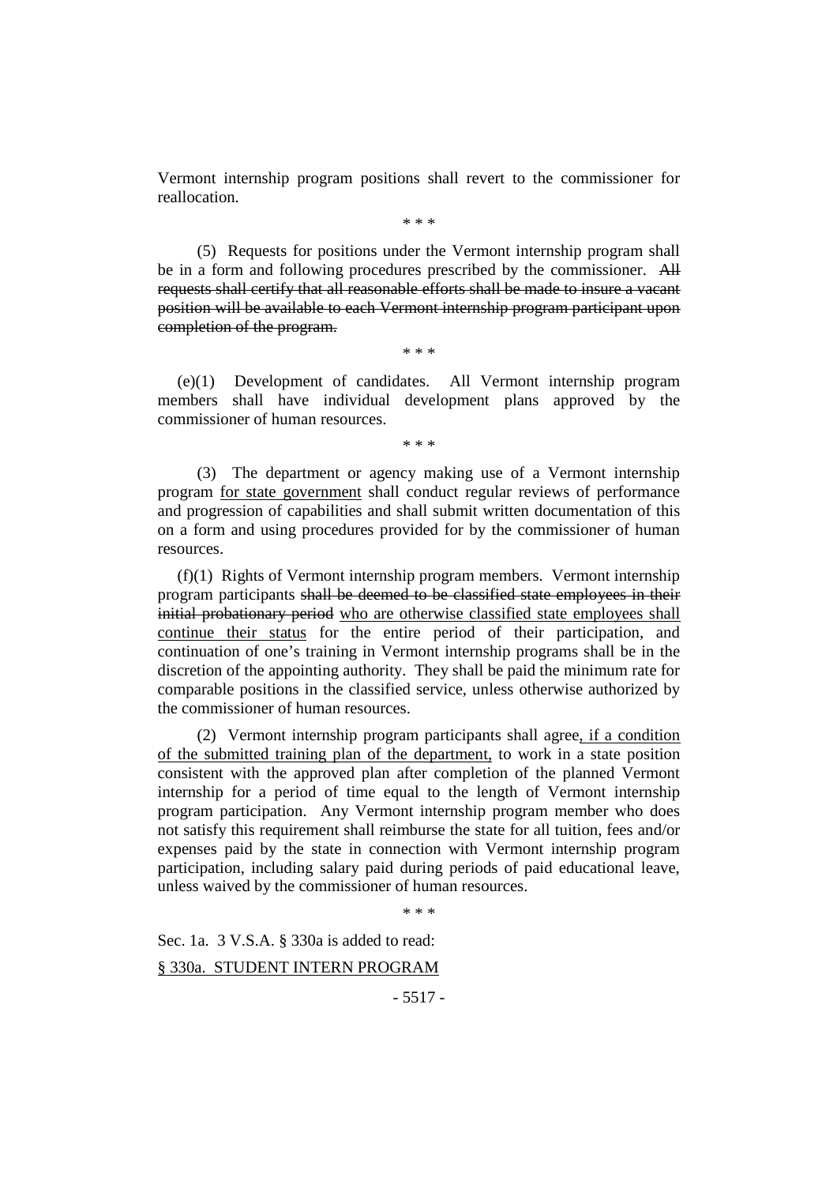Vermont internship program positions shall revert to the commissioner for reallocation.

\* \* \*

(5) Requests for positions under the Vermont internship program shall be in a form and following procedures prescribed by the commissioner. ~~All requests shall certify that all reasonable efforts shall be made to insure a vacant position will be available to each Vermont internship program participant upon completion of the program.~~

\* \* \*

(e)(1) Development of candidates. All Vermont internship program members shall have individual development plans approved by the commissioner of human resources.

\* \* \*

(3) The department or agency making use of a Vermont internship program <u>for state government</u> shall conduct regular reviews of performance and progression of capabilities and shall submit written documentation of this on a form and using procedures provided for by the commissioner of human resources.

(f)(1) Rights of Vermont internship program members. Vermont internship program participants ~~shall be deemed to be classified state employees in their initial probationary period~~ <u>who are otherwise classified state employees shall continue their status</u> for the entire period of their participation, and continuation of one's training in Vermont internship programs shall be in the discretion of the appointing authority. They shall be paid the minimum rate for comparable positions in the classified service, unless otherwise authorized by the commissioner of human resources.

(2) Vermont internship program participants shall agree<u>, if a condition of the submitted training plan of the department,</u> to work in a state position consistent with the approved plan after completion of the planned Vermont internship for a period of time equal to the length of Vermont internship program participation. Any Vermont internship program member who does not satisfy this requirement shall reimburse the state for all tuition, fees and/or expenses paid by the state in connection with Vermont internship program participation, including salary paid during periods of paid educational leave, unless waived by the commissioner of human resources.

\* \* \*

Sec. 1a. 3 V.S.A. § 330a is added to read:

<u>§ 330a. STUDENT INTERN PROGRAM</u>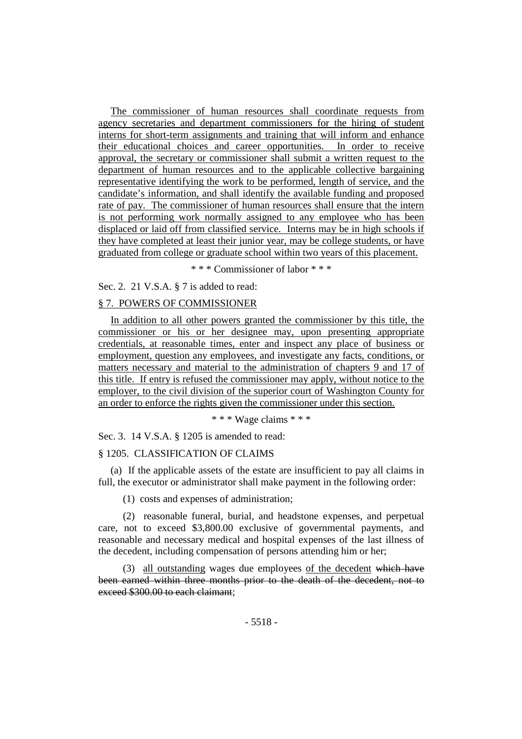The commissioner of human resources shall coordinate requests from agency secretaries and department commissioners for the hiring of student interns for short-term assignments and training that will inform and enhance their educational choices and career opportunities. In order to receive approval, the secretary or commissioner shall submit a written request to the department of human resources and to the applicable collective bargaining representative identifying the work to be performed, length of service, and the candidate's information, and shall identify the available funding and proposed rate of pay. The commissioner of human resources shall ensure that the intern is not performing work normally assigned to any employee who has been displaced or laid off from classified service. Interns may be in high schools if they have completed at least their junior year, may be college students, or have graduated from college or graduate school within two years of this placement.

\* \* \* Commissioner of labor \* \* \*

Sec. 2. 21 V.S.A. § 7 is added to read:

§ 7. POWERS OF COMMISSIONER

In addition to all other powers granted the commissioner by this title, the commissioner or his or her designee may, upon presenting appropriate credentials, at reasonable times, enter and inspect any place of business or employment, question any employees, and investigate any facts, conditions, or matters necessary and material to the administration of chapters 9 and 17 of this title. If entry is refused the commissioner may apply, without notice to the employer, to the civil division of the superior court of Washington County for an order to enforce the rights given the commissioner under this section.

\* \* \* Wage claims \* \* \*

Sec. 3. 14 V.S.A. § 1205 is amended to read:

§ 1205. CLASSIFICATION OF CLAIMS

(a) If the applicable assets of the estate are insufficient to pay all claims in full, the executor or administrator shall make payment in the following order:

(1) costs and expenses of administration;

(2) reasonable funeral, burial, and headstone expenses, and perpetual care, not to exceed $3,800.00 exclusive of governmental payments, and reasonable and necessary medical and hospital expenses of the last illness of the decedent, including compensation of persons attending him or her;

(3) all outstanding wages due employees of the decedent ~~which have been earned within three months prior to the death of the decedent, not to exceed $300.00 to each claimant~~;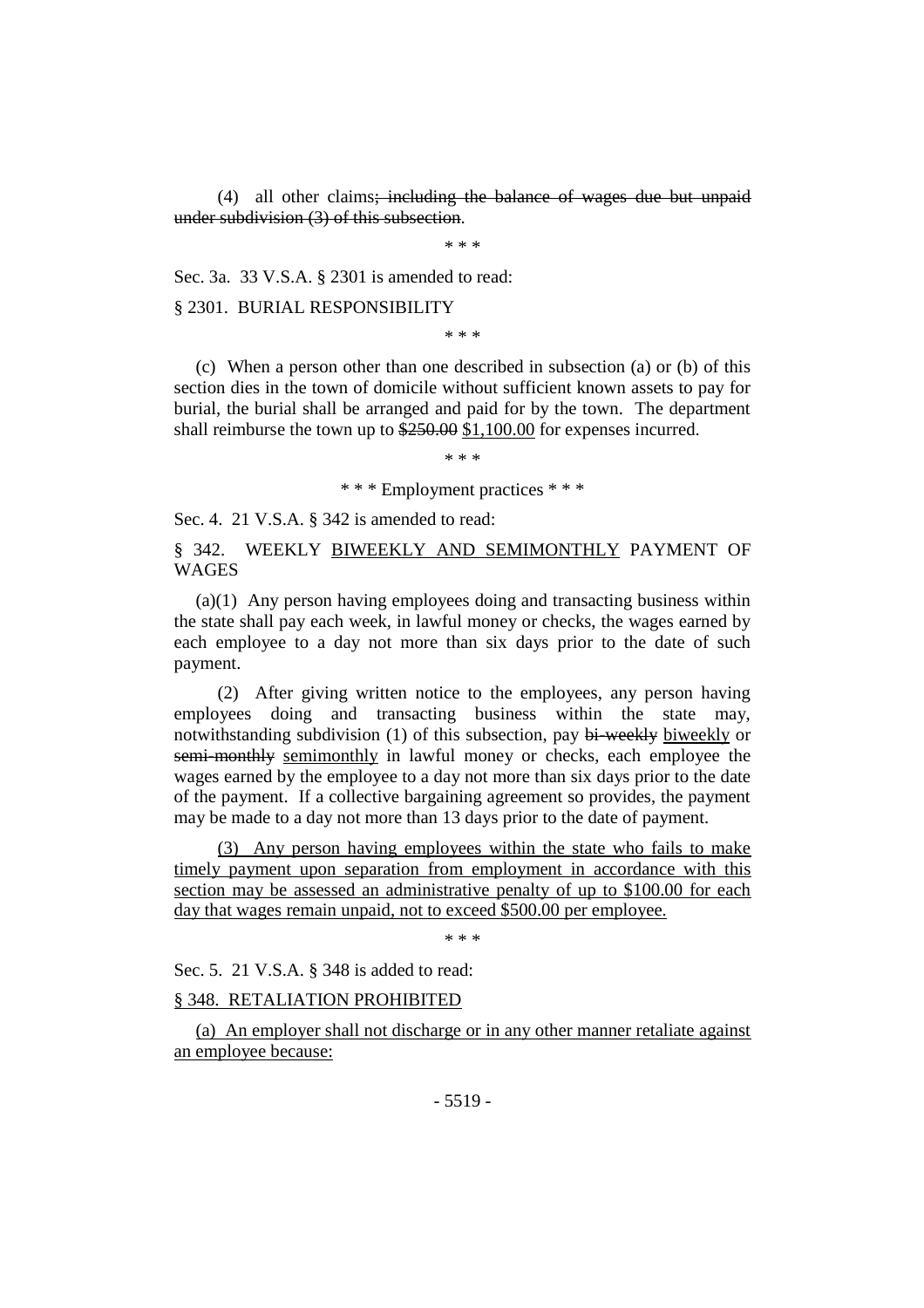(4) all other claims~~; including the balance of wages due but unpaid under subdivision (3) of this subsection~~.

\* \* \*

Sec. 3a. 33 V.S.A. § 2301 is amended to read:

§ 2301. BURIAL RESPONSIBILITY

\* \* \*

(c) When a person other than one described in subsection (a) or (b) of this section dies in the town of domicile without sufficient known assets to pay for burial, the burial shall be arranged and paid for by the town. The department shall reimburse the town up to ~~$250.00~~ <u>$1,100.00</u> for expenses incurred.

\* \* \*

\* \* \* Employment practices \* \* \*

Sec. 4. 21 V.S.A. § 342 is amended to read:

§ 342. WEEKLY <u>BIWEEKLY AND SEMIMONTHLY</u> PAYMENT OF WAGES

(a)(1) Any person having employees doing and transacting business within the state shall pay each week, in lawful money or checks, the wages earned by each employee to a day not more than six days prior to the date of such payment.

(2) After giving written notice to the employees, any person having employees doing and transacting business within the state may, notwithstanding subdivision (1) of this subsection, pay ~~bi-weekly~~ <u>biweekly</u> or ~~semi-monthly~~ <u>semimonthly</u> in lawful money or checks, each employee the wages earned by the employee to a day not more than six days prior to the date of the payment. If a collective bargaining agreement so provides, the payment may be made to a day not more than 13 days prior to the date of payment.

<u>(3) Any person having employees within the state who fails to make timely payment upon separation from employment in accordance with this section may be assessed an administrative penalty of up to $100.00 for each day that wages remain unpaid, not to exceed $500.00 per employee.</u>

\* \* \*

Sec. 5. 21 V.S.A. § 348 is added to read:

<u>§ 348. RETALIATION PROHIBITED</u>

<u>(a) An employer shall not discharge or in any other manner retaliate against an employee because:</u>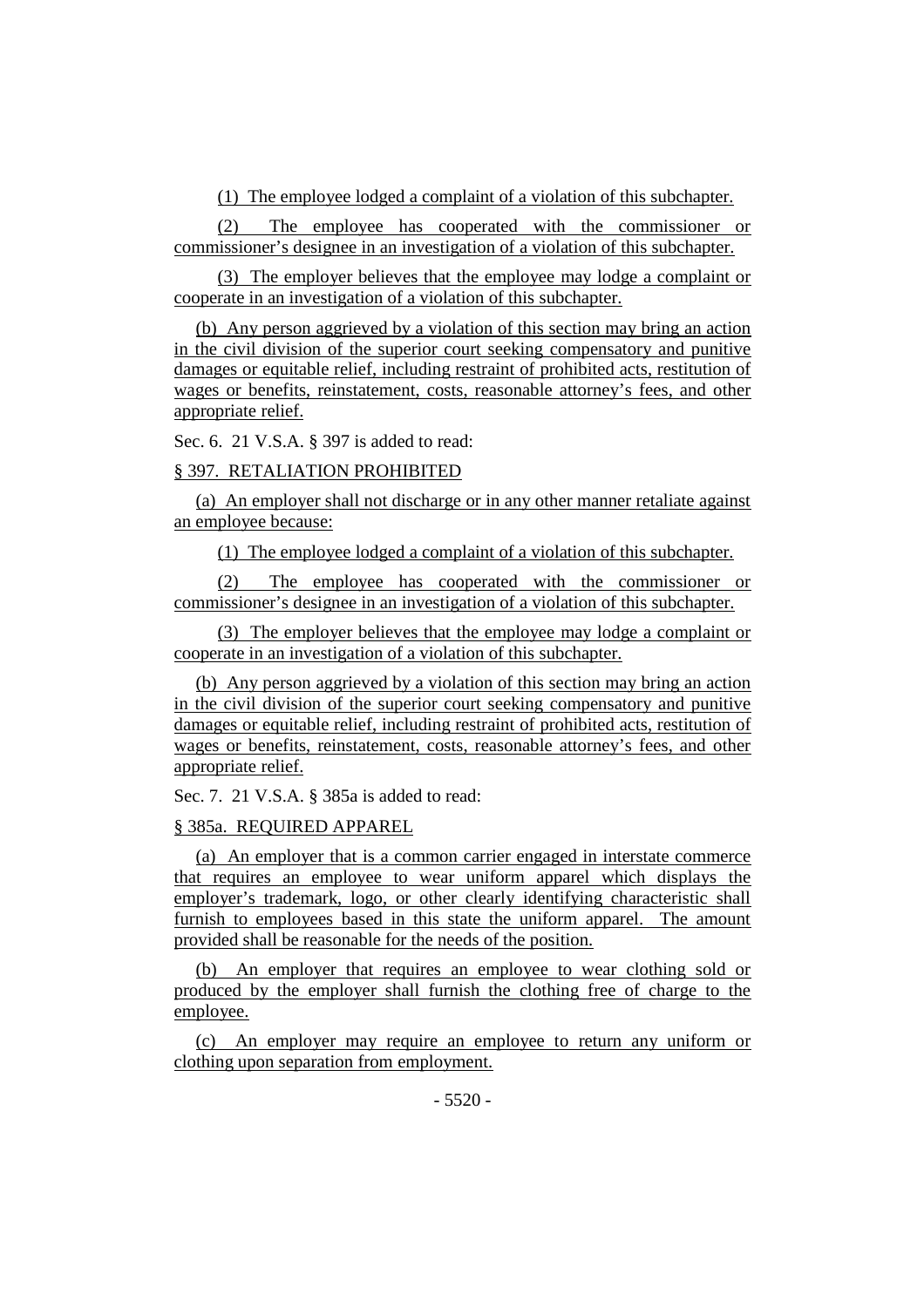(1) The employee lodged a complaint of a violation of this subchapter.

(2) The employee has cooperated with the commissioner or commissioner's designee in an investigation of a violation of this subchapter.

(3) The employer believes that the employee may lodge a complaint or cooperate in an investigation of a violation of this subchapter.

(b) Any person aggrieved by a violation of this section may bring an action in the civil division of the superior court seeking compensatory and punitive damages or equitable relief, including restraint of prohibited acts, restitution of wages or benefits, reinstatement, costs, reasonable attorney's fees, and other appropriate relief.

Sec. 6. 21 V.S.A. § 397 is added to read:

§ 397. RETALIATION PROHIBITED

(a) An employer shall not discharge or in any other manner retaliate against an employee because:

(1) The employee lodged a complaint of a violation of this subchapter.

(2) The employee has cooperated with the commissioner or commissioner's designee in an investigation of a violation of this subchapter.

(3) The employer believes that the employee may lodge a complaint or cooperate in an investigation of a violation of this subchapter.

(b) Any person aggrieved by a violation of this section may bring an action in the civil division of the superior court seeking compensatory and punitive damages or equitable relief, including restraint of prohibited acts, restitution of wages or benefits, reinstatement, costs, reasonable attorney's fees, and other appropriate relief.

Sec. 7. 21 V.S.A. § 385a is added to read:

§ 385a. REQUIRED APPAREL

(a) An employer that is a common carrier engaged in interstate commerce that requires an employee to wear uniform apparel which displays the employer's trademark, logo, or other clearly identifying characteristic shall furnish to employees based in this state the uniform apparel. The amount provided shall be reasonable for the needs of the position.

(b) An employer that requires an employee to wear clothing sold or produced by the employer shall furnish the clothing free of charge to the employee.

(c) An employer may require an employee to return any uniform or clothing upon separation from employment.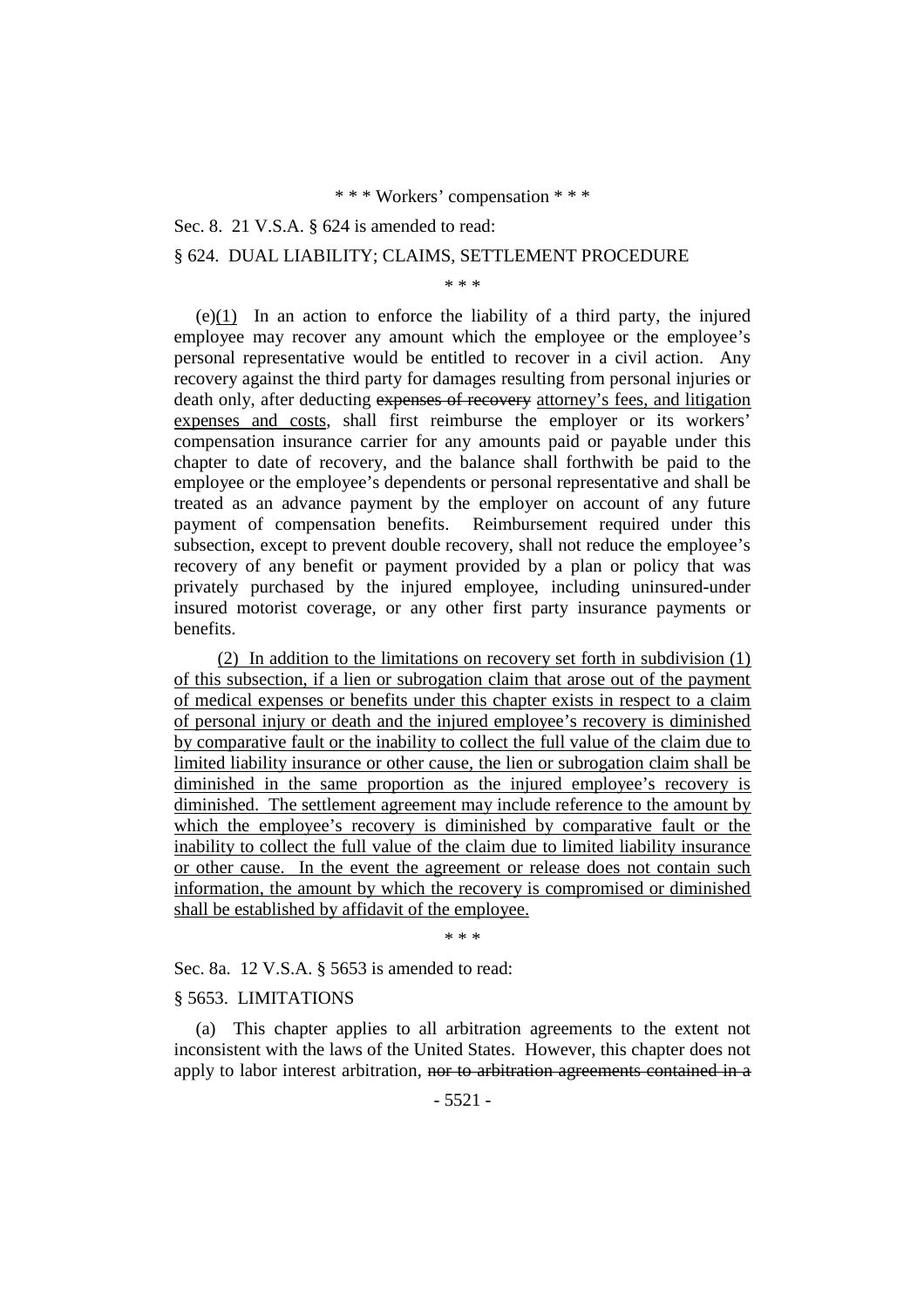\* \* \* Workers' compensation \* \* \*

Sec. 8. 21 V.S.A. § 624 is amended to read:

§ 624. DUAL LIABILITY; CLAIMS, SETTLEMENT PROCEDURE

\* \* \*

(e)<u>(1)</u> In an action to enforce the liability of a third party, the injured employee may recover any amount which the employee or the employee's personal representative would be entitled to recover in a civil action. Any recovery against the third party for damages resulting from personal injuries or death only, after deducting ~~expenses of recovery~~ <u>attorney's fees, and litigation expenses and costs</u>, shall first reimburse the employer or its workers' compensation insurance carrier for any amounts paid or payable under this chapter to date of recovery, and the balance shall forthwith be paid to the employee or the employee's dependents or personal representative and shall be treated as an advance payment by the employer on account of any future payment of compensation benefits. Reimbursement required under this subsection, except to prevent double recovery, shall not reduce the employee's recovery of any benefit or payment provided by a plan or policy that was privately purchased by the injured employee, including uninsured-under insured motorist coverage, or any other first party insurance payments or benefits.

<u>(2) In addition to the limitations on recovery set forth in subdivision (1) of this subsection, if a lien or subrogation claim that arose out of the payment of medical expenses or benefits under this chapter exists in respect to a claim of personal injury or death and the injured employee's recovery is diminished by comparative fault or the inability to collect the full value of the claim due to limited liability insurance or other cause, the lien or subrogation claim shall be diminished in the same proportion as the injured employee's recovery is diminished. The settlement agreement may include reference to the amount by which the employee's recovery is diminished by comparative fault or the inability to collect the full value of the claim due to limited liability insurance or other cause. In the event the agreement or release does not contain such information, the amount by which the recovery is compromised or diminished shall be established by affidavit of the employee.</u>

\* \* \*

Sec. 8a. 12 V.S.A. § 5653 is amended to read:

§ 5653. LIMITATIONS

(a) This chapter applies to all arbitration agreements to the extent not inconsistent with the laws of the United States. However, this chapter does not apply to labor interest arbitration, ~~nor to arbitration agreements contained in a~~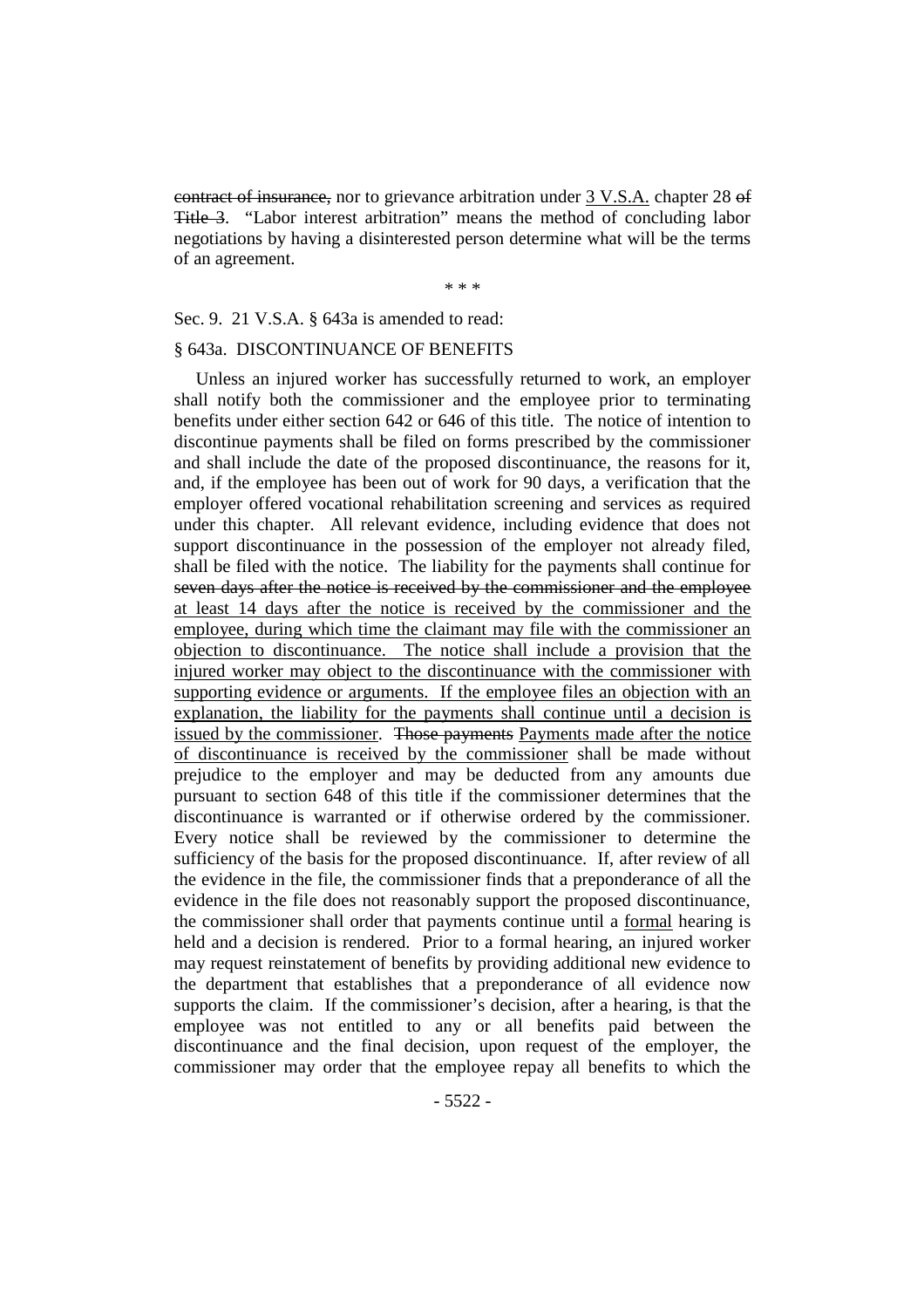~~contract of insurance,~~ nor to grievance arbitration under <u>3 V.S.A.</u> chapter 28 ~~of Title 3~~. "Labor interest arbitration" means the method of concluding labor negotiations by having a disinterested person determine what will be the terms of an agreement.

\* \* \*

Sec. 9. 21 V.S.A. § 643a is amended to read:

§ 643a. DISCONTINUANCE OF BENEFITS

Unless an injured worker has successfully returned to work, an employer shall notify both the commissioner and the employee prior to terminating benefits under either section 642 or 646 of this title. The notice of intention to discontinue payments shall be filed on forms prescribed by the commissioner and shall include the date of the proposed discontinuance, the reasons for it, and, if the employee has been out of work for 90 days, a verification that the employer offered vocational rehabilitation screening and services as required under this chapter. All relevant evidence, including evidence that does not support discontinuance in the possession of the employer not already filed, shall be filed with the notice. The liability for the payments shall continue for ~~seven days after the notice is received by the commissioner and the employee~~ <u>at least 14 days after the notice is received by the commissioner and the employee, during which time the claimant may file with the commissioner an objection to discontinuance. The notice shall include a provision that the injured worker may object to the discontinuance with the commissioner with supporting evidence or arguments. If the employee files an objection with an explanation, the liability for the payments shall continue until a decision is issued by the commissioner</u>. ~~Those payments~~ <u>Payments made after the notice of discontinuance is received by the commissioner</u> shall be made without prejudice to the employer and may be deducted from any amounts due pursuant to section 648 of this title if the commissioner determines that the discontinuance is warranted or if otherwise ordered by the commissioner. Every notice shall be reviewed by the commissioner to determine the sufficiency of the basis for the proposed discontinuance. If, after review of all the evidence in the file, the commissioner finds that a preponderance of all the evidence in the file does not reasonably support the proposed discontinuance, the commissioner shall order that payments continue until a <u>formal</u> hearing is held and a decision is rendered. Prior to a formal hearing, an injured worker may request reinstatement of benefits by providing additional new evidence to the department that establishes that a preponderance of all evidence now supports the claim. If the commissioner's decision, after a hearing, is that the employee was not entitled to any or all benefits paid between the discontinuance and the final decision, upon request of the employer, the commissioner may order that the employee repay all benefits to which the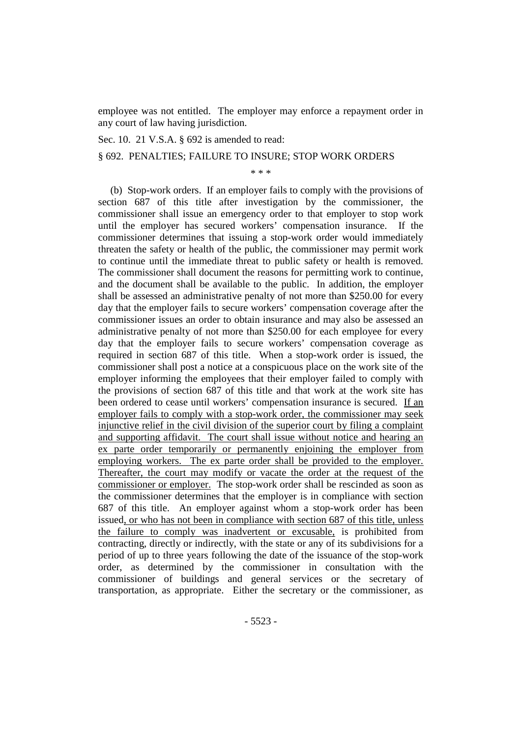employee was not entitled. The employer may enforce a repayment order in any court of law having jurisdiction.

Sec. 10. 21 V.S.A. § 692 is amended to read:

§ 692. PENALTIES; FAILURE TO INSURE; STOP WORK ORDERS

\* \* \*

(b) Stop-work orders. If an employer fails to comply with the provisions of section 687 of this title after investigation by the commissioner, the commissioner shall issue an emergency order to that employer to stop work until the employer has secured workers' compensation insurance. If the commissioner determines that issuing a stop-work order would immediately threaten the safety or health of the public, the commissioner may permit work to continue until the immediate threat to public safety or health is removed. The commissioner shall document the reasons for permitting work to continue, and the document shall be available to the public. In addition, the employer shall be assessed an administrative penalty of not more than $250.00 for every day that the employer fails to secure workers' compensation coverage after the commissioner issues an order to obtain insurance and may also be assessed an administrative penalty of not more than $250.00 for each employee for every day that the employer fails to secure workers' compensation coverage as required in section 687 of this title. When a stop-work order is issued, the commissioner shall post a notice at a conspicuous place on the work site of the employer informing the employees that their employer failed to comply with the provisions of section 687 of this title and that work at the work site has been ordered to cease until workers' compensation insurance is secured. <u>If an employer fails to comply with a stop-work order, the commissioner may seek injunctive relief in the civil division of the superior court by filing a complaint and supporting affidavit. The court shall issue without notice and hearing an ex parte order temporarily or permanently enjoining the employer from employing workers. The ex parte order shall be provided to the employer. Thereafter, the court may modify or vacate the order at the request of the commissioner or employer.</u> The stop-work order shall be rescinded as soon as the commissioner determines that the employer is in compliance with section 687 of this title. An employer against whom a stop-work order has been issued<u>, or who has not been in compliance with section 687 of this title, unless the failure to comply was inadvertent or excusable,</u> is prohibited from contracting, directly or indirectly, with the state or any of its subdivisions for a period of up to three years following the date of the issuance of the stop-work order, as determined by the commissioner in consultation with the commissioner of buildings and general services or the secretary of transportation, as appropriate. Either the secretary or the commissioner, as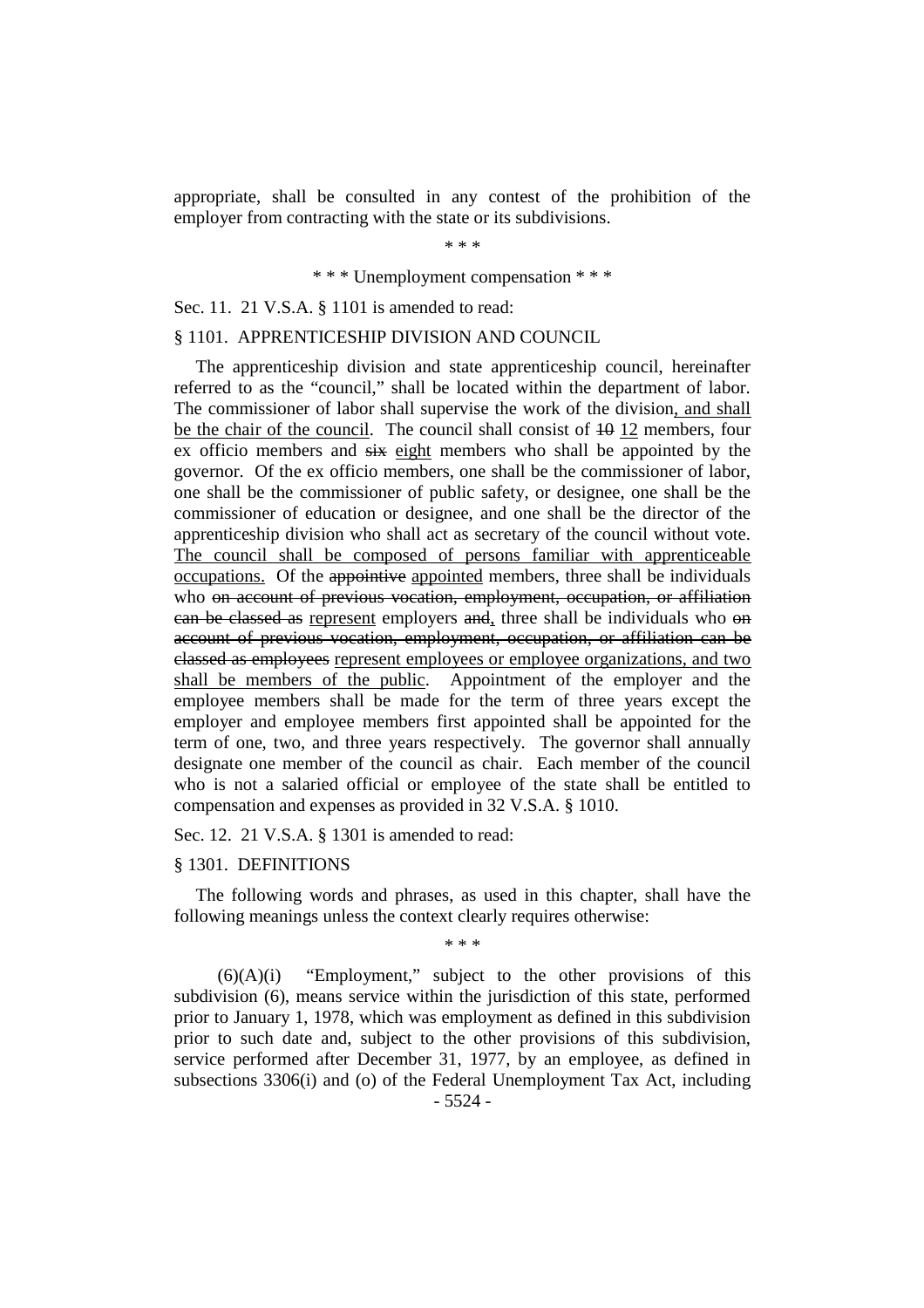appropriate, shall be consulted in any contest of the prohibition of the employer from contracting with the state or its subdivisions.

\* \* \*

\* \* \* Unemployment compensation \* \* \*

Sec. 11. 21 V.S.A. § 1101 is amended to read:

§ 1101. APPRENTICESHIP DIVISION AND COUNCIL

The apprenticeship division and state apprenticeship council, hereinafter referred to as the "council," shall be located within the department of labor. The commissioner of labor shall supervise the work of the division, and shall be the chair of the council. The council shall consist of ~~10~~ 12 members, four ex officio members and ~~six~~ eight members who shall be appointed by the governor. Of the ex officio members, one shall be the commissioner of labor, one shall be the commissioner of public safety, or designee, one shall be the commissioner of education or designee, and one shall be the director of the apprenticeship division who shall act as secretary of the council without vote. The council shall be composed of persons familiar with apprenticeable occupations. Of the ~~appointive~~ appointed members, three shall be individuals who ~~on account of previous vocation, employment, occupation, or affiliation can be classed as~~ represent employers ~~and~~, three shall be individuals who ~~on account of previous vocation, employment, occupation, or affiliation can be classed as employees~~ represent employees or employee organizations, and two shall be members of the public. Appointment of the employer and the employee members shall be made for the term of three years except the employer and employee members first appointed shall be appointed for the term of one, two, and three years respectively. The governor shall annually designate one member of the council as chair. Each member of the council who is not a salaried official or employee of the state shall be entitled to compensation and expenses as provided in 32 V.S.A. § 1010.

Sec. 12. 21 V.S.A. § 1301 is amended to read:

§ 1301. DEFINITIONS

The following words and phrases, as used in this chapter, shall have the following meanings unless the context clearly requires otherwise:

\* \* \*

(6)(A)(i) "Employment," subject to the other provisions of this subdivision (6), means service within the jurisdiction of this state, performed prior to January 1, 1978, which was employment as defined in this subdivision prior to such date and, subject to the other provisions of this subdivision, service performed after December 31, 1977, by an employee, as defined in subsections 3306(i) and (o) of the Federal Unemployment Tax Act, including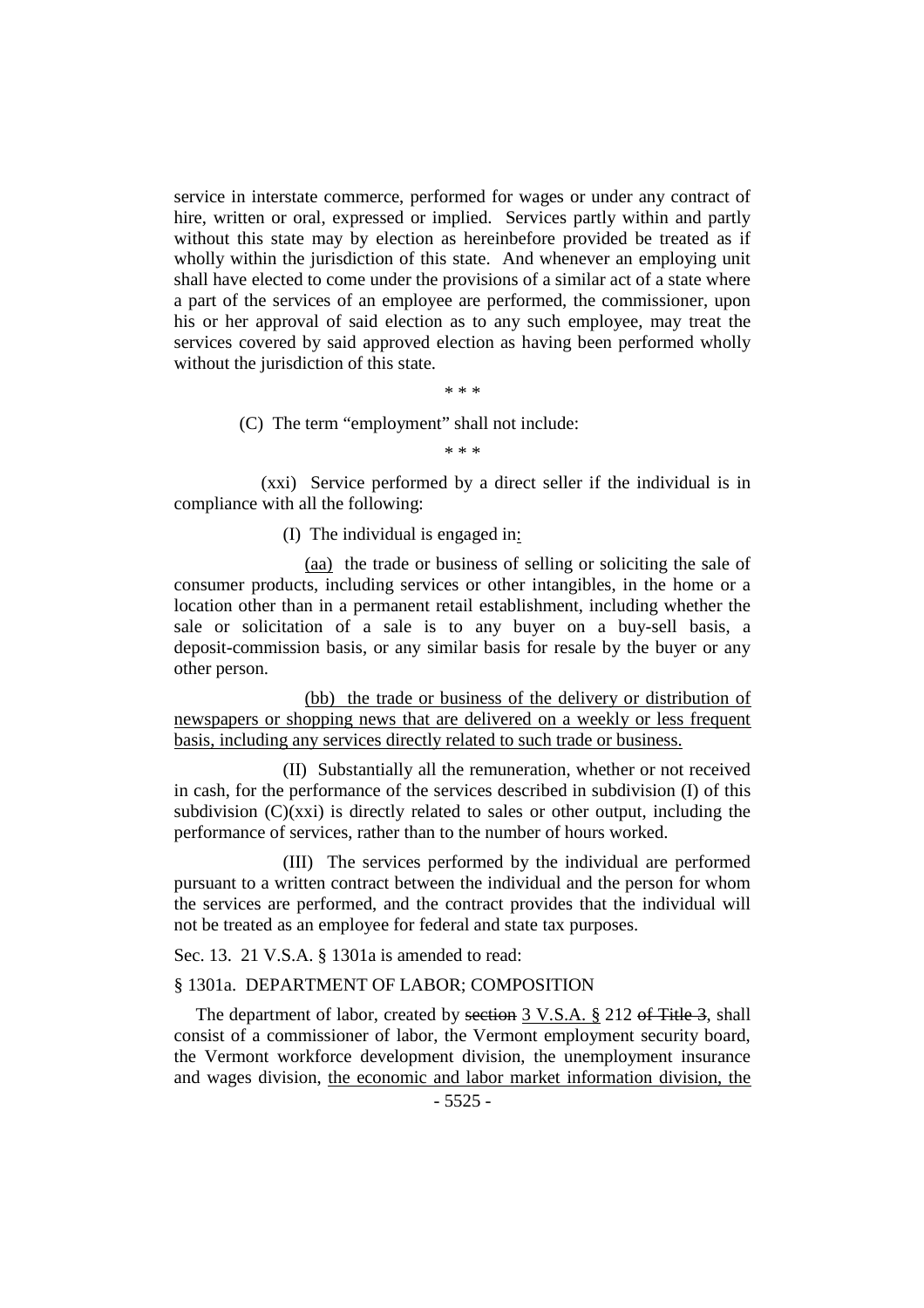service in interstate commerce, performed for wages or under any contract of hire, written or oral, expressed or implied. Services partly within and partly without this state may by election as hereinbefore provided be treated as if wholly within the jurisdiction of this state. And whenever an employing unit shall have elected to come under the provisions of a similar act of a state where a part of the services of an employee are performed, the commissioner, upon his or her approval of said election as to any such employee, may treat the services covered by said approved election as having been performed wholly without the jurisdiction of this state.

\* \* \*

(C) The term "employment" shall not include:

\* \* \*

(xxi) Service performed by a direct seller if the individual is in compliance with all the following:

(I) The individual is engaged in:

(aa) the trade or business of selling or soliciting the sale of consumer products, including services or other intangibles, in the home or a location other than in a permanent retail establishment, including whether the sale or solicitation of a sale is to any buyer on a buy-sell basis, a deposit-commission basis, or any similar basis for resale by the buyer or any other person.

(bb) the trade or business of the delivery or distribution of newspapers or shopping news that are delivered on a weekly or less frequent basis, including any services directly related to such trade or business.

(II) Substantially all the remuneration, whether or not received in cash, for the performance of the services described in subdivision (I) of this subdivision (C)(xxi) is directly related to sales or other output, including the performance of services, rather than to the number of hours worked.

(III) The services performed by the individual are performed pursuant to a written contract between the individual and the person for whom the services are performed, and the contract provides that the individual will not be treated as an employee for federal and state tax purposes.

Sec. 13. 21 V.S.A. § 1301a is amended to read:

§ 1301a. DEPARTMENT OF LABOR; COMPOSITION

The department of labor, created by ~~section~~ 3 V.S.A. § 212 ~~of Title 3~~, shall consist of a commissioner of labor, the Vermont employment security board, the Vermont workforce development division, the unemployment insurance and wages division, the economic and labor market information division, the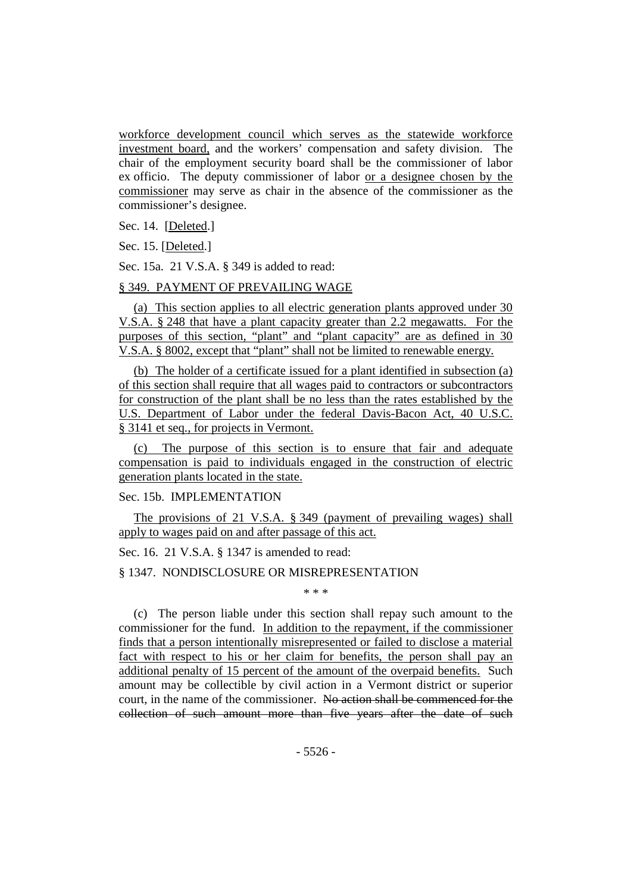workforce development council which serves as the statewide workforce investment board, and the workers' compensation and safety division. The chair of the employment security board shall be the commissioner of labor ex officio. The deputy commissioner of labor or a designee chosen by the commissioner may serve as chair in the absence of the commissioner as the commissioner's designee.

Sec. 14. [Deleted.]

Sec. 15. [Deleted.]

Sec. 15a. 21 V.S.A. § 349 is added to read:

§ 349. PAYMENT OF PREVAILING WAGE

(a) This section applies to all electric generation plants approved under 30 V.S.A. § 248 that have a plant capacity greater than 2.2 megawatts. For the purposes of this section, "plant" and "plant capacity" are as defined in 30 V.S.A. § 8002, except that "plant" shall not be limited to renewable energy.

(b) The holder of a certificate issued for a plant identified in subsection (a) of this section shall require that all wages paid to contractors or subcontractors for construction of the plant shall be no less than the rates established by the U.S. Department of Labor under the federal Davis-Bacon Act, 40 U.S.C. § 3141 et seq., for projects in Vermont.

(c) The purpose of this section is to ensure that fair and adequate compensation is paid to individuals engaged in the construction of electric generation plants located in the state.

Sec. 15b. IMPLEMENTATION

The provisions of 21 V.S.A. § 349 (payment of prevailing wages) shall apply to wages paid on and after passage of this act.

Sec. 16. 21 V.S.A. § 1347 is amended to read:

§ 1347. NONDISCLOSURE OR MISREPRESENTATION

\* \* \*

(c) The person liable under this section shall repay such amount to the commissioner for the fund. In addition to the repayment, if the commissioner finds that a person intentionally misrepresented or failed to disclose a material fact with respect to his or her claim for benefits, the person shall pay an additional penalty of 15 percent of the amount of the overpaid benefits. Such amount may be collectible by civil action in a Vermont district or superior court, in the name of the commissioner. ~~No action shall be commenced for the collection of such amount more than five years after the date of such~~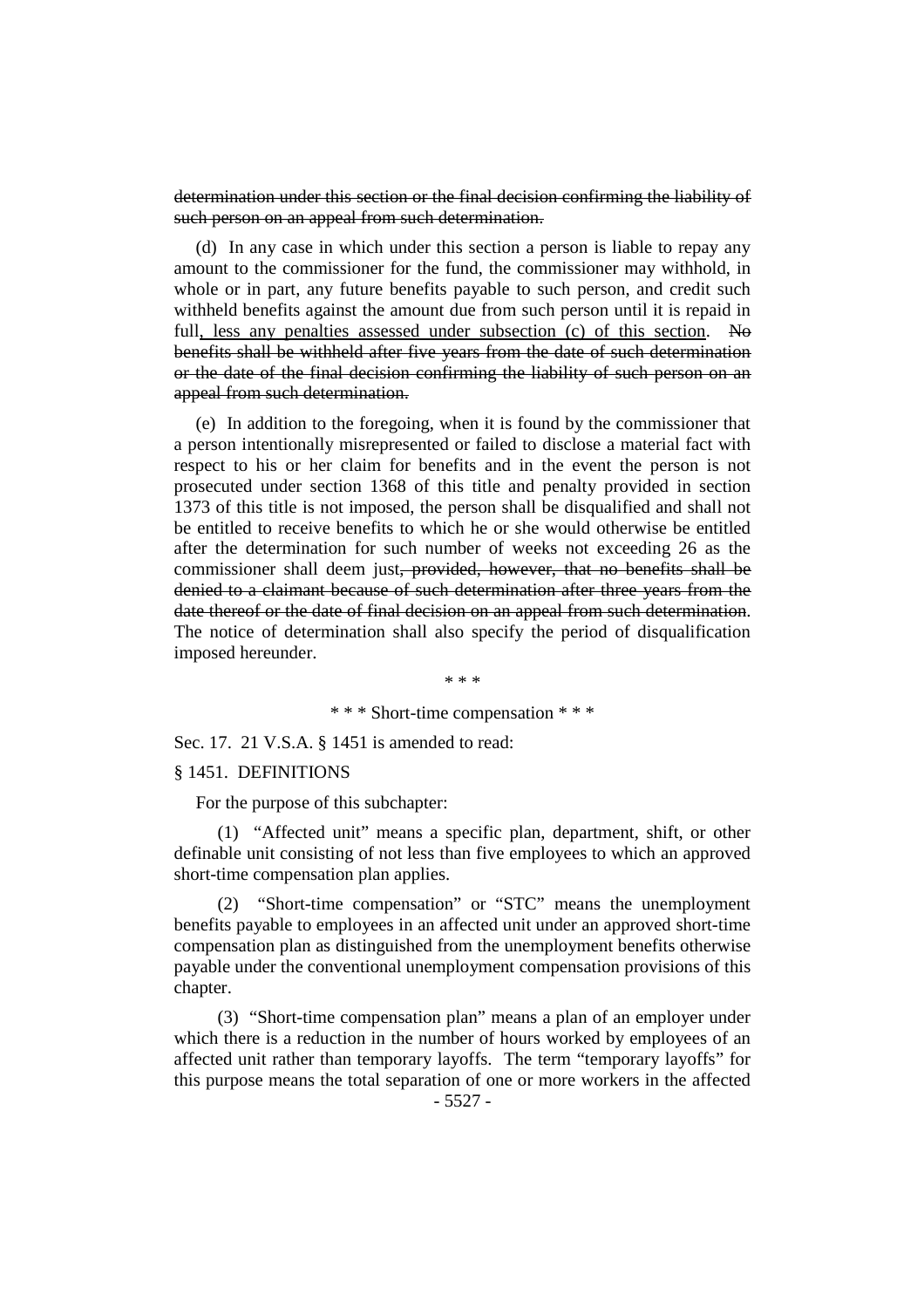~~determination under this section or the final decision confirming the liability of such person on an appeal from such determination.~~

(d) In any case in which under this section a person is liable to repay any amount to the commissioner for the fund, the commissioner may withhold, in whole or in part, any future benefits payable to such person, and credit such withheld benefits against the amount due from such person until it is repaid in full<u>, less any penalties assessed under subsection (c) of this section</u>. ~~No benefits shall be withheld after five years from the date of such determination or the date of the final decision confirming the liability of such person on an appeal from such determination.~~

(e) In addition to the foregoing, when it is found by the commissioner that a person intentionally misrepresented or failed to disclose a material fact with respect to his or her claim for benefits and in the event the person is not prosecuted under section 1368 of this title and penalty provided in section 1373 of this title is not imposed, the person shall be disqualified and shall not be entitled to receive benefits to which he or she would otherwise be entitled after the determination for such number of weeks not exceeding 26 as the commissioner shall deem just~~, provided, however, that no benefits shall be denied to a claimant because of such determination after three years from the date thereof or the date of final decision on an appeal from such determination~~. The notice of determination shall also specify the period of disqualification imposed hereunder.

\* \* \*

\* \* \* Short-time compensation \* \* \*

Sec. 17. 21 V.S.A. § 1451 is amended to read:

§ 1451. DEFINITIONS

For the purpose of this subchapter:

(1) "Affected unit" means a specific plan, department, shift, or other definable unit consisting of not less than five employees to which an approved short-time compensation plan applies.

(2) "Short-time compensation" or "STC" means the unemployment benefits payable to employees in an affected unit under an approved short-time compensation plan as distinguished from the unemployment benefits otherwise payable under the conventional unemployment compensation provisions of this chapter.

(3) "Short-time compensation plan" means a plan of an employer under which there is a reduction in the number of hours worked by employees of an affected unit rather than temporary layoffs. The term "temporary layoffs" for this purpose means the total separation of one or more workers in the affected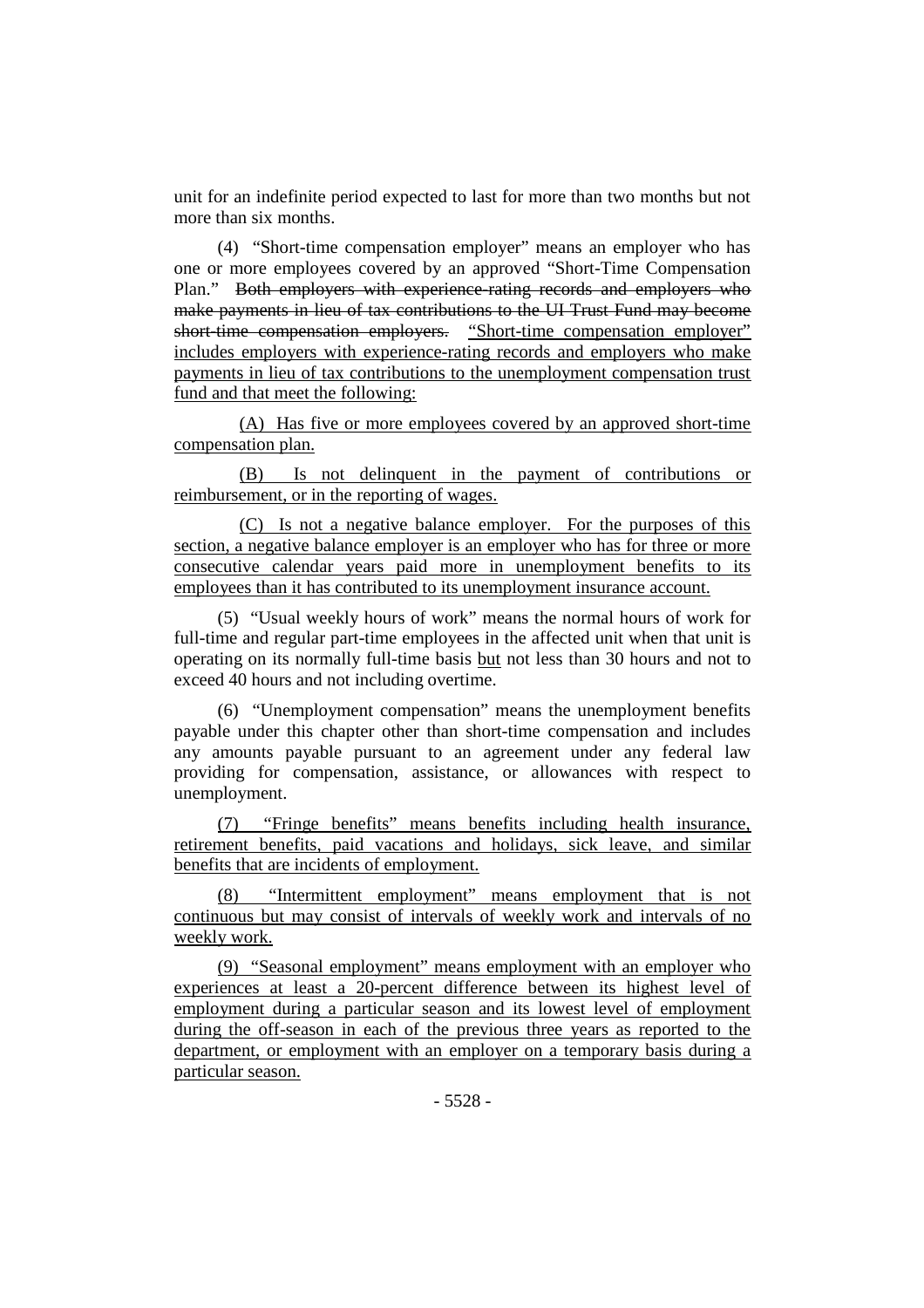unit for an indefinite period expected to last for more than two months but not more than six months.

(4) "Short-time compensation employer" means an employer who has one or more employees covered by an approved "Short-Time Compensation Plan." ~~Both employers with experience-rating records and employers who make payments in lieu of tax contributions to the UI Trust Fund may become short-time compensation employers.~~ "Short-time compensation employer" includes employers with experience-rating records and employers who make payments in lieu of tax contributions to the unemployment compensation trust fund and that meet the following:

(A) Has five or more employees covered by an approved short-time compensation plan.

(B) Is not delinquent in the payment of contributions or reimbursement, or in the reporting of wages.

(C) Is not a negative balance employer. For the purposes of this section, a negative balance employer is an employer who has for three or more consecutive calendar years paid more in unemployment benefits to its employees than it has contributed to its unemployment insurance account.

(5) "Usual weekly hours of work" means the normal hours of work for full-time and regular part-time employees in the affected unit when that unit is operating on its normally full-time basis but not less than 30 hours and not to exceed 40 hours and not including overtime.

(6) "Unemployment compensation" means the unemployment benefits payable under this chapter other than short-time compensation and includes any amounts payable pursuant to an agreement under any federal law providing for compensation, assistance, or allowances with respect to unemployment.

(7) "Fringe benefits" means benefits including health insurance, retirement benefits, paid vacations and holidays, sick leave, and similar benefits that are incidents of employment.

(8) "Intermittent employment" means employment that is not continuous but may consist of intervals of weekly work and intervals of no weekly work.

(9) "Seasonal employment" means employment with an employer who experiences at least a 20-percent difference between its highest level of employment during a particular season and its lowest level of employment during the off-season in each of the previous three years as reported to the department, or employment with an employer on a temporary basis during a particular season.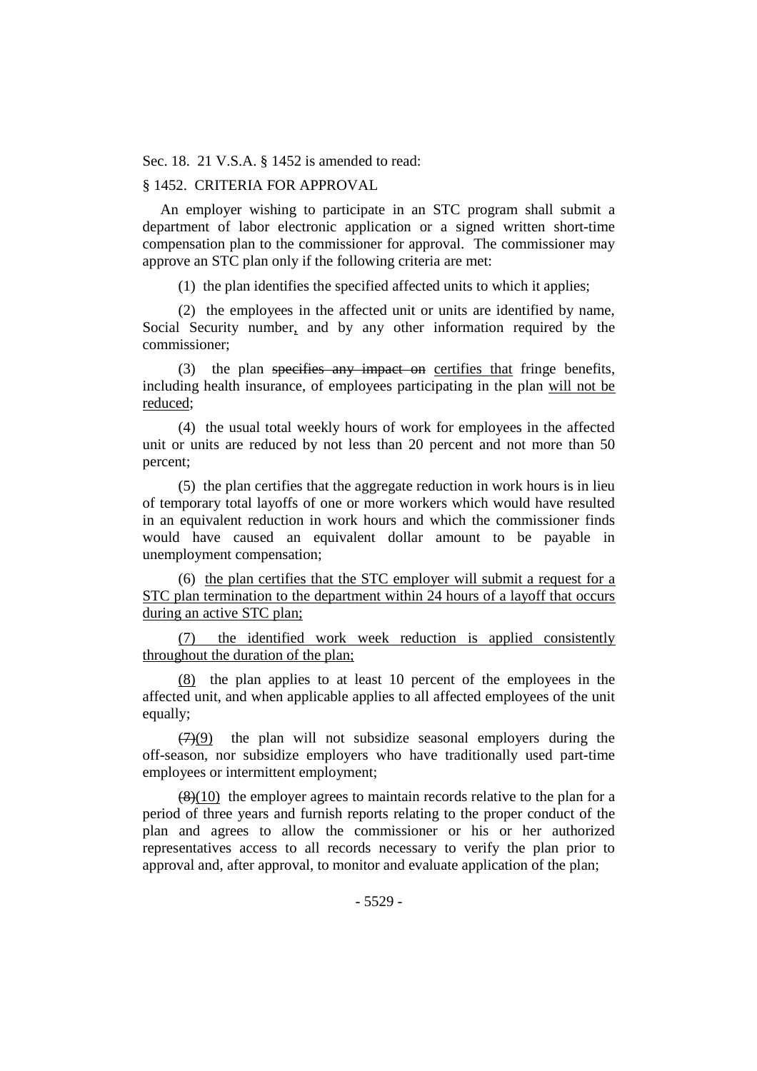Sec. 18. 21 V.S.A. § 1452 is amended to read:

§ 1452. CRITERIA FOR APPROVAL

An employer wishing to participate in an STC program shall submit a department of labor electronic application or a signed written short-time compensation plan to the commissioner for approval. The commissioner may approve an STC plan only if the following criteria are met:

(1) the plan identifies the specified affected units to which it applies;

(2) the employees in the affected unit or units are identified by name, Social Security number, and by any other information required by the commissioner;

(3) the plan ~~specifies any impact on~~ certifies that fringe benefits, including health insurance, of employees participating in the plan will not be reduced;

(4) the usual total weekly hours of work for employees in the affected unit or units are reduced by not less than 20 percent and not more than 50 percent;

(5) the plan certifies that the aggregate reduction in work hours is in lieu of temporary total layoffs of one or more workers which would have resulted in an equivalent reduction in work hours and which the commissioner finds would have caused an equivalent dollar amount to be payable in unemployment compensation;

(6) the plan certifies that the STC employer will submit a request for a STC plan termination to the department within 24 hours of a layoff that occurs during an active STC plan;

(7) the identified work week reduction is applied consistently throughout the duration of the plan;

(8) the plan applies to at least 10 percent of the employees in the affected unit, and when applicable applies to all affected employees of the unit equally;

~~(7)~~(9) the plan will not subsidize seasonal employers during the off-season, nor subsidize employers who have traditionally used part-time employees or intermittent employment;

~~(8)~~(10) the employer agrees to maintain records relative to the plan for a period of three years and furnish reports relating to the proper conduct of the plan and agrees to allow the commissioner or his or her authorized representatives access to all records necessary to verify the plan prior to approval and, after approval, to monitor and evaluate application of the plan;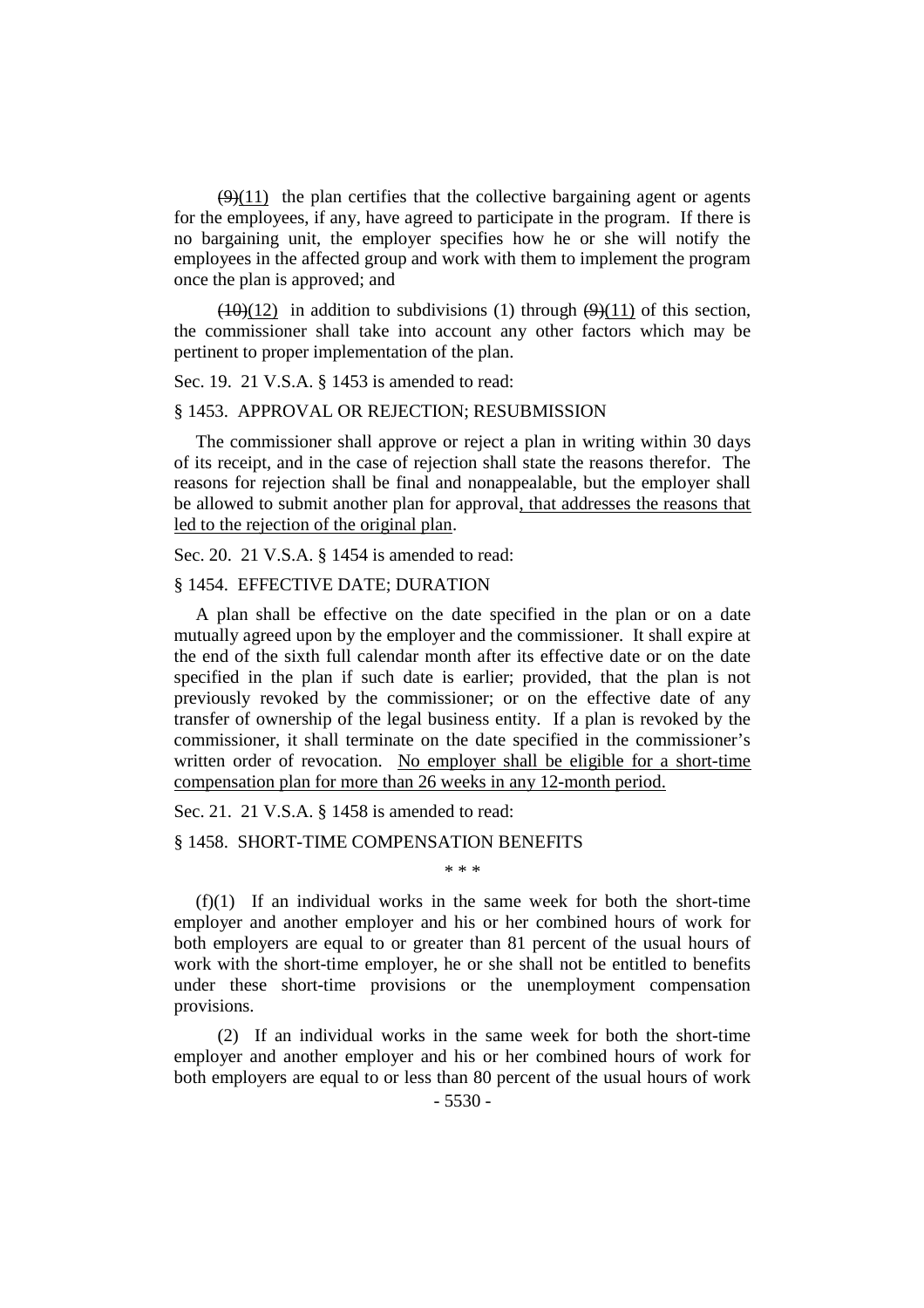~~(9)~~(11) the plan certifies that the collective bargaining agent or agents for the employees, if any, have agreed to participate in the program. If there is no bargaining unit, the employer specifies how he or she will notify the employees in the affected group and work with them to implement the program once the plan is approved; and

~~(10)~~(12) in addition to subdivisions (1) through ~~(9)~~(11) of this section, the commissioner shall take into account any other factors which may be pertinent to proper implementation of the plan.

Sec. 19. 21 V.S.A. § 1453 is amended to read:

§ 1453. APPROVAL OR REJECTION; RESUBMISSION

The commissioner shall approve or reject a plan in writing within 30 days of its receipt, and in the case of rejection shall state the reasons therefor. The reasons for rejection shall be final and nonappealable, but the employer shall be allowed to submit another plan for approval, that addresses the reasons that led to the rejection of the original plan.

Sec. 20. 21 V.S.A. § 1454 is amended to read:

§ 1454. EFFECTIVE DATE; DURATION

A plan shall be effective on the date specified in the plan or on a date mutually agreed upon by the employer and the commissioner. It shall expire at the end of the sixth full calendar month after its effective date or on the date specified in the plan if such date is earlier; provided, that the plan is not previously revoked by the commissioner; or on the effective date of any transfer of ownership of the legal business entity. If a plan is revoked by the commissioner, it shall terminate on the date specified in the commissioner's written order of revocation. No employer shall be eligible for a short-time compensation plan for more than 26 weeks in any 12-month period.

Sec. 21. 21 V.S.A. § 1458 is amended to read:

§ 1458. SHORT-TIME COMPENSATION BENEFITS

* * *

(f)(1) If an individual works in the same week for both the short-time employer and another employer and his or her combined hours of work for both employers are equal to or greater than 81 percent of the usual hours of work with the short-time employer, he or she shall not be entitled to benefits under these short-time provisions or the unemployment compensation provisions.

(2) If an individual works in the same week for both the short-time employer and another employer and his or her combined hours of work for both employers are equal to or less than 80 percent of the usual hours of work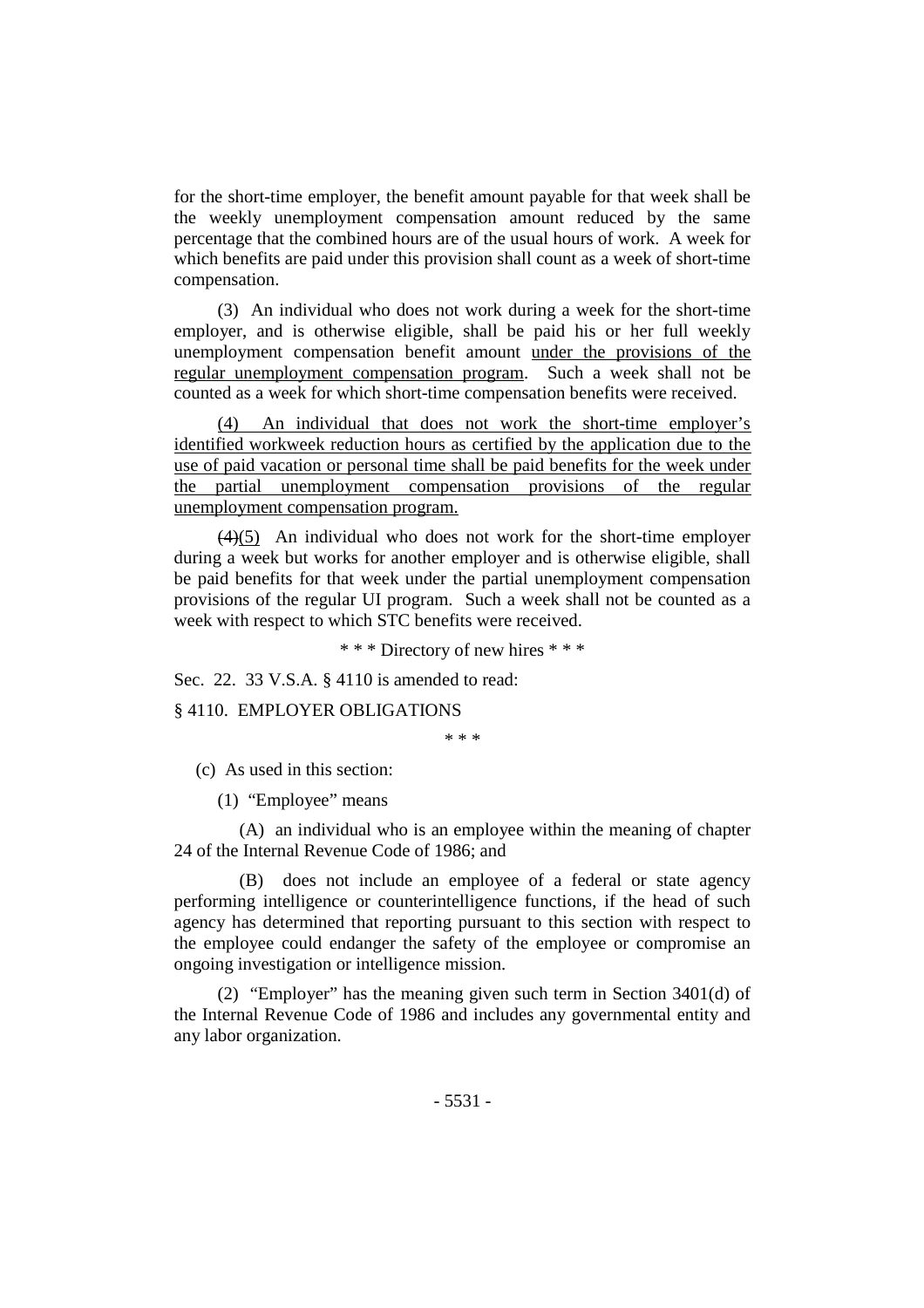for the short-time employer, the benefit amount payable for that week shall be the weekly unemployment compensation amount reduced by the same percentage that the combined hours are of the usual hours of work. A week for which benefits are paid under this provision shall count as a week of short-time compensation.

(3) An individual who does not work during a week for the short-time employer, and is otherwise eligible, shall be paid his or her full weekly unemployment compensation benefit amount <u>under the provisions of the regular unemployment compensation program</u>. Such a week shall not be counted as a week for which short-time compensation benefits were received.

<u>(4) An individual that does not work the short-time employer's identified workweek reduction hours as certified by the application due to the use of paid vacation or personal time shall be paid benefits for the week under the partial unemployment compensation provisions of the regular unemployment compensation program.</u>

~~(4)~~<u>(5)</u> An individual who does not work for the short-time employer during a week but works for another employer and is otherwise eligible, shall be paid benefits for that week under the partial unemployment compensation provisions of the regular UI program. Such a week shall not be counted as a week with respect to which STC benefits were received.

\* \* \* Directory of new hires \* \* \*

Sec. 22. 33 V.S.A. § 4110 is amended to read:

§ 4110. EMPLOYER OBLIGATIONS

\* \* \*

(c) As used in this section:

(1) "Employee" means

(A) an individual who is an employee within the meaning of chapter 24 of the Internal Revenue Code of 1986; and

(B) does not include an employee of a federal or state agency performing intelligence or counterintelligence functions, if the head of such agency has determined that reporting pursuant to this section with respect to the employee could endanger the safety of the employee or compromise an ongoing investigation or intelligence mission.

(2) "Employer" has the meaning given such term in Section 3401(d) of the Internal Revenue Code of 1986 and includes any governmental entity and any labor organization.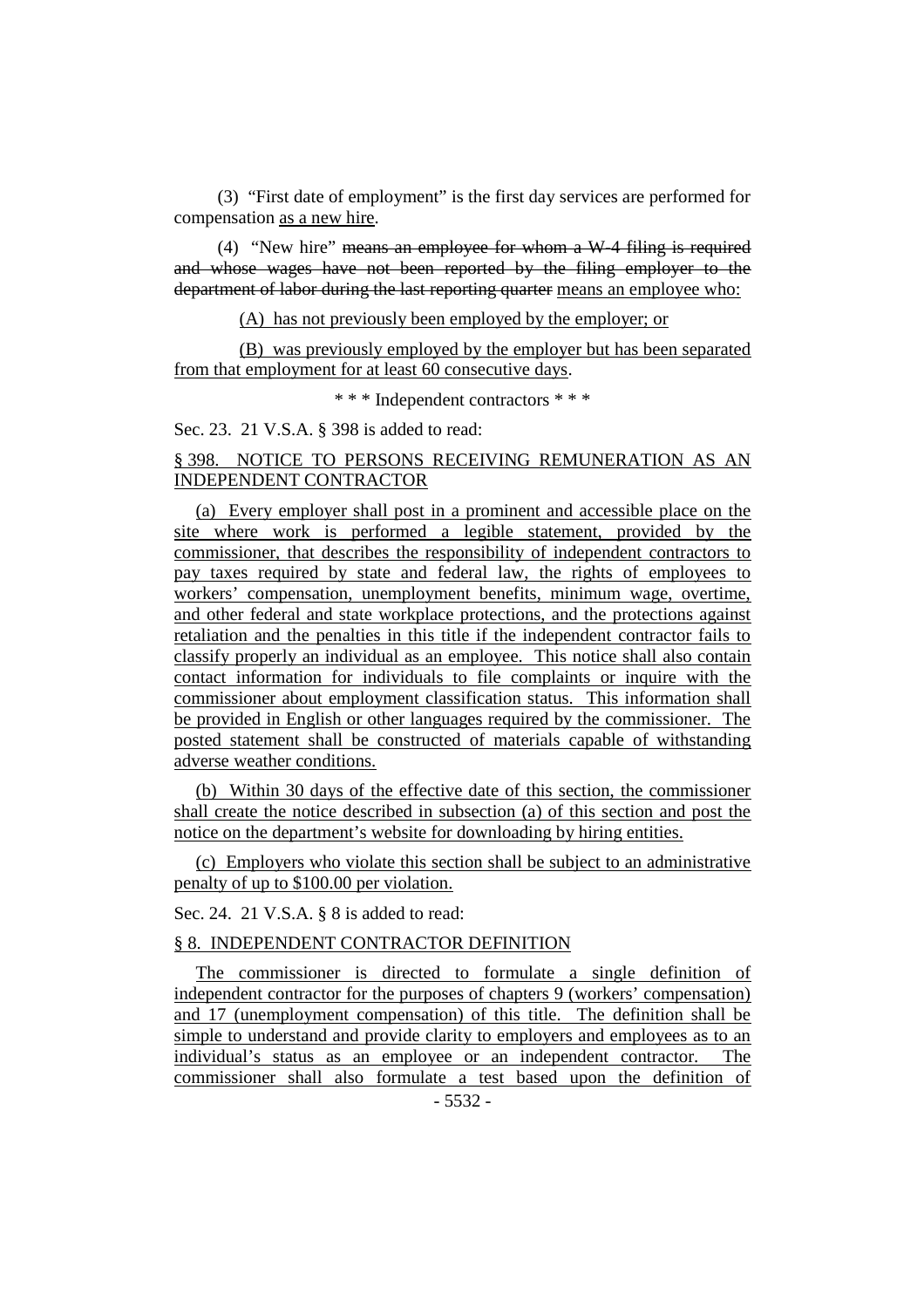(3) "First date of employment" is the first day services are performed for compensation as a new hire.

(4) "New hire" ~~means an employee for whom a W-4 filing is required and whose wages have not been reported by the filing employer to the department of labor during the last reporting quarter~~ means an employee who:

(A) has not previously been employed by the employer; or

(B) was previously employed by the employer but has been separated from that employment for at least 60 consecutive days.

\* \* \* Independent contractors \* \* \*

Sec. 23. 21 V.S.A. § 398 is added to read:

§ 398. NOTICE TO PERSONS RECEIVING REMUNERATION AS AN INDEPENDENT CONTRACTOR

(a) Every employer shall post in a prominent and accessible place on the site where work is performed a legible statement, provided by the commissioner, that describes the responsibility of independent contractors to pay taxes required by state and federal law, the rights of employees to workers' compensation, unemployment benefits, minimum wage, overtime, and other federal and state workplace protections, and the protections against retaliation and the penalties in this title if the independent contractor fails to classify properly an individual as an employee. This notice shall also contain contact information for individuals to file complaints or inquire with the commissioner about employment classification status. This information shall be provided in English or other languages required by the commissioner. The posted statement shall be constructed of materials capable of withstanding adverse weather conditions.

(b) Within 30 days of the effective date of this section, the commissioner shall create the notice described in subsection (a) of this section and post the notice on the department's website for downloading by hiring entities.

(c) Employers who violate this section shall be subject to an administrative penalty of up to $100.00 per violation.

Sec. 24. 21 V.S.A. § 8 is added to read:

§ 8. INDEPENDENT CONTRACTOR DEFINITION

The commissioner is directed to formulate a single definition of independent contractor for the purposes of chapters 9 (workers' compensation) and 17 (unemployment compensation) of this title. The definition shall be simple to understand and provide clarity to employers and employees as to an individual's status as an employee or an independent contractor. The commissioner shall also formulate a test based upon the definition of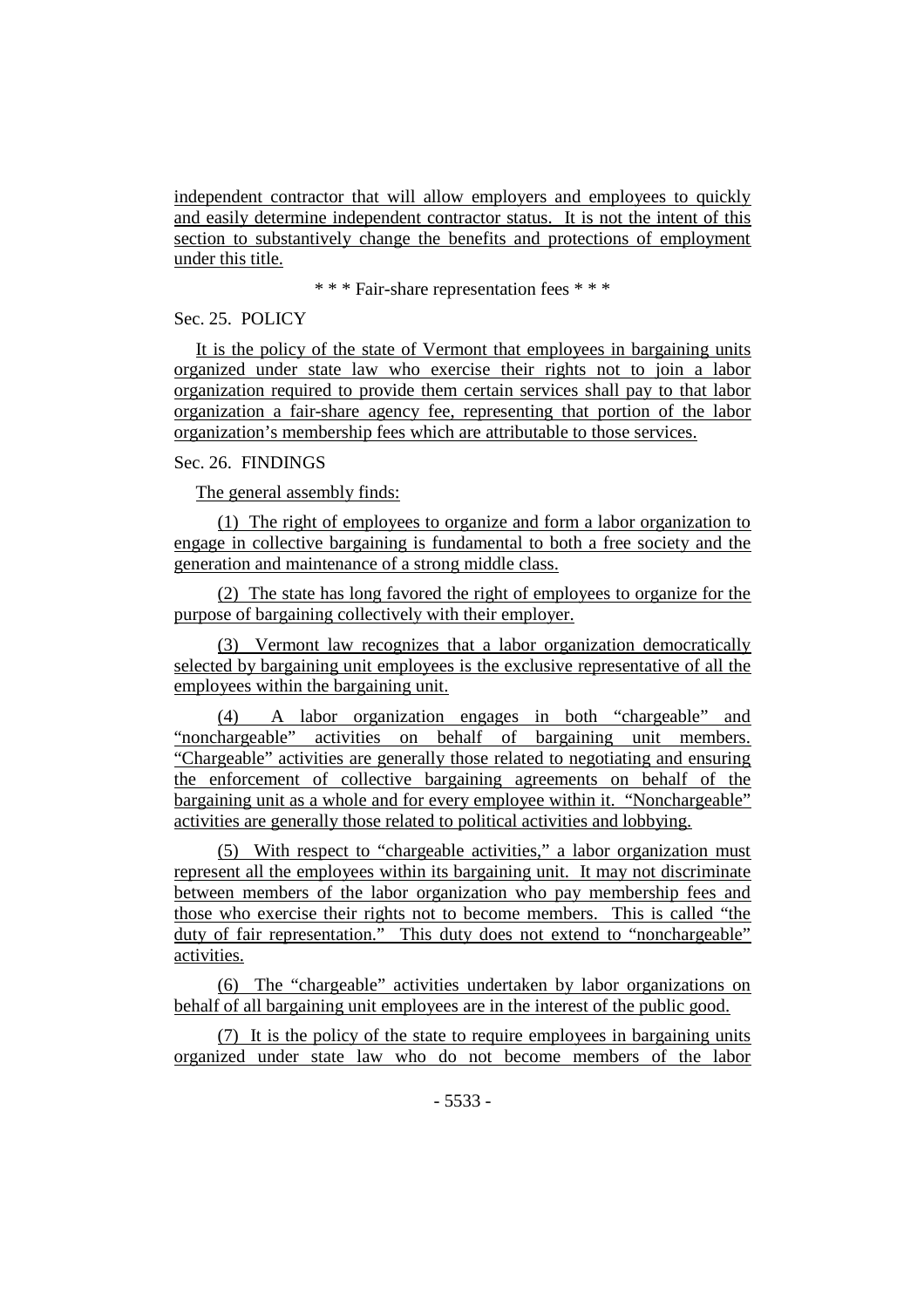independent contractor that will allow employers and employees to quickly and easily determine independent contractor status. It is not the intent of this section to substantively change the benefits and protections of employment under this title.

\* \* \* Fair-share representation fees \* \* \*

Sec. 25. POLICY

It is the policy of the state of Vermont that employees in bargaining units organized under state law who exercise their rights not to join a labor organization required to provide them certain services shall pay to that labor organization a fair-share agency fee, representing that portion of the labor organization's membership fees which are attributable to those services.

Sec. 26. FINDINGS

The general assembly finds:

(1) The right of employees to organize and form a labor organization to engage in collective bargaining is fundamental to both a free society and the generation and maintenance of a strong middle class.

(2) The state has long favored the right of employees to organize for the purpose of bargaining collectively with their employer.

(3) Vermont law recognizes that a labor organization democratically selected by bargaining unit employees is the exclusive representative of all the employees within the bargaining unit.

(4) A labor organization engages in both "chargeable" and "nonchargeable" activities on behalf of bargaining unit members. "Chargeable" activities are generally those related to negotiating and ensuring the enforcement of collective bargaining agreements on behalf of the bargaining unit as a whole and for every employee within it. "Nonchargeable" activities are generally those related to political activities and lobbying.

(5) With respect to "chargeable activities," a labor organization must represent all the employees within its bargaining unit. It may not discriminate between members of the labor organization who pay membership fees and those who exercise their rights not to become members. This is called "the duty of fair representation." This duty does not extend to "nonchargeable" activities.

(6) The "chargeable" activities undertaken by labor organizations on behalf of all bargaining unit employees are in the interest of the public good.

(7) It is the policy of the state to require employees in bargaining units organized under state law who do not become members of the labor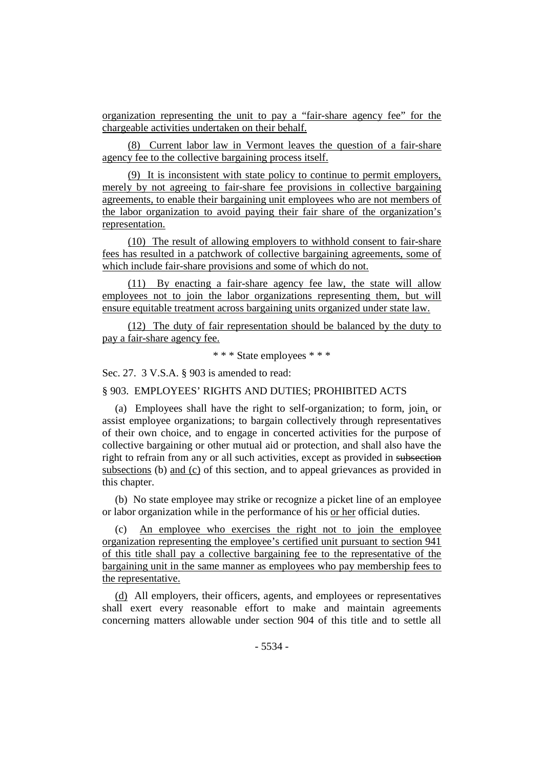organization representing the unit to pay a "fair-share agency fee" for the chargeable activities undertaken on their behalf.

(8) Current labor law in Vermont leaves the question of a fair-share agency fee to the collective bargaining process itself.

(9) It is inconsistent with state policy to continue to permit employers, merely by not agreeing to fair-share fee provisions in collective bargaining agreements, to enable their bargaining unit employees who are not members of the labor organization to avoid paying their fair share of the organization's representation.

(10) The result of allowing employers to withhold consent to fair-share fees has resulted in a patchwork of collective bargaining agreements, some of which include fair-share provisions and some of which do not.

(11) By enacting a fair-share agency fee law, the state will allow employees not to join the labor organizations representing them, but will ensure equitable treatment across bargaining units organized under state law.

(12) The duty of fair representation should be balanced by the duty to pay a fair-share agency fee.

\* \* \* State employees \* \* \*

Sec. 27. 3 V.S.A. § 903 is amended to read:

§ 903. EMPLOYEES' RIGHTS AND DUTIES; PROHIBITED ACTS

(a) Employees shall have the right to self-organization; to form, join, or assist employee organizations; to bargain collectively through representatives of their own choice, and to engage in concerted activities for the purpose of collective bargaining or other mutual aid or protection, and shall also have the right to refrain from any or all such activities, except as provided in ~~subsection~~ subsections (b) and (c) of this section, and to appeal grievances as provided in this chapter.

(b) No state employee may strike or recognize a picket line of an employee or labor organization while in the performance of his or her official duties.

(c) An employee who exercises the right not to join the employee organization representing the employee's certified unit pursuant to section 941 of this title shall pay a collective bargaining fee to the representative of the bargaining unit in the same manner as employees who pay membership fees to the representative.

(d) All employers, their officers, agents, and employees or representatives shall exert every reasonable effort to make and maintain agreements concerning matters allowable under section 904 of this title and to settle all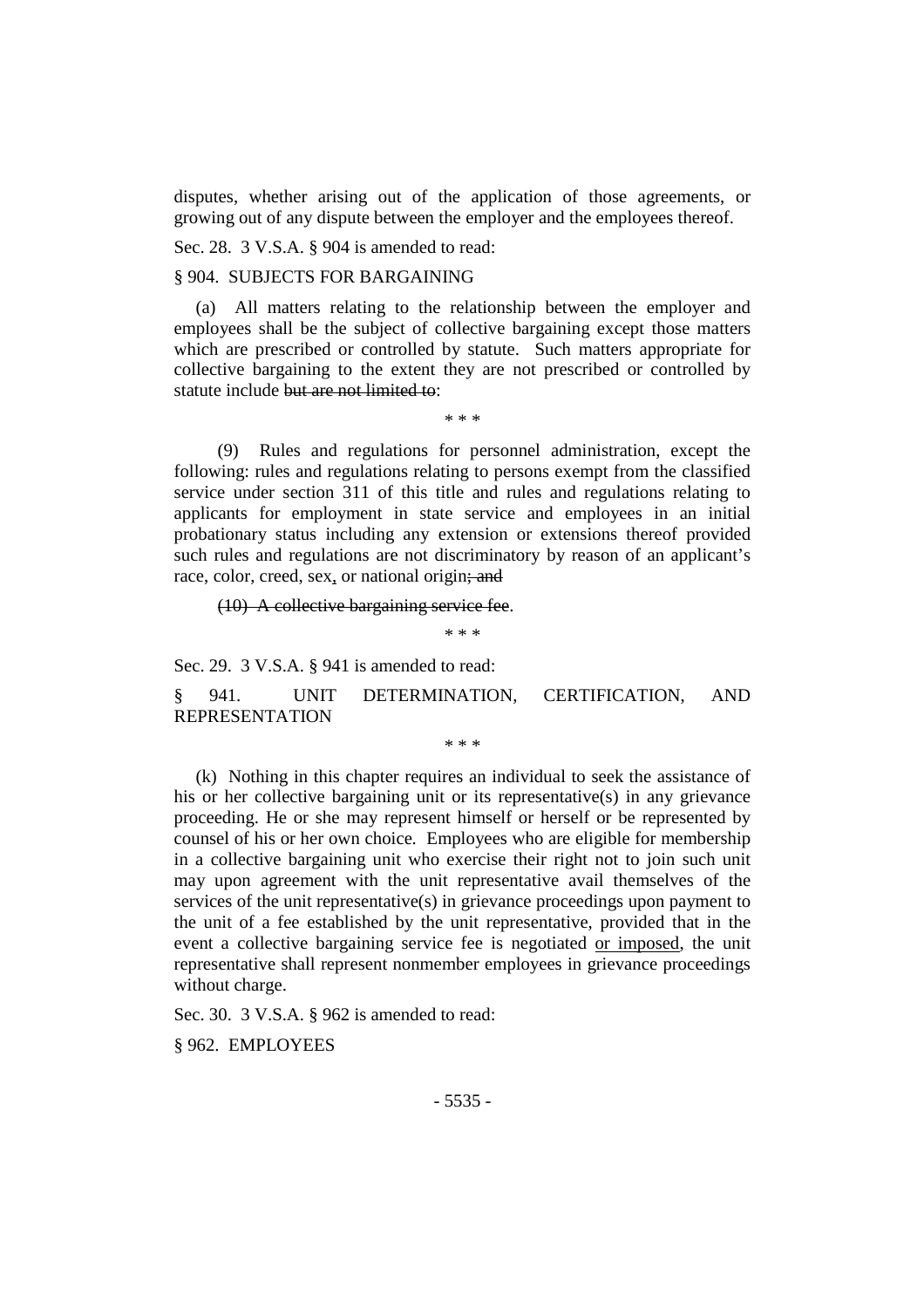disputes, whether arising out of the application of those agreements, or growing out of any dispute between the employer and the employees thereof.

Sec. 28. 3 V.S.A. § 904 is amended to read:

§ 904. SUBJECTS FOR BARGAINING

(a) All matters relating to the relationship between the employer and employees shall be the subject of collective bargaining except those matters which are prescribed or controlled by statute. Such matters appropriate for collective bargaining to the extent they are not prescribed or controlled by statute include ~~but are not limited to~~:

\* \* \*

(9) Rules and regulations for personnel administration, except the following: rules and regulations relating to persons exempt from the classified service under section 311 of this title and rules and regulations relating to applicants for employment in state service and employees in an initial probationary status including any extension or extensions thereof provided such rules and regulations are not discriminatory by reason of an applicant's race, color, creed, sex<u>,</u> or national origin~~; and~~

~~(10) A collective bargaining service fee~~.

\* \* \*

Sec. 29. 3 V.S.A. § 941 is amended to read:

§ 941. UNIT DETERMINATION, CERTIFICATION, AND REPRESENTATION

\* \* \*

(k) Nothing in this chapter requires an individual to seek the assistance of his or her collective bargaining unit or its representative(s) in any grievance proceeding. He or she may represent himself or herself or be represented by counsel of his or her own choice. Employees who are eligible for membership in a collective bargaining unit who exercise their right not to join such unit may upon agreement with the unit representative avail themselves of the services of the unit representative(s) in grievance proceedings upon payment to the unit of a fee established by the unit representative, provided that in the event a collective bargaining service fee is negotiated <u>or imposed</u>, the unit representative shall represent nonmember employees in grievance proceedings without charge.

Sec. 30. 3 V.S.A. § 962 is amended to read:

§ 962. EMPLOYEES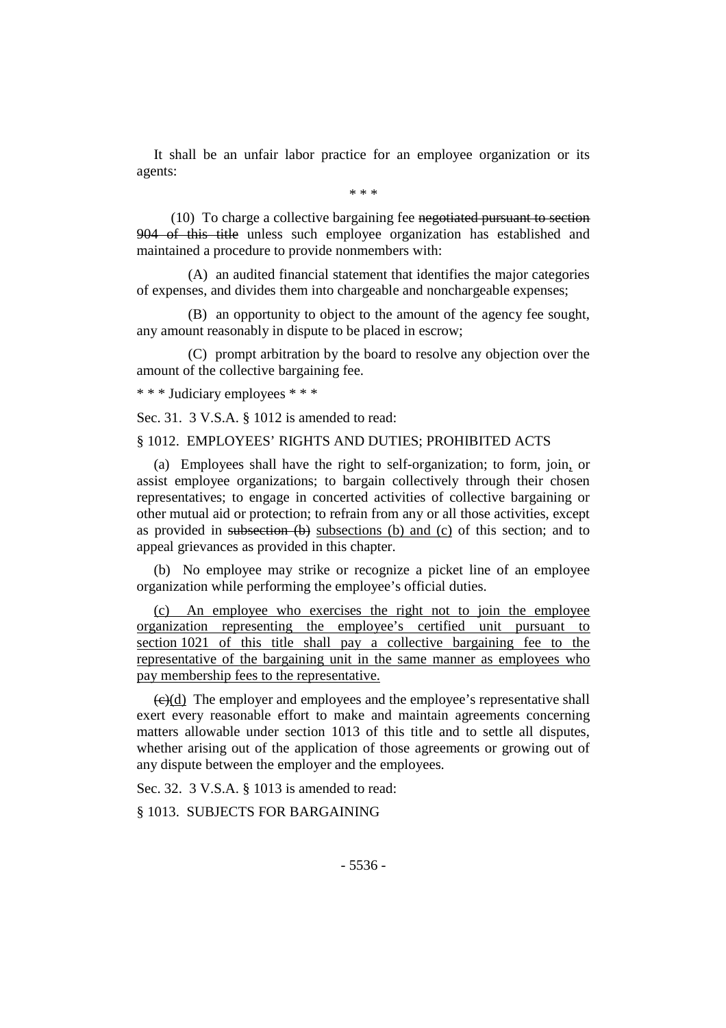It shall be an unfair labor practice for an employee organization or its agents:

\* \* \*

(10) To charge a collective bargaining fee ~~negotiated pursuant to section 904 of this title~~ unless such employee organization has established and maintained a procedure to provide nonmembers with:

(A) an audited financial statement that identifies the major categories of expenses, and divides them into chargeable and nonchargeable expenses;

(B) an opportunity to object to the amount of the agency fee sought, any amount reasonably in dispute to be placed in escrow;

(C) prompt arbitration by the board to resolve any objection over the amount of the collective bargaining fee.

\* \* \* Judiciary employees \* \* \*

Sec. 31. 3 V.S.A. § 1012 is amended to read:

§ 1012. EMPLOYEES' RIGHTS AND DUTIES; PROHIBITED ACTS

(a) Employees shall have the right to self-organization; to form, join, or assist employee organizations; to bargain collectively through their chosen representatives; to engage in concerted activities of collective bargaining or other mutual aid or protection; to refrain from any or all those activities, except as provided in ~~subsection (b)~~ subsections (b) and (c) of this section; and to appeal grievances as provided in this chapter.

(b) No employee may strike or recognize a picket line of an employee organization while performing the employee's official duties.

(c) An employee who exercises the right not to join the employee organization representing the employee's certified unit pursuant to section 1021 of this title shall pay a collective bargaining fee to the representative of the bargaining unit in the same manner as employees who pay membership fees to the representative.

~~(c)~~(d) The employer and employees and the employee's representative shall exert every reasonable effort to make and maintain agreements concerning matters allowable under section 1013 of this title and to settle all disputes, whether arising out of the application of those agreements or growing out of any dispute between the employer and the employees.

Sec. 32. 3 V.S.A. § 1013 is amended to read:

§ 1013. SUBJECTS FOR BARGAINING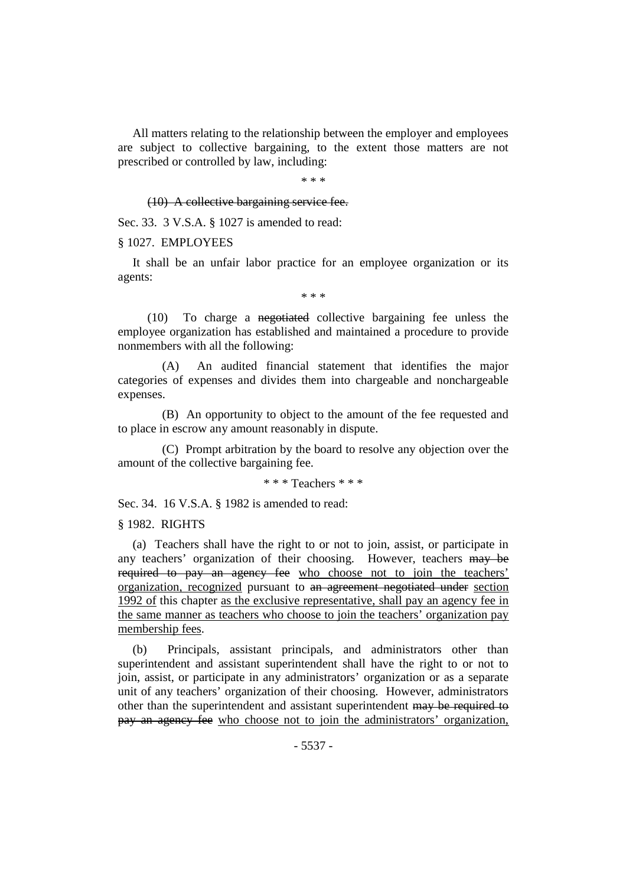All matters relating to the relationship between the employer and employees are subject to collective bargaining, to the extent those matters are not prescribed or controlled by law, including:

\* \* \*

~~(10) A collective bargaining service fee.~~

Sec. 33. 3 V.S.A. § 1027 is amended to read:

§ 1027. EMPLOYEES

It shall be an unfair labor practice for an employee organization or its agents:

\* \* \*

(10) To charge a ~~negotiated~~ collective bargaining fee unless the employee organization has established and maintained a procedure to provide nonmembers with all the following:

(A) An audited financial statement that identifies the major categories of expenses and divides them into chargeable and nonchargeable expenses.

(B) An opportunity to object to the amount of the fee requested and to place in escrow any amount reasonably in dispute.

(C) Prompt arbitration by the board to resolve any objection over the amount of the collective bargaining fee.

\* \* \* Teachers \* \* \*

Sec. 34. 16 V.S.A. § 1982 is amended to read:

§ 1982. RIGHTS

(a) Teachers shall have the right to or not to join, assist, or participate in any teachers' organization of their choosing. However, teachers ~~may be required to pay an agency fee~~ <u>who choose not to join the teachers' organization, recognized</u> pursuant to ~~an agreement negotiated under~~ <u>section 1992 of</u> this chapter <u>as the exclusive representative, shall pay an agency fee in the same manner as teachers who choose to join the teachers' organization pay membership fees</u>.

(b) Principals, assistant principals, and administrators other than superintendent and assistant superintendent shall have the right to or not to join, assist, or participate in any administrators' organization or as a separate unit of any teachers' organization of their choosing. However, administrators other than the superintendent and assistant superintendent ~~may be required to pay an agency fee~~ <u>who choose not to join the administrators' organization,</u>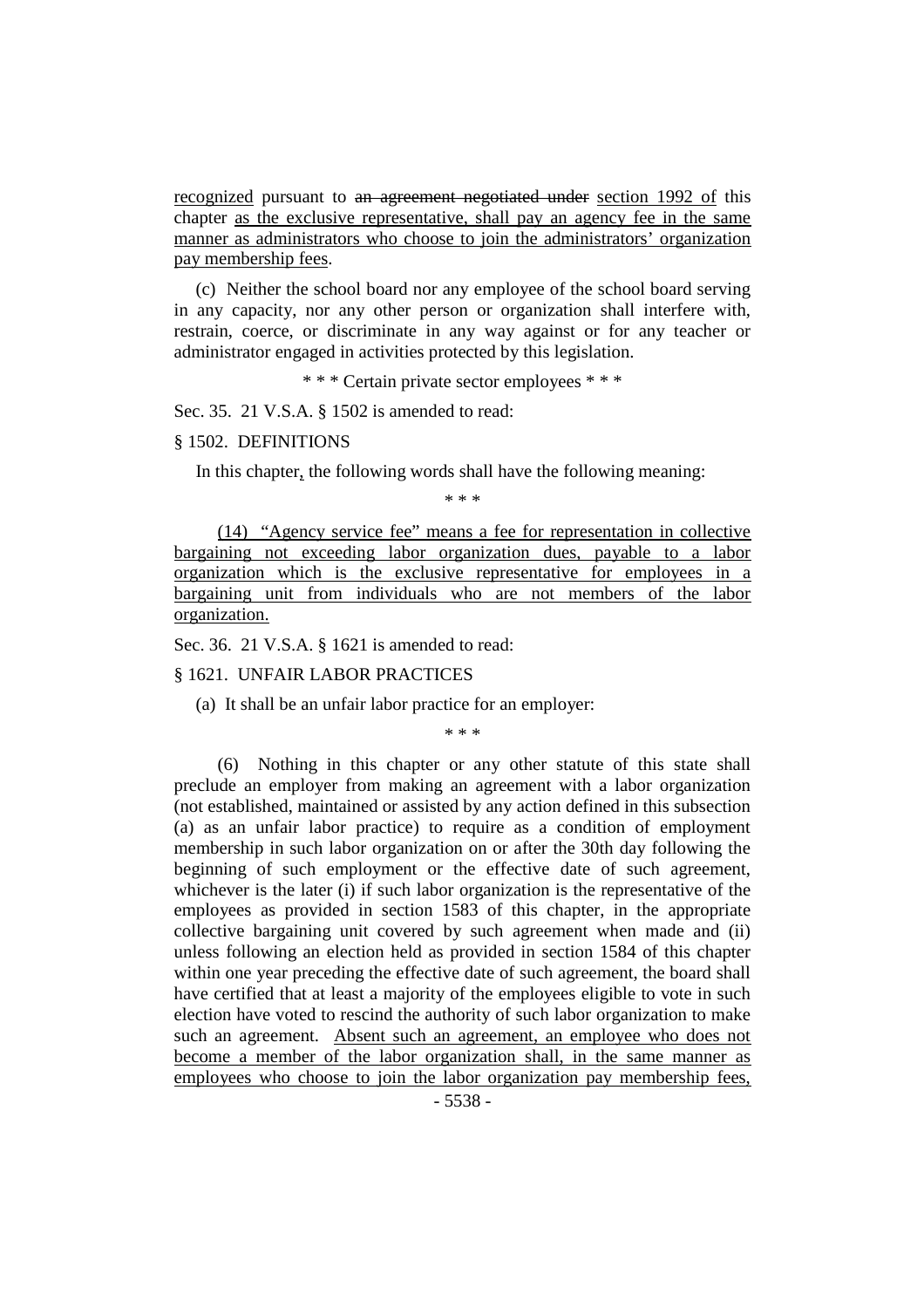recognized pursuant to ~~an agreement negotiated under~~ section 1992 of this chapter as the exclusive representative, shall pay an agency fee in the same manner as administrators who choose to join the administrators' organization pay membership fees.

(c) Neither the school board nor any employee of the school board serving in any capacity, nor any other person or organization shall interfere with, restrain, coerce, or discriminate in any way against or for any teacher or administrator engaged in activities protected by this legislation.

\* \* \* Certain private sector employees \* \* \*

Sec. 35. 21 V.S.A. § 1502 is amended to read:

§ 1502. DEFINITIONS

In this chapter, the following words shall have the following meaning:

\* \* \*

(14) "Agency service fee" means a fee for representation in collective bargaining not exceeding labor organization dues, payable to a labor organization which is the exclusive representative for employees in a bargaining unit from individuals who are not members of the labor organization.

Sec. 36. 21 V.S.A. § 1621 is amended to read:

§ 1621. UNFAIR LABOR PRACTICES

(a) It shall be an unfair labor practice for an employer:

\* \* \*

(6) Nothing in this chapter or any other statute of this state shall preclude an employer from making an agreement with a labor organization (not established, maintained or assisted by any action defined in this subsection (a) as an unfair labor practice) to require as a condition of employment membership in such labor organization on or after the 30th day following the beginning of such employment or the effective date of such agreement, whichever is the later (i) if such labor organization is the representative of the employees as provided in section 1583 of this chapter, in the appropriate collective bargaining unit covered by such agreement when made and (ii) unless following an election held as provided in section 1584 of this chapter within one year preceding the effective date of such agreement, the board shall have certified that at least a majority of the employees eligible to vote in such election have voted to rescind the authority of such labor organization to make such an agreement. Absent such an agreement, an employee who does not become a member of the labor organization shall, in the same manner as employees who choose to join the labor organization pay membership fees,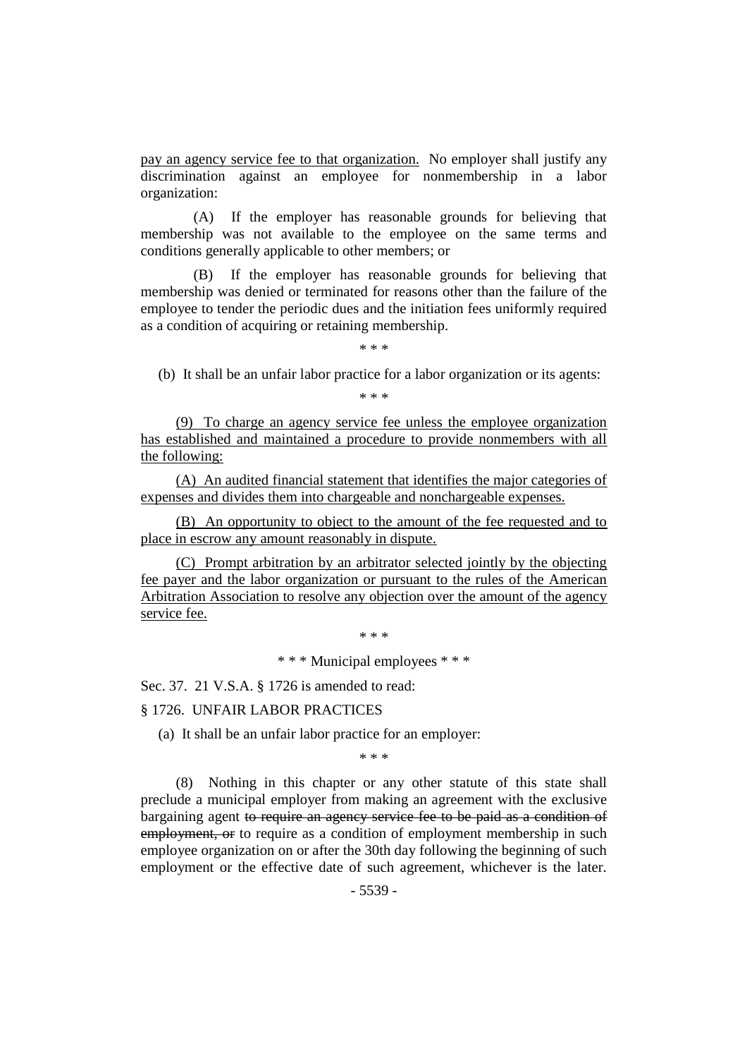pay an agency service fee to that organization. No employer shall justify any discrimination against an employee for nonmembership in a labor organization:

(A) If the employer has reasonable grounds for believing that membership was not available to the employee on the same terms and conditions generally applicable to other members; or

(B) If the employer has reasonable grounds for believing that membership was denied or terminated for reasons other than the failure of the employee to tender the periodic dues and the initiation fees uniformly required as a condition of acquiring or retaining membership.

\* \* \*

(b) It shall be an unfair labor practice for a labor organization or its agents:

\* \* \*

(9) To charge an agency service fee unless the employee organization has established and maintained a procedure to provide nonmembers with all the following:

(A) An audited financial statement that identifies the major categories of expenses and divides them into chargeable and nonchargeable expenses.

(B) An opportunity to object to the amount of the fee requested and to place in escrow any amount reasonably in dispute.

(C) Prompt arbitration by an arbitrator selected jointly by the objecting fee payer and the labor organization or pursuant to the rules of the American Arbitration Association to resolve any objection over the amount of the agency service fee.

\* \* \*

\* \* \* Municipal employees \* \* \*

Sec. 37. 21 V.S.A. § 1726 is amended to read:

§ 1726. UNFAIR LABOR PRACTICES

(a) It shall be an unfair labor practice for an employer:

\* \* \*

(8) Nothing in this chapter or any other statute of this state shall preclude a municipal employer from making an agreement with the exclusive bargaining agent ~~to require an agency service fee to be paid as a condition of employment, or~~ to require as a condition of employment membership in such employee organization on or after the 30th day following the beginning of such employment or the effective date of such agreement, whichever is the later.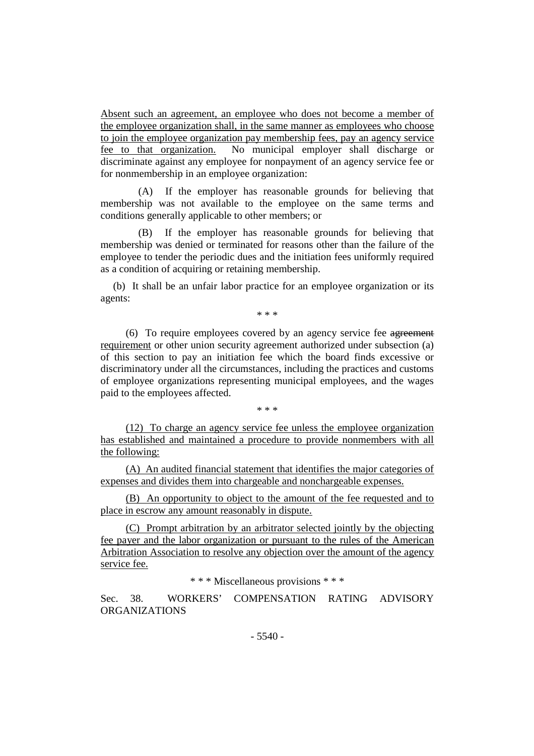Absent such an agreement, an employee who does not become a member of the employee organization shall, in the same manner as employees who choose to join the employee organization pay membership fees, pay an agency service fee to that organization. No municipal employer shall discharge or discriminate against any employee for nonpayment of an agency service fee or for nonmembership in an employee organization:

(A) If the employer has reasonable grounds for believing that membership was not available to the employee on the same terms and conditions generally applicable to other members; or

(B) If the employer has reasonable grounds for believing that membership was denied or terminated for reasons other than the failure of the employee to tender the periodic dues and the initiation fees uniformly required as a condition of acquiring or retaining membership.

(b) It shall be an unfair labor practice for an employee organization or its agents:

\* \* \*

(6) To require employees covered by an agency service fee ~~agreement~~ requirement or other union security agreement authorized under subsection (a) of this section to pay an initiation fee which the board finds excessive or discriminatory under all the circumstances, including the practices and customs of employee organizations representing municipal employees, and the wages paid to the employees affected.

\* \* \*

(12) To charge an agency service fee unless the employee organization has established and maintained a procedure to provide nonmembers with all the following:

(A) An audited financial statement that identifies the major categories of expenses and divides them into chargeable and nonchargeable expenses.

(B) An opportunity to object to the amount of the fee requested and to place in escrow any amount reasonably in dispute.

(C) Prompt arbitration by an arbitrator selected jointly by the objecting fee payer and the labor organization or pursuant to the rules of the American Arbitration Association to resolve any objection over the amount of the agency service fee.

\* \* \* Miscellaneous provisions \* \* \*

Sec. 38. WORKERS' COMPENSATION RATING ADVISORY ORGANIZATIONS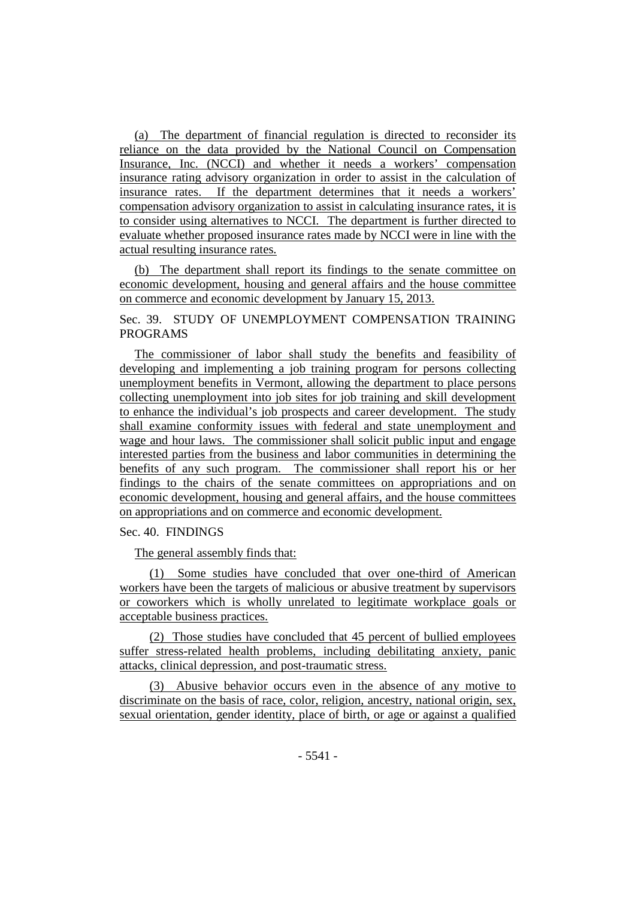(a) The department of financial regulation is directed to reconsider its reliance on the data provided by the National Council on Compensation Insurance, Inc. (NCCI) and whether it needs a workers' compensation insurance rating advisory organization in order to assist in the calculation of insurance rates. If the department determines that it needs a workers' compensation advisory organization to assist in calculating insurance rates, it is to consider using alternatives to NCCI. The department is further directed to evaluate whether proposed insurance rates made by NCCI were in line with the actual resulting insurance rates.

(b) The department shall report its findings to the senate committee on economic development, housing and general affairs and the house committee on commerce and economic development by January 15, 2013.

Sec. 39. STUDY OF UNEMPLOYMENT COMPENSATION TRAINING PROGRAMS

The commissioner of labor shall study the benefits and feasibility of developing and implementing a job training program for persons collecting unemployment benefits in Vermont, allowing the department to place persons collecting unemployment into job sites for job training and skill development to enhance the individual's job prospects and career development. The study shall examine conformity issues with federal and state unemployment and wage and hour laws. The commissioner shall solicit public input and engage interested parties from the business and labor communities in determining the benefits of any such program. The commissioner shall report his or her findings to the chairs of the senate committees on appropriations and on economic development, housing and general affairs, and the house committees on appropriations and on commerce and economic development.

Sec. 40. FINDINGS

The general assembly finds that:

(1) Some studies have concluded that over one-third of American workers have been the targets of malicious or abusive treatment by supervisors or coworkers which is wholly unrelated to legitimate workplace goals or acceptable business practices.

(2) Those studies have concluded that 45 percent of bullied employees suffer stress-related health problems, including debilitating anxiety, panic attacks, clinical depression, and post-traumatic stress.

(3) Abusive behavior occurs even in the absence of any motive to discriminate on the basis of race, color, religion, ancestry, national origin, sex, sexual orientation, gender identity, place of birth, or age or against a qualified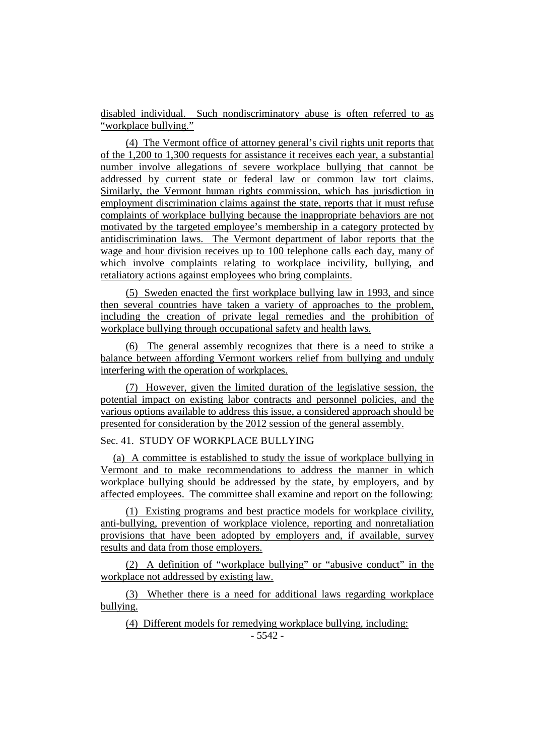disabled individual. Such nondiscriminatory abuse is often referred to as "workplace bullying."

(4) The Vermont office of attorney general's civil rights unit reports that of the 1,200 to 1,300 requests for assistance it receives each year, a substantial number involve allegations of severe workplace bullying that cannot be addressed by current state or federal law or common law tort claims. Similarly, the Vermont human rights commission, which has jurisdiction in employment discrimination claims against the state, reports that it must refuse complaints of workplace bullying because the inappropriate behaviors are not motivated by the targeted employee's membership in a category protected by antidiscrimination laws. The Vermont department of labor reports that the wage and hour division receives up to 100 telephone calls each day, many of which involve complaints relating to workplace incivility, bullying, and retaliatory actions against employees who bring complaints.

(5) Sweden enacted the first workplace bullying law in 1993, and since then several countries have taken a variety of approaches to the problem, including the creation of private legal remedies and the prohibition of workplace bullying through occupational safety and health laws.

(6) The general assembly recognizes that there is a need to strike a balance between affording Vermont workers relief from bullying and unduly interfering with the operation of workplaces.

(7) However, given the limited duration of the legislative session, the potential impact on existing labor contracts and personnel policies, and the various options available to address this issue, a considered approach should be presented for consideration by the 2012 session of the general assembly.

Sec. 41. STUDY OF WORKPLACE BULLYING

(a) A committee is established to study the issue of workplace bullying in Vermont and to make recommendations to address the manner in which workplace bullying should be addressed by the state, by employers, and by affected employees. The committee shall examine and report on the following:

(1) Existing programs and best practice models for workplace civility, anti-bullying, prevention of workplace violence, reporting and nonretaliation provisions that have been adopted by employers and, if available, survey results and data from those employers.

(2) A definition of "workplace bullying" or "abusive conduct" in the workplace not addressed by existing law.

(3) Whether there is a need for additional laws regarding workplace bullying.

(4) Different models for remedying workplace bullying, including: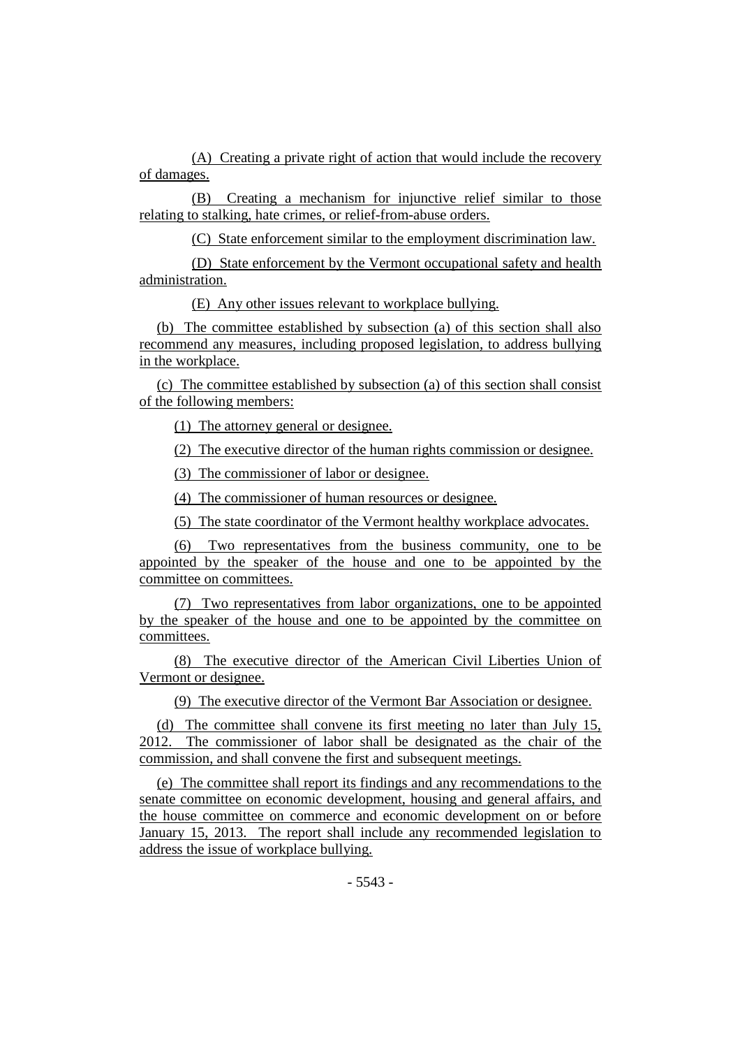(A) Creating a private right of action that would include the recovery of damages.

(B) Creating a mechanism for injunctive relief similar to those relating to stalking, hate crimes, or relief-from-abuse orders.

(C) State enforcement similar to the employment discrimination law.

(D) State enforcement by the Vermont occupational safety and health administration.

(E) Any other issues relevant to workplace bullying.

(b) The committee established by subsection (a) of this section shall also recommend any measures, including proposed legislation, to address bullying in the workplace.

(c) The committee established by subsection (a) of this section shall consist of the following members:

(1) The attorney general or designee.

(2) The executive director of the human rights commission or designee.

(3) The commissioner of labor or designee.

(4) The commissioner of human resources or designee.

(5) The state coordinator of the Vermont healthy workplace advocates.

(6) Two representatives from the business community, one to be appointed by the speaker of the house and one to be appointed by the committee on committees.

(7) Two representatives from labor organizations, one to be appointed by the speaker of the house and one to be appointed by the committee on committees.

(8) The executive director of the American Civil Liberties Union of Vermont or designee.

(9) The executive director of the Vermont Bar Association or designee.

(d) The committee shall convene its first meeting no later than July 15, 2012. The commissioner of labor shall be designated as the chair of the commission, and shall convene the first and subsequent meetings.

(e) The committee shall report its findings and any recommendations to the senate committee on economic development, housing and general affairs, and the house committee on commerce and economic development on or before January 15, 2013. The report shall include any recommended legislation to address the issue of workplace bullying.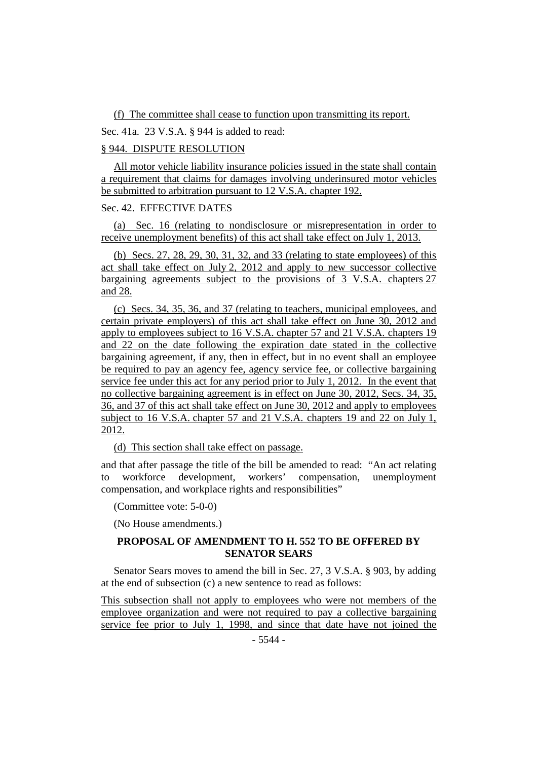(f) The committee shall cease to function upon transmitting its report.

Sec. 41a. 23 V.S.A. § 944 is added to read:

§ 944. DISPUTE RESOLUTION

All motor vehicle liability insurance policies issued in the state shall contain a requirement that claims for damages involving underinsured motor vehicles be submitted to arbitration pursuant to 12 V.S.A. chapter 192.

Sec. 42. EFFECTIVE DATES

(a) Sec. 16 (relating to nondisclosure or misrepresentation in order to receive unemployment benefits) of this act shall take effect on July 1, 2013.

(b) Secs. 27, 28, 29, 30, 31, 32, and 33 (relating to state employees) of this act shall take effect on July 2, 2012 and apply to new successor collective bargaining agreements subject to the provisions of 3 V.S.A. chapters 27 and 28.

(c) Secs. 34, 35, 36, and 37 (relating to teachers, municipal employees, and certain private employers) of this act shall take effect on June 30, 2012 and apply to employees subject to 16 V.S.A. chapter 57 and 21 V.S.A. chapters 19 and 22 on the date following the expiration date stated in the collective bargaining agreement, if any, then in effect, but in no event shall an employee be required to pay an agency fee, agency service fee, or collective bargaining service fee under this act for any period prior to July 1, 2012. In the event that no collective bargaining agreement is in effect on June 30, 2012, Secs. 34, 35, 36, and 37 of this act shall take effect on June 30, 2012 and apply to employees subject to 16 V.S.A. chapter 57 and 21 V.S.A. chapters 19 and 22 on July 1, 2012.

(d) This section shall take effect on passage.

and that after passage the title of the bill be amended to read: "An act relating to workforce development, workers' compensation, unemployment compensation, and workplace rights and responsibilities"

(Committee vote: 5-0-0)

(No House amendments.)

**PROPOSAL OF AMENDMENT TO H. 552 TO BE OFFERED BY SENATOR SEARS**

Senator Sears moves to amend the bill in Sec. 27, 3 V.S.A. § 903, by adding at the end of subsection (c) a new sentence to read as follows:

This subsection shall not apply to employees who were not members of the employee organization and were not required to pay a collective bargaining service fee prior to July 1, 1998, and since that date have not joined the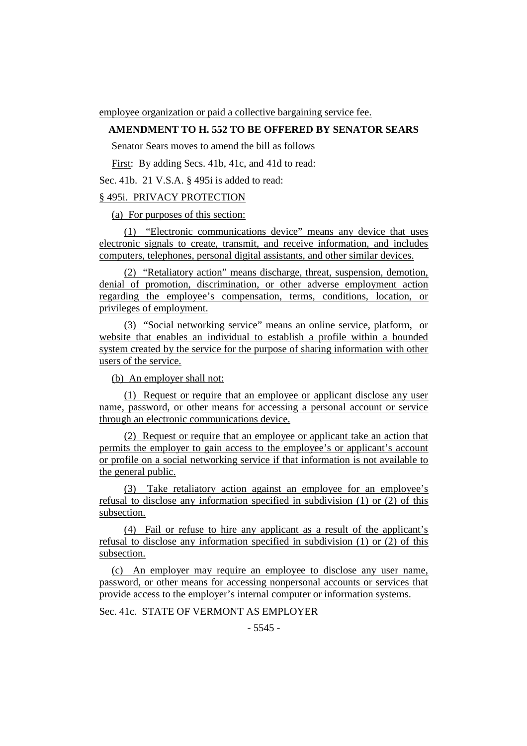employee organization or paid a collective bargaining service fee.

**AMENDMENT TO H. 552 TO BE OFFERED BY SENATOR SEARS**

Senator Sears moves to amend the bill as follows

First: By adding Secs. 41b, 41c, and 41d to read:

Sec. 41b. 21 V.S.A. § 495i is added to read:

§ 495i. PRIVACY PROTECTION

(a) For purposes of this section:

(1) "Electronic communications device" means any device that uses electronic signals to create, transmit, and receive information, and includes computers, telephones, personal digital assistants, and other similar devices.

(2) "Retaliatory action" means discharge, threat, suspension, demotion, denial of promotion, discrimination, or other adverse employment action regarding the employee's compensation, terms, conditions, location, or privileges of employment.

(3) "Social networking service" means an online service, platform, or website that enables an individual to establish a profile within a bounded system created by the service for the purpose of sharing information with other users of the service.

(b) An employer shall not:

(1) Request or require that an employee or applicant disclose any user name, password, or other means for accessing a personal account or service through an electronic communications device.

(2) Request or require that an employee or applicant take an action that permits the employer to gain access to the employee's or applicant's account or profile on a social networking service if that information is not available to the general public.

(3) Take retaliatory action against an employee for an employee's refusal to disclose any information specified in subdivision (1) or (2) of this subsection.

(4) Fail or refuse to hire any applicant as a result of the applicant's refusal to disclose any information specified in subdivision (1) or (2) of this subsection.

(c) An employer may require an employee to disclose any user name, password, or other means for accessing nonpersonal accounts or services that provide access to the employer's internal computer or information systems.

Sec. 41c. STATE OF VERMONT AS EMPLOYER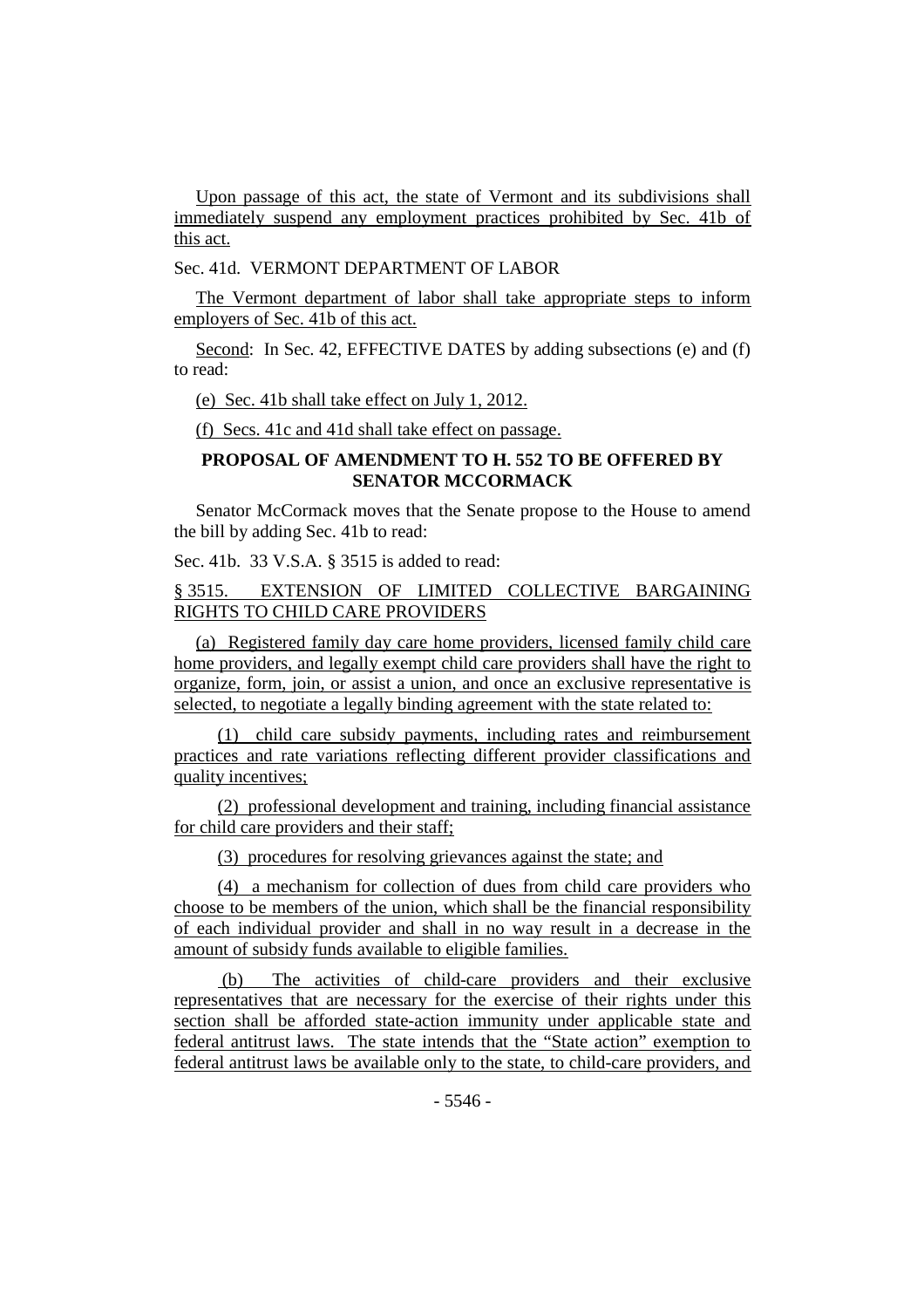Upon passage of this act, the state of Vermont and its subdivisions shall immediately suspend any employment practices prohibited by Sec. 41b of this act.

Sec. 41d. VERMONT DEPARTMENT OF LABOR

The Vermont department of labor shall take appropriate steps to inform employers of Sec. 41b of this act.

Second: In Sec. 42, EFFECTIVE DATES by adding subsections (e) and (f) to read:

(e) Sec. 41b shall take effect on July 1, 2012.

(f) Secs. 41c and 41d shall take effect on passage.

**PROPOSAL OF AMENDMENT TO H. 552 TO BE OFFERED BY SENATOR MCCORMACK**

Senator McCormack moves that the Senate propose to the House to amend the bill by adding Sec. 41b to read:

Sec. 41b. 33 V.S.A. § 3515 is added to read:

§ 3515. EXTENSION OF LIMITED COLLECTIVE BARGAINING RIGHTS TO CHILD CARE PROVIDERS

(a) Registered family day care home providers, licensed family child care home providers, and legally exempt child care providers shall have the right to organize, form, join, or assist a union, and once an exclusive representative is selected, to negotiate a legally binding agreement with the state related to:

(1) child care subsidy payments, including rates and reimbursement practices and rate variations reflecting different provider classifications and quality incentives;

(2) professional development and training, including financial assistance for child care providers and their staff;

(3) procedures for resolving grievances against the state; and

(4) a mechanism for collection of dues from child care providers who choose to be members of the union, which shall be the financial responsibility of each individual provider and shall in no way result in a decrease in the amount of subsidy funds available to eligible families.

(b) The activities of child-care providers and their exclusive representatives that are necessary for the exercise of their rights under this section shall be afforded state-action immunity under applicable state and federal antitrust laws. The state intends that the "State action" exemption to federal antitrust laws be available only to the state, to child-care providers, and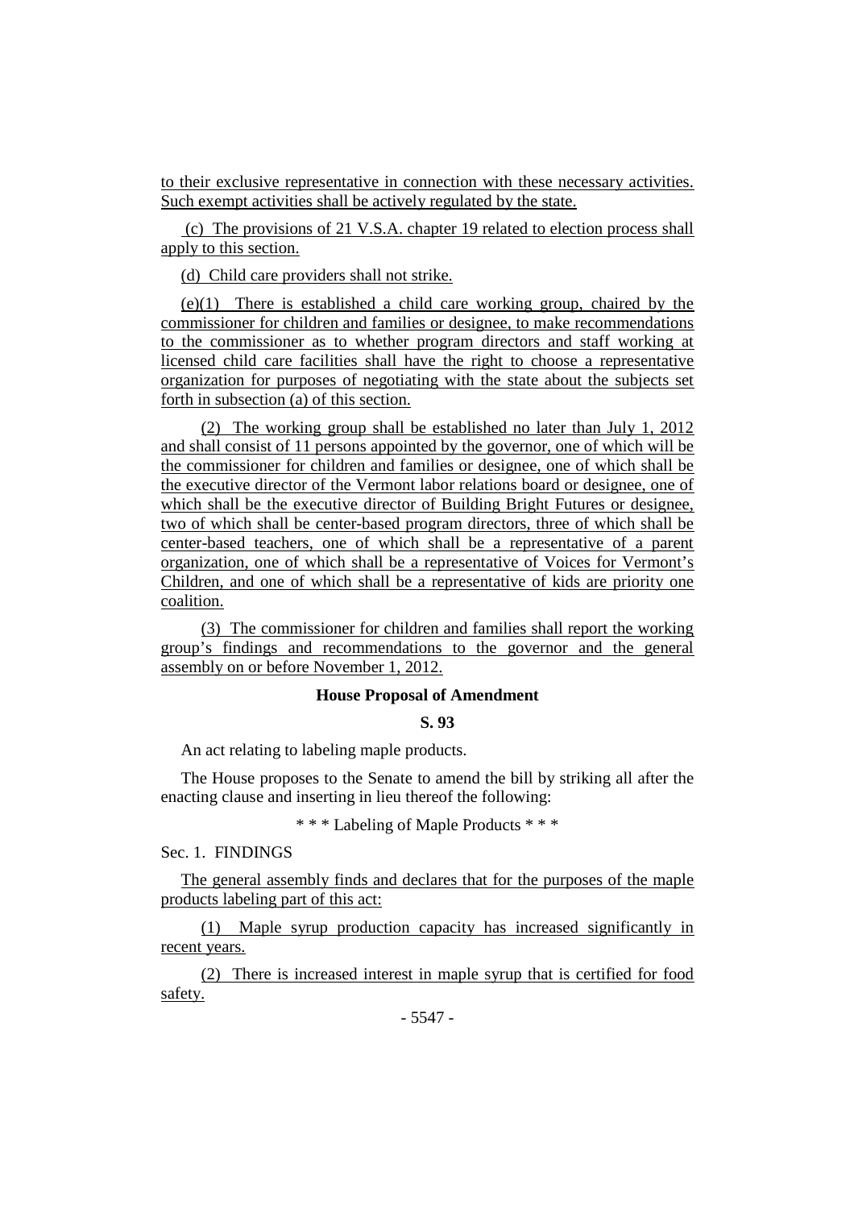to their exclusive representative in connection with these necessary activities. Such exempt activities shall be actively regulated by the state.

(c) The provisions of 21 V.S.A. chapter 19 related to election process shall apply to this section.

(d) Child care providers shall not strike.

(e)(1) There is established a child care working group, chaired by the commissioner for children and families or designee, to make recommendations to the commissioner as to whether program directors and staff working at licensed child care facilities shall have the right to choose a representative organization for purposes of negotiating with the state about the subjects set forth in subsection (a) of this section.

(2) The working group shall be established no later than July 1, 2012 and shall consist of 11 persons appointed by the governor, one of which will be the commissioner for children and families or designee, one of which shall be the executive director of the Vermont labor relations board or designee, one of which shall be the executive director of Building Bright Futures or designee, two of which shall be center-based program directors, three of which shall be center-based teachers, one of which shall be a representative of a parent organization, one of which shall be a representative of Voices for Vermont's Children, and one of which shall be a representative of kids are priority one coalition.

(3) The commissioner for children and families shall report the working group's findings and recommendations to the governor and the general assembly on or before November 1, 2012.

**House Proposal of Amendment**

**S. 93**

An act relating to labeling maple products.

The House proposes to the Senate to amend the bill by striking all after the enacting clause and inserting in lieu thereof the following:

\* \* \* Labeling of Maple Products \* \* \*

Sec. 1. FINDINGS

The general assembly finds and declares that for the purposes of the maple products labeling part of this act:

(1) Maple syrup production capacity has increased significantly in recent years.

(2) There is increased interest in maple syrup that is certified for food safety.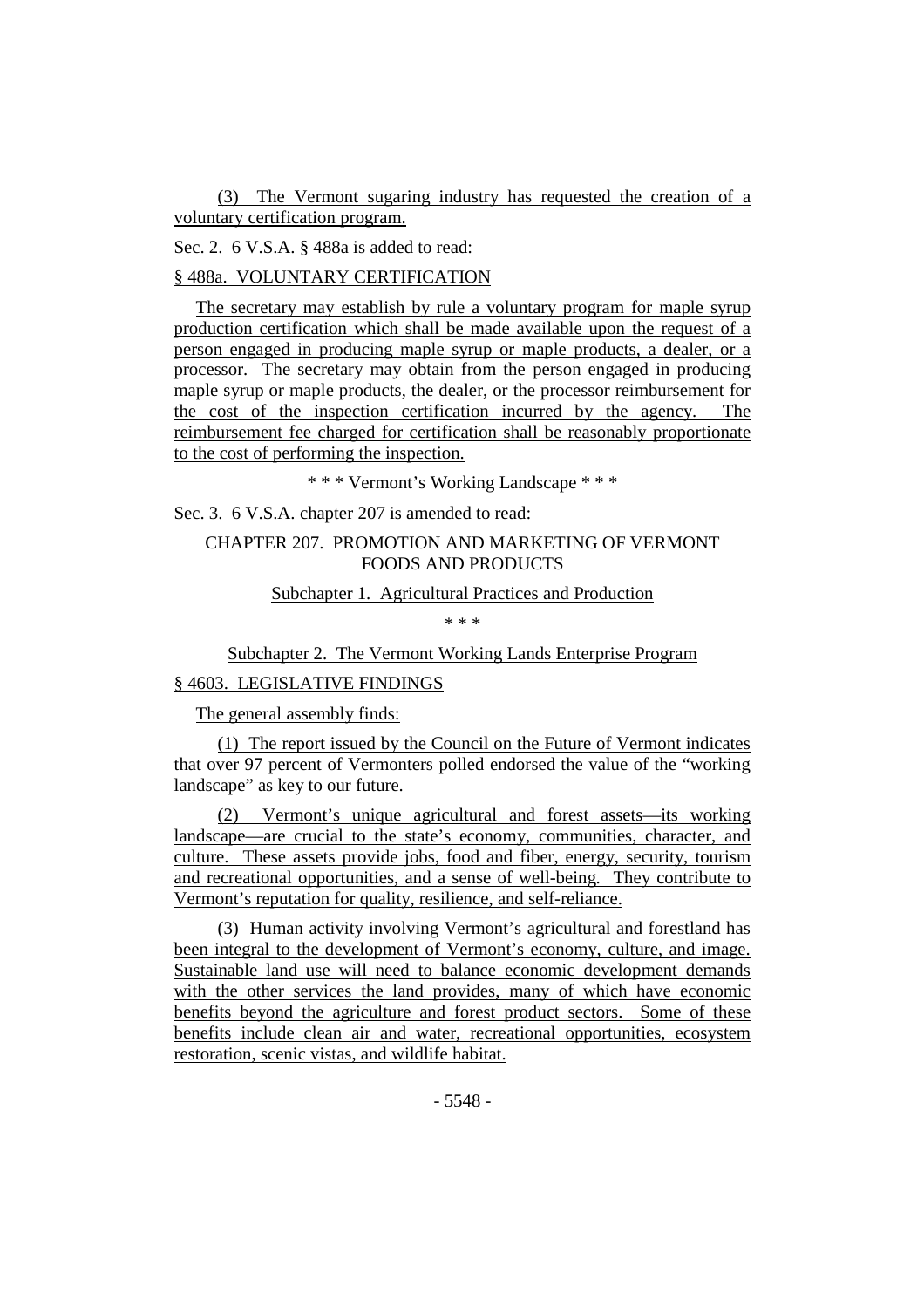(3) The Vermont sugaring industry has requested the creation of a voluntary certification program.

Sec. 2. 6 V.S.A. § 488a is added to read:

§ 488a. VOLUNTARY CERTIFICATION

The secretary may establish by rule a voluntary program for maple syrup production certification which shall be made available upon the request of a person engaged in producing maple syrup or maple products, a dealer, or a processor. The secretary may obtain from the person engaged in producing maple syrup or maple products, the dealer, or the processor reimbursement for the cost of the inspection certification incurred by the agency. The reimbursement fee charged for certification shall be reasonably proportionate to the cost of performing the inspection.

\* \* \* Vermont's Working Landscape \* \* \*

Sec. 3. 6 V.S.A. chapter 207 is amended to read:

CHAPTER 207. PROMOTION AND MARKETING OF VERMONT FOODS AND PRODUCTS

Subchapter 1. Agricultural Practices and Production

\* \* \*

Subchapter 2. The Vermont Working Lands Enterprise Program

§ 4603. LEGISLATIVE FINDINGS

The general assembly finds:

(1) The report issued by the Council on the Future of Vermont indicates that over 97 percent of Vermonters polled endorsed the value of the "working landscape" as key to our future.

(2) Vermont's unique agricultural and forest assets—its working landscape—are crucial to the state's economy, communities, character, and culture. These assets provide jobs, food and fiber, energy, security, tourism and recreational opportunities, and a sense of well-being. They contribute to Vermont's reputation for quality, resilience, and self-reliance.

(3) Human activity involving Vermont's agricultural and forestland has been integral to the development of Vermont's economy, culture, and image. Sustainable land use will need to balance economic development demands with the other services the land provides, many of which have economic benefits beyond the agriculture and forest product sectors. Some of these benefits include clean air and water, recreational opportunities, ecosystem restoration, scenic vistas, and wildlife habitat.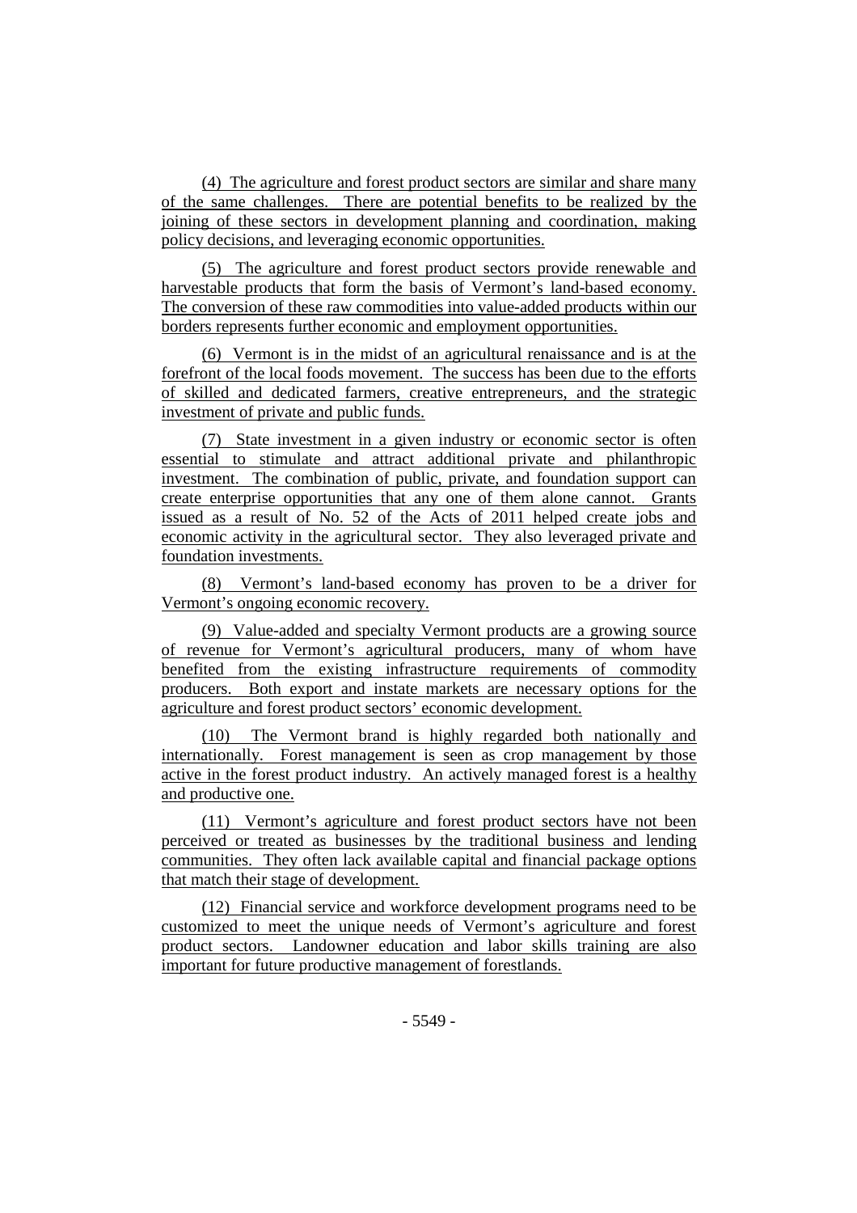(4) The agriculture and forest product sectors are similar and share many of the same challenges. There are potential benefits to be realized by the joining of these sectors in development planning and coordination, making policy decisions, and leveraging economic opportunities.

(5) The agriculture and forest product sectors provide renewable and harvestable products that form the basis of Vermont's land-based economy. The conversion of these raw commodities into value-added products within our borders represents further economic and employment opportunities.

(6) Vermont is in the midst of an agricultural renaissance and is at the forefront of the local foods movement. The success has been due to the efforts of skilled and dedicated farmers, creative entrepreneurs, and the strategic investment of private and public funds.

(7) State investment in a given industry or economic sector is often essential to stimulate and attract additional private and philanthropic investment. The combination of public, private, and foundation support can create enterprise opportunities that any one of them alone cannot. Grants issued as a result of No. 52 of the Acts of 2011 helped create jobs and economic activity in the agricultural sector. They also leveraged private and foundation investments.

(8) Vermont's land-based economy has proven to be a driver for Vermont's ongoing economic recovery.

(9) Value-added and specialty Vermont products are a growing source of revenue for Vermont's agricultural producers, many of whom have benefited from the existing infrastructure requirements of commodity producers. Both export and instate markets are necessary options for the agriculture and forest product sectors' economic development.

(10) The Vermont brand is highly regarded both nationally and internationally. Forest management is seen as crop management by those active in the forest product industry. An actively managed forest is a healthy and productive one.

(11) Vermont's agriculture and forest product sectors have not been perceived or treated as businesses by the traditional business and lending communities. They often lack available capital and financial package options that match their stage of development.

(12) Financial service and workforce development programs need to be customized to meet the unique needs of Vermont's agriculture and forest product sectors. Landowner education and labor skills training are also important for future productive management of forestlands.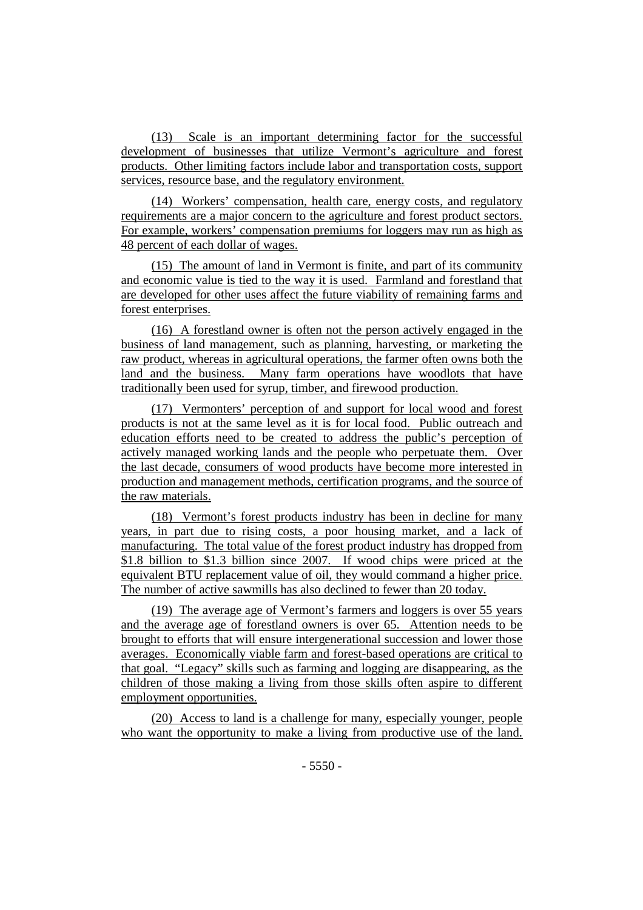(13) Scale is an important determining factor for the successful development of businesses that utilize Vermont's agriculture and forest products. Other limiting factors include labor and transportation costs, support services, resource base, and the regulatory environment.

(14) Workers' compensation, health care, energy costs, and regulatory requirements are a major concern to the agriculture and forest product sectors. For example, workers' compensation premiums for loggers may run as high as 48 percent of each dollar of wages.

(15) The amount of land in Vermont is finite, and part of its community and economic value is tied to the way it is used. Farmland and forestland that are developed for other uses affect the future viability of remaining farms and forest enterprises.

(16) A forestland owner is often not the person actively engaged in the business of land management, such as planning, harvesting, or marketing the raw product, whereas in agricultural operations, the farmer often owns both the land and the business. Many farm operations have woodlots that have traditionally been used for syrup, timber, and firewood production.

(17) Vermonters' perception of and support for local wood and forest products is not at the same level as it is for local food. Public outreach and education efforts need to be created to address the public's perception of actively managed working lands and the people who perpetuate them. Over the last decade, consumers of wood products have become more interested in production and management methods, certification programs, and the source of the raw materials.

(18) Vermont's forest products industry has been in decline for many years, in part due to rising costs, a poor housing market, and a lack of manufacturing. The total value of the forest product industry has dropped from \$1.8 billion to \$1.3 billion since 2007. If wood chips were priced at the equivalent BTU replacement value of oil, they would command a higher price. The number of active sawmills has also declined to fewer than 20 today.

(19) The average age of Vermont's farmers and loggers is over 55 years and the average age of forestland owners is over 65. Attention needs to be brought to efforts that will ensure intergenerational succession and lower those averages. Economically viable farm and forest-based operations are critical to that goal. "Legacy" skills such as farming and logging are disappearing, as the children of those making a living from those skills often aspire to different employment opportunities.

(20) Access to land is a challenge for many, especially younger, people who want the opportunity to make a living from productive use of the land.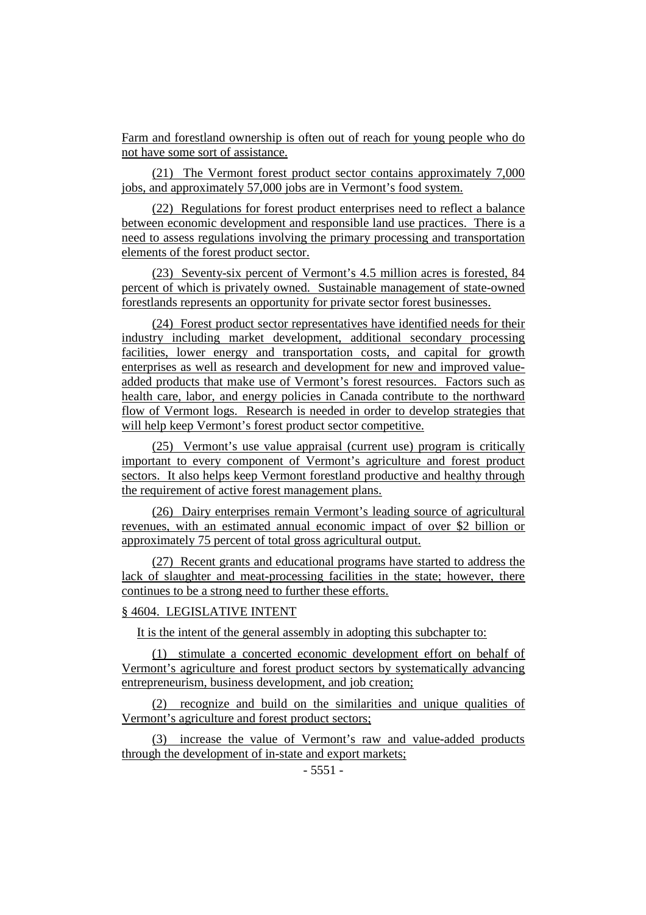Farm and forestland ownership is often out of reach for young people who do not have some sort of assistance.

(21) The Vermont forest product sector contains approximately 7,000 jobs, and approximately 57,000 jobs are in Vermont's food system.

(22) Regulations for forest product enterprises need to reflect a balance between economic development and responsible land use practices. There is a need to assess regulations involving the primary processing and transportation elements of the forest product sector.

(23) Seventy-six percent of Vermont's 4.5 million acres is forested, 84 percent of which is privately owned. Sustainable management of state-owned forestlands represents an opportunity for private sector forest businesses.

(24) Forest product sector representatives have identified needs for their industry including market development, additional secondary processing facilities, lower energy and transportation costs, and capital for growth enterprises as well as research and development for new and improved value-added products that make use of Vermont's forest resources. Factors such as health care, labor, and energy policies in Canada contribute to the northward flow of Vermont logs. Research is needed in order to develop strategies that will help keep Vermont's forest product sector competitive.

(25) Vermont's use value appraisal (current use) program is critically important to every component of Vermont's agriculture and forest product sectors. It also helps keep Vermont forestland productive and healthy through the requirement of active forest management plans.

(26) Dairy enterprises remain Vermont's leading source of agricultural revenues, with an estimated annual economic impact of over $2 billion or approximately 75 percent of total gross agricultural output.

(27) Recent grants and educational programs have started to address the lack of slaughter and meat-processing facilities in the state; however, there continues to be a strong need to further these efforts.

§ 4604. LEGISLATIVE INTENT

It is the intent of the general assembly in adopting this subchapter to:

(1) stimulate a concerted economic development effort on behalf of Vermont's agriculture and forest product sectors by systematically advancing entrepreneurism, business development, and job creation;

(2) recognize and build on the similarities and unique qualities of Vermont's agriculture and forest product sectors;

(3) increase the value of Vermont's raw and value-added products through the development of in-state and export markets;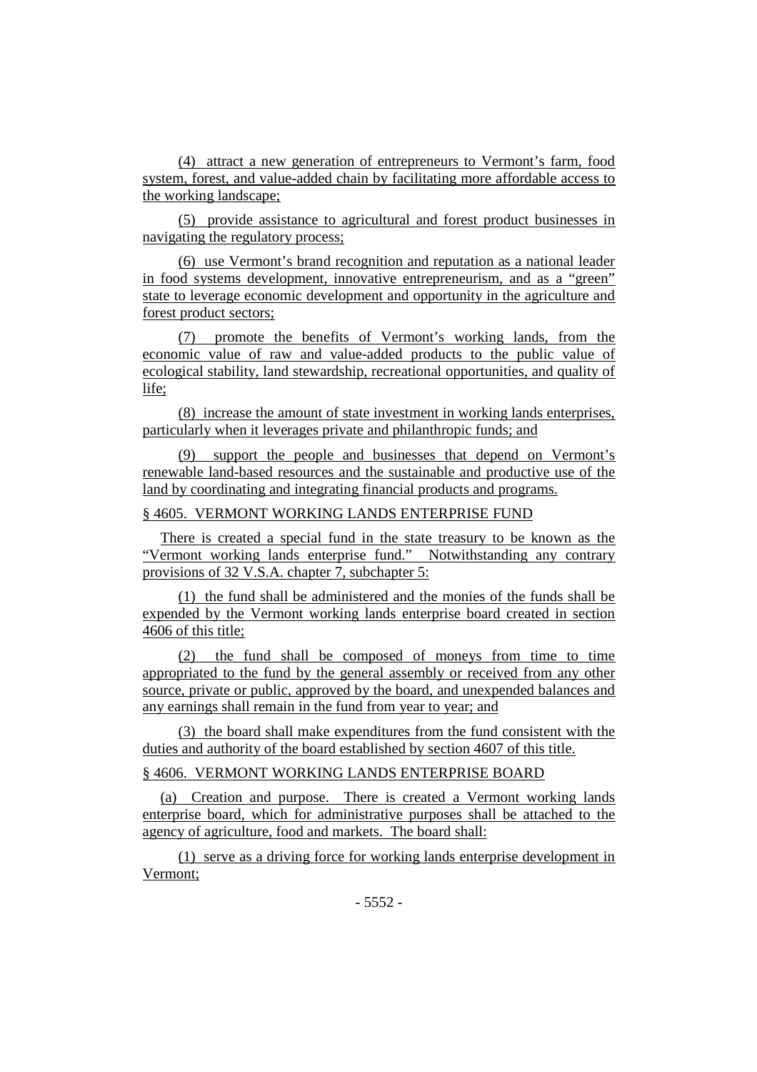(4) attract a new generation of entrepreneurs to Vermont's farm, food system, forest, and value-added chain by facilitating more affordable access to the working landscape;

(5) provide assistance to agricultural and forest product businesses in navigating the regulatory process;

(6) use Vermont's brand recognition and reputation as a national leader in food systems development, innovative entrepreneurism, and as a "green" state to leverage economic development and opportunity in the agriculture and forest product sectors;

(7) promote the benefits of Vermont's working lands, from the economic value of raw and value-added products to the public value of ecological stability, land stewardship, recreational opportunities, and quality of life;

(8) increase the amount of state investment in working lands enterprises, particularly when it leverages private and philanthropic funds; and

(9) support the people and businesses that depend on Vermont's renewable land-based resources and the sustainable and productive use of the land by coordinating and integrating financial products and programs.

§ 4605. VERMONT WORKING LANDS ENTERPRISE FUND

There is created a special fund in the state treasury to be known as the "Vermont working lands enterprise fund." Notwithstanding any contrary provisions of 32 V.S.A. chapter 7, subchapter 5:

(1) the fund shall be administered and the monies of the funds shall be expended by the Vermont working lands enterprise board created in section 4606 of this title;

(2) the fund shall be composed of moneys from time to time appropriated to the fund by the general assembly or received from any other source, private or public, approved by the board, and unexpended balances and any earnings shall remain in the fund from year to year; and

(3) the board shall make expenditures from the fund consistent with the duties and authority of the board established by section 4607 of this title.

§ 4606. VERMONT WORKING LANDS ENTERPRISE BOARD

(a) Creation and purpose. There is created a Vermont working lands enterprise board, which for administrative purposes shall be attached to the agency of agriculture, food and markets. The board shall:

(1) serve as a driving force for working lands enterprise development in Vermont;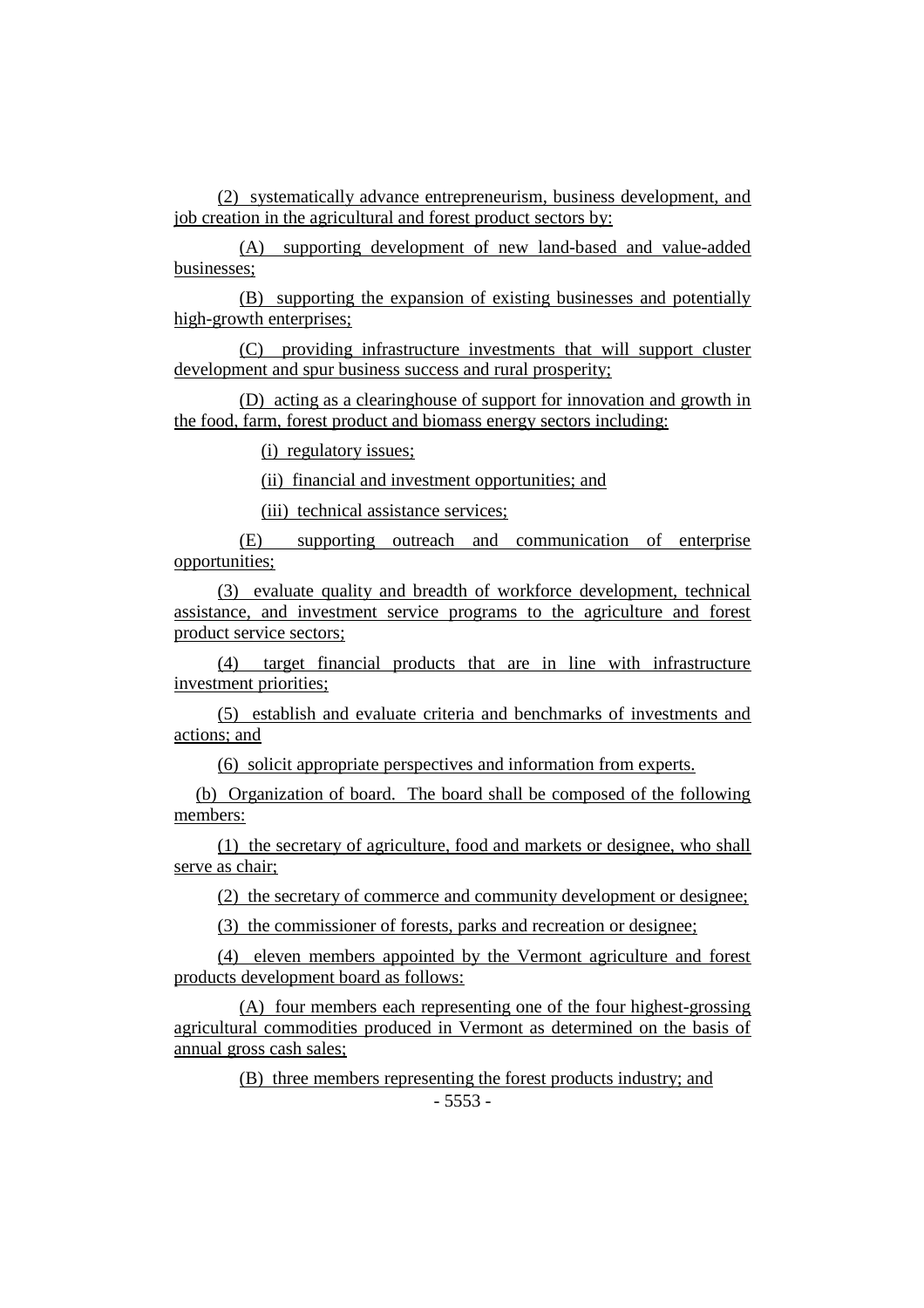(2) systematically advance entrepreneurism, business development, and job creation in the agricultural and forest product sectors by:

(A) supporting development of new land-based and value-added businesses;

(B) supporting the expansion of existing businesses and potentially high-growth enterprises;

(C) providing infrastructure investments that will support cluster development and spur business success and rural prosperity;

(D) acting as a clearinghouse of support for innovation and growth in the food, farm, forest product and biomass energy sectors including:

(i) regulatory issues;

(ii) financial and investment opportunities; and

(iii) technical assistance services;

(E) supporting outreach and communication of enterprise opportunities;

(3) evaluate quality and breadth of workforce development, technical assistance, and investment service programs to the agriculture and forest product service sectors;

(4) target financial products that are in line with infrastructure investment priorities;

(5) establish and evaluate criteria and benchmarks of investments and actions; and

(6) solicit appropriate perspectives and information from experts.

(b) Organization of board. The board shall be composed of the following members:

(1) the secretary of agriculture, food and markets or designee, who shall serve as chair;

(2) the secretary of commerce and community development or designee;

(3) the commissioner of forests, parks and recreation or designee;

(4) eleven members appointed by the Vermont agriculture and forest products development board as follows:

(A) four members each representing one of the four highest-grossing agricultural commodities produced in Vermont as determined on the basis of annual gross cash sales;

(B) three members representing the forest products industry; and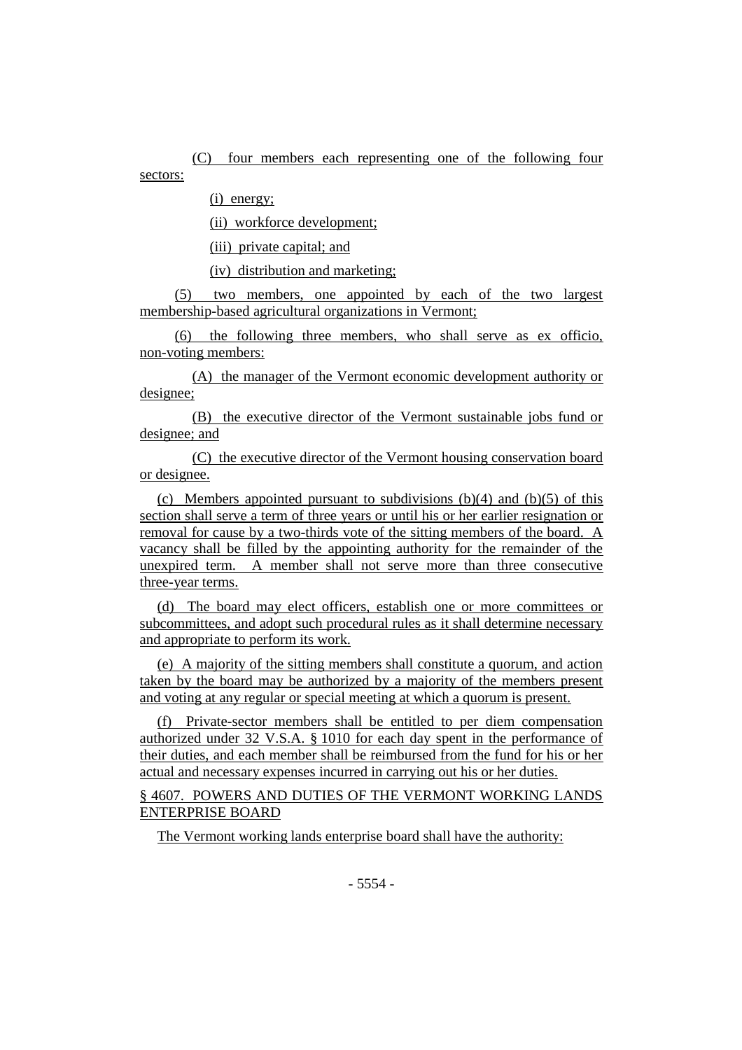(C) four members each representing one of the following four sectors:

(i) energy;

(ii) workforce development;

(iii) private capital; and

(iv) distribution and marketing;

(5) two members, one appointed by each of the two largest membership-based agricultural organizations in Vermont;

(6) the following three members, who shall serve as ex officio, non-voting members:

(A) the manager of the Vermont economic development authority or designee;

(B) the executive director of the Vermont sustainable jobs fund or designee; and

(C) the executive director of the Vermont housing conservation board or designee.

(c) Members appointed pursuant to subdivisions (b)(4) and (b)(5) of this section shall serve a term of three years or until his or her earlier resignation or removal for cause by a two-thirds vote of the sitting members of the board. A vacancy shall be filled by the appointing authority for the remainder of the unexpired term. A member shall not serve more than three consecutive three-year terms.

(d) The board may elect officers, establish one or more committees or subcommittees, and adopt such procedural rules as it shall determine necessary and appropriate to perform its work.

(e) A majority of the sitting members shall constitute a quorum, and action taken by the board may be authorized by a majority of the members present and voting at any regular or special meeting at which a quorum is present.

(f) Private-sector members shall be entitled to per diem compensation authorized under 32 V.S.A. § 1010 for each day spent in the performance of their duties, and each member shall be reimbursed from the fund for his or her actual and necessary expenses incurred in carrying out his or her duties.

§ 4607. POWERS AND DUTIES OF THE VERMONT WORKING LANDS ENTERPRISE BOARD

The Vermont working lands enterprise board shall have the authority: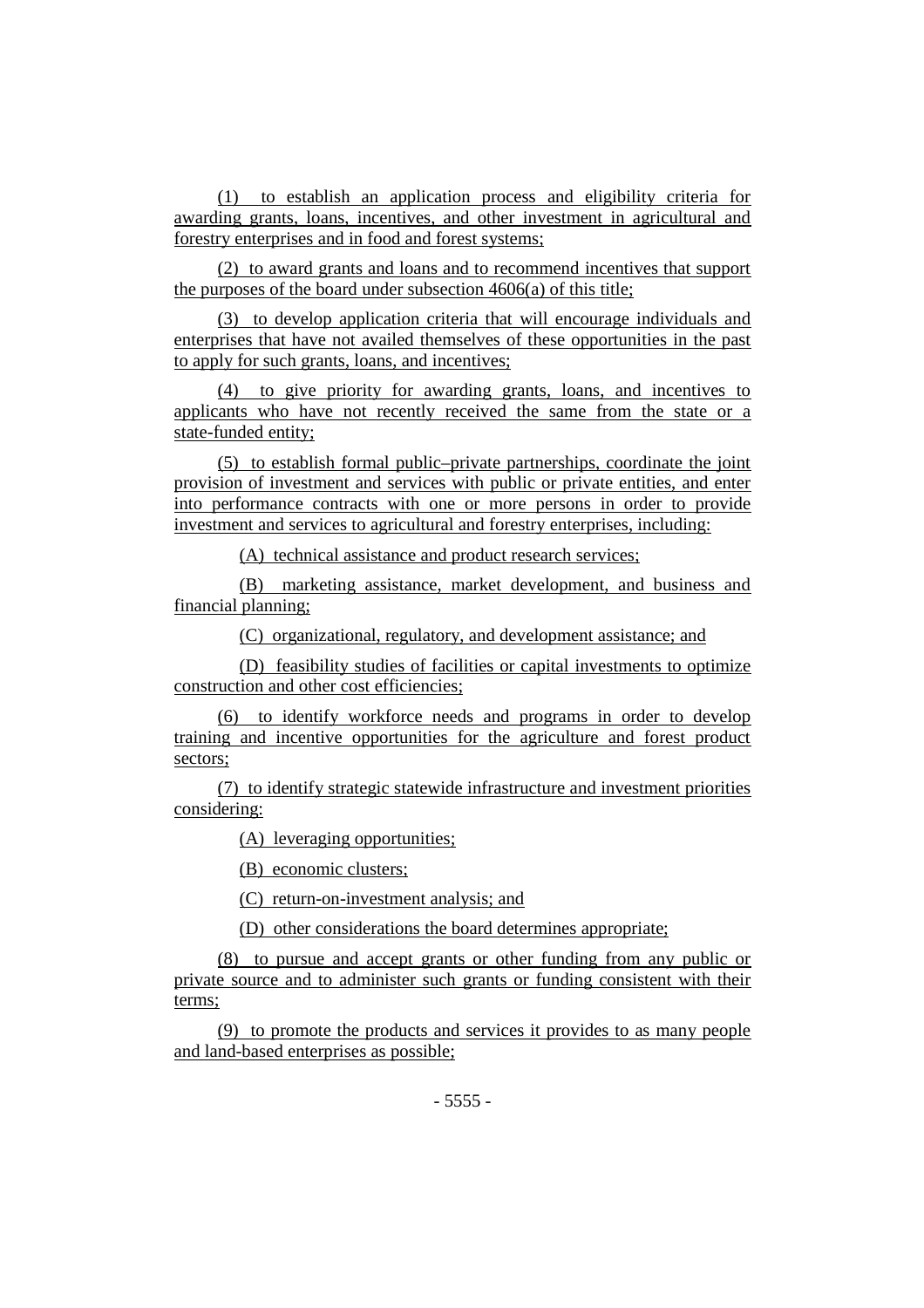(1) to establish an application process and eligibility criteria for awarding grants, loans, incentives, and other investment in agricultural and forestry enterprises and in food and forest systems;

(2) to award grants and loans and to recommend incentives that support the purposes of the board under subsection 4606(a) of this title;

(3) to develop application criteria that will encourage individuals and enterprises that have not availed themselves of these opportunities in the past to apply for such grants, loans, and incentives;

(4) to give priority for awarding grants, loans, and incentives to applicants who have not recently received the same from the state or a state-funded entity;

(5) to establish formal public–private partnerships, coordinate the joint provision of investment and services with public or private entities, and enter into performance contracts with one or more persons in order to provide investment and services to agricultural and forestry enterprises, including:

(A) technical assistance and product research services;

(B) marketing assistance, market development, and business and financial planning;

(C) organizational, regulatory, and development assistance; and

(D) feasibility studies of facilities or capital investments to optimize construction and other cost efficiencies;

(6) to identify workforce needs and programs in order to develop training and incentive opportunities for the agriculture and forest product sectors;

(7) to identify strategic statewide infrastructure and investment priorities considering:

(A) leveraging opportunities;

(B) economic clusters;

(C) return-on-investment analysis; and

(D) other considerations the board determines appropriate;

(8) to pursue and accept grants or other funding from any public or private source and to administer such grants or funding consistent with their terms;

(9) to promote the products and services it provides to as many people and land-based enterprises as possible;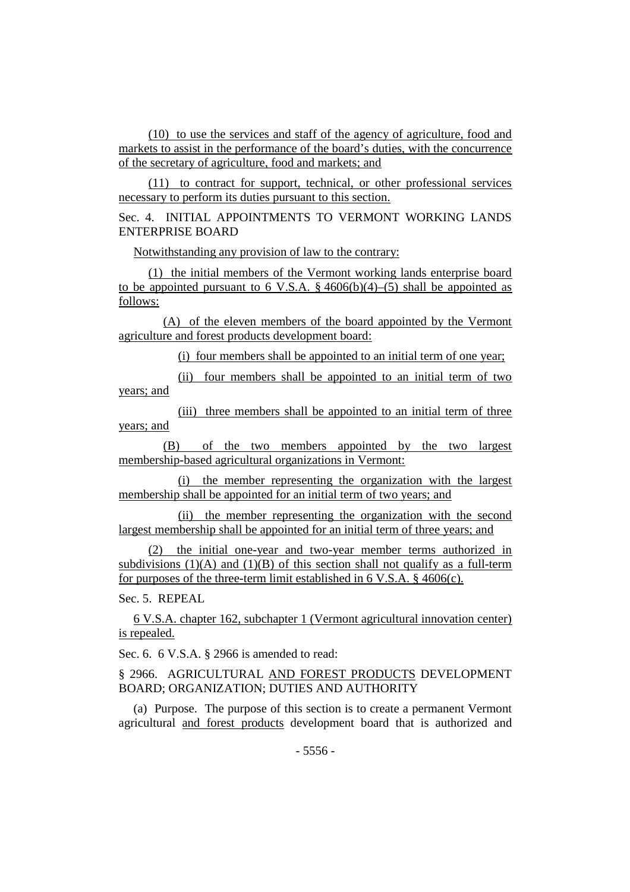(10) to use the services and staff of the agency of agriculture, food and markets to assist in the performance of the board's duties, with the concurrence of the secretary of agriculture, food and markets; and

(11) to contract for support, technical, or other professional services necessary to perform its duties pursuant to this section.

Sec. 4. INITIAL APPOINTMENTS TO VERMONT WORKING LANDS ENTERPRISE BOARD

Notwithstanding any provision of law to the contrary:

(1) the initial members of the Vermont working lands enterprise board to be appointed pursuant to 6 V.S.A. § 4606(b)(4)–(5) shall be appointed as follows:

(A) of the eleven members of the board appointed by the Vermont agriculture and forest products development board:

(i) four members shall be appointed to an initial term of one year;

(ii) four members shall be appointed to an initial term of two years; and

(iii) three members shall be appointed to an initial term of three years; and

(B) of the two members appointed by the two largest membership-based agricultural organizations in Vermont:

(i) the member representing the organization with the largest membership shall be appointed for an initial term of two years; and

(ii) the member representing the organization with the second largest membership shall be appointed for an initial term of three years; and

(2) the initial one-year and two-year member terms authorized in subdivisions (1)(A) and (1)(B) of this section shall not qualify as a full-term for purposes of the three-term limit established in 6 V.S.A. § 4606(c).

Sec. 5. REPEAL

6 V.S.A. chapter 162, subchapter 1 (Vermont agricultural innovation center) is repealed.

Sec. 6. 6 V.S.A. § 2966 is amended to read:

§ 2966. AGRICULTURAL AND FOREST PRODUCTS DEVELOPMENT BOARD; ORGANIZATION; DUTIES AND AUTHORITY

(a) Purpose. The purpose of this section is to create a permanent Vermont agricultural and forest products development board that is authorized and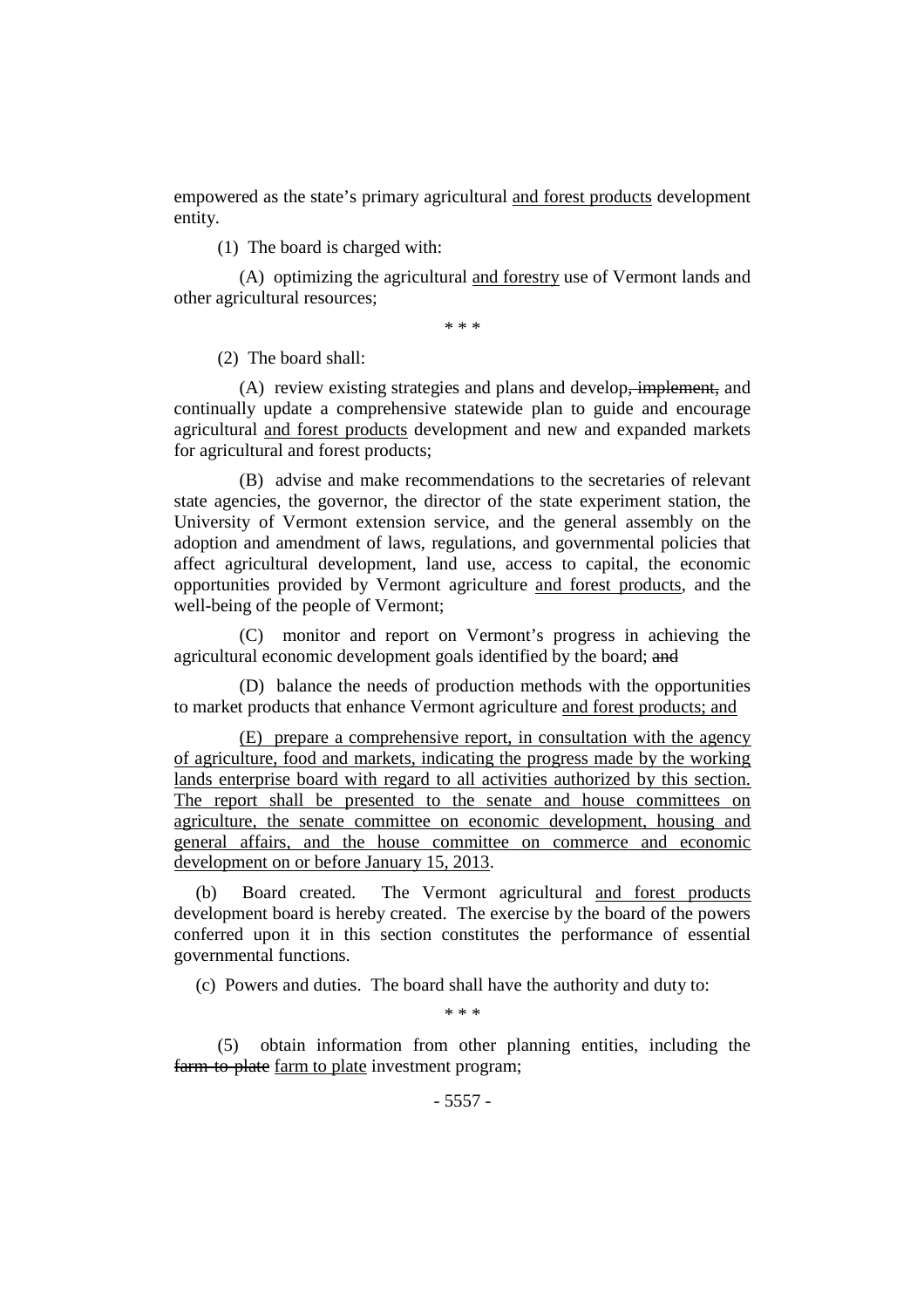empowered as the state's primary agricultural <u>and forest products</u> development entity.

(1) The board is charged with:

(A) optimizing the agricultural <u>and forestry</u> use of Vermont lands and other agricultural resources;

\* \* \*

(2) The board shall:

(A) review existing strategies and plans and develop~~, implement,~~ and continually update a comprehensive statewide plan to guide and encourage agricultural <u>and forest products</u> development and new and expanded markets for agricultural and forest products;

(B) advise and make recommendations to the secretaries of relevant state agencies, the governor, the director of the state experiment station, the University of Vermont extension service, and the general assembly on the adoption and amendment of laws, regulations, and governmental policies that affect agricultural development, land use, access to capital, the economic opportunities provided by Vermont agriculture <u>and forest products</u>, and the well-being of the people of Vermont;

(C) monitor and report on Vermont's progress in achieving the agricultural economic development goals identified by the board; ~~and~~

(D) balance the needs of production methods with the opportunities to market products that enhance Vermont agriculture <u>and forest products; and</u>

<u>(E) prepare a comprehensive report, in consultation with the agency of agriculture, food and markets, indicating the progress made by the working lands enterprise board with regard to all activities authorized by this section. The report shall be presented to the senate and house committees on agriculture, the senate committee on economic development, housing and general affairs, and the house committee on commerce and economic development on or before January 15, 2013</u>.

(b) Board created. The Vermont agricultural <u>and forest products</u> development board is hereby created. The exercise by the board of the powers conferred upon it in this section constitutes the performance of essential governmental functions.

(c) Powers and duties. The board shall have the authority and duty to:

\* \* \*

(5) obtain information from other planning entities, including the ~~farm-to-plate~~ <u>farm to plate</u> investment program;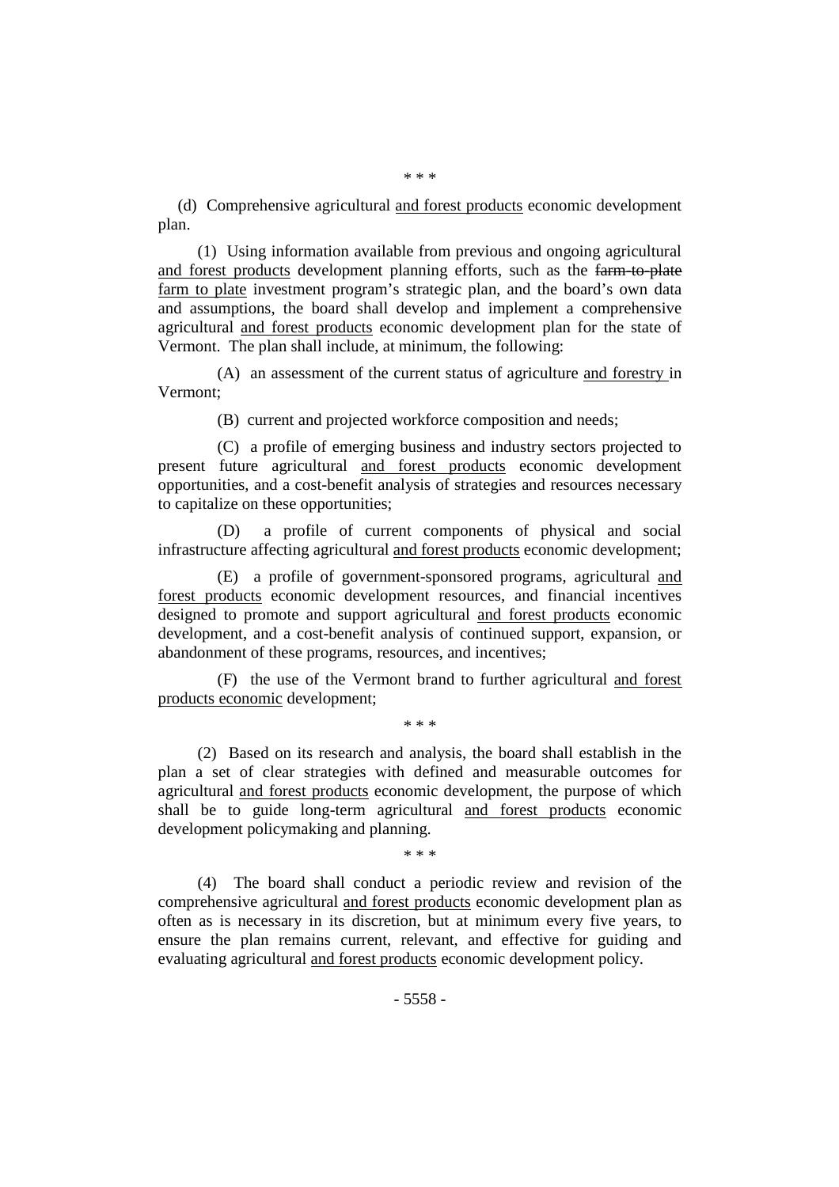\* \* \*

(d) Comprehensive agricultural <u>and forest products</u> economic development plan.

(1) Using information available from previous and ongoing agricultural <u>and forest products</u> development planning efforts, such as the ~~farm-to-plate~~ <u>farm to plate</u> investment program's strategic plan, and the board's own data and assumptions, the board shall develop and implement a comprehensive agricultural <u>and forest products</u> economic development plan for the state of Vermont. The plan shall include, at minimum, the following:

(A) an assessment of the current status of agriculture <u>and forestry</u> in Vermont;

(B) current and projected workforce composition and needs;

(C) a profile of emerging business and industry sectors projected to present future agricultural <u>and forest products</u> economic development opportunities, and a cost-benefit analysis of strategies and resources necessary to capitalize on these opportunities;

(D) a profile of current components of physical and social infrastructure affecting agricultural <u>and forest products</u> economic development;

(E) a profile of government-sponsored programs, agricultural <u>and forest products</u> economic development resources, and financial incentives designed to promote and support agricultural <u>and forest products</u> economic development, and a cost-benefit analysis of continued support, expansion, or abandonment of these programs, resources, and incentives;

(F) the use of the Vermont brand to further agricultural <u>and forest products economic</u> development;

\* \* \*

(2) Based on its research and analysis, the board shall establish in the plan a set of clear strategies with defined and measurable outcomes for agricultural <u>and forest products</u> economic development, the purpose of which shall be to guide long-term agricultural <u>and forest products</u> economic development policymaking and planning.

\* \* \*

(4) The board shall conduct a periodic review and revision of the comprehensive agricultural <u>and forest products</u> economic development plan as often as is necessary in its discretion, but at minimum every five years, to ensure the plan remains current, relevant, and effective for guiding and evaluating agricultural <u>and forest products</u> economic development policy.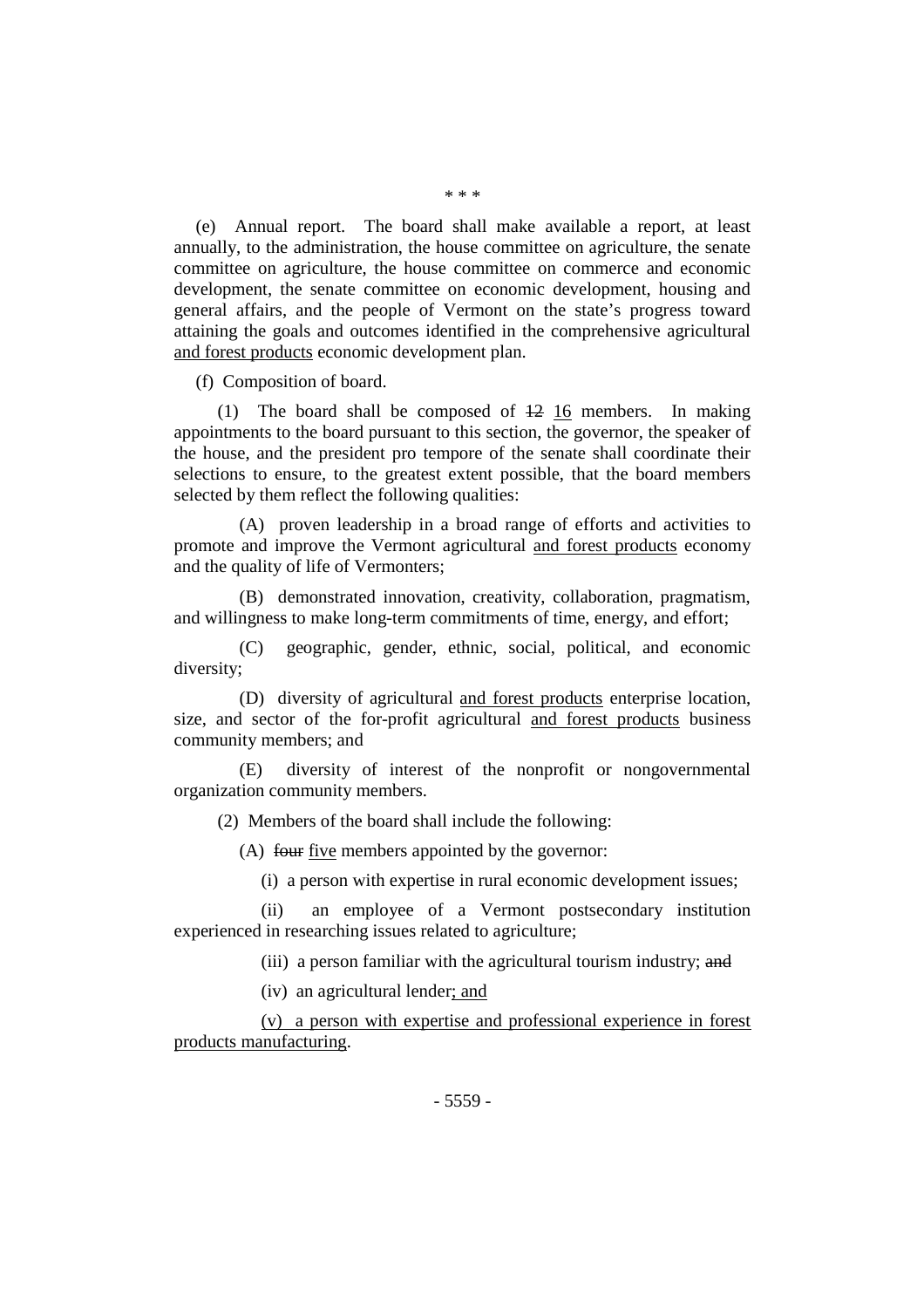\* \* \*

(e) Annual report. The board shall make available a report, at least annually, to the administration, the house committee on agriculture, the senate committee on agriculture, the house committee on commerce and economic development, the senate committee on economic development, housing and general affairs, and the people of Vermont on the state's progress toward attaining the goals and outcomes identified in the comprehensive agricultural <u>and forest products</u> economic development plan.

(f) Composition of board.

(1) The board shall be composed of ~~12~~ <u>16</u> members. In making appointments to the board pursuant to this section, the governor, the speaker of the house, and the president pro tempore of the senate shall coordinate their selections to ensure, to the greatest extent possible, that the board members selected by them reflect the following qualities:

(A) proven leadership in a broad range of efforts and activities to promote and improve the Vermont agricultural <u>and forest products</u> economy and the quality of life of Vermonters;

(B) demonstrated innovation, creativity, collaboration, pragmatism, and willingness to make long-term commitments of time, energy, and effort;

(C) geographic, gender, ethnic, social, political, and economic diversity;

(D) diversity of agricultural <u>and forest products</u> enterprise location, size, and sector of the for-profit agricultural <u>and forest products</u> business community members; and

(E) diversity of interest of the nonprofit or nongovernmental organization community members.

(2) Members of the board shall include the following:

(A) ~~four~~ <u>five</u> members appointed by the governor:

(i) a person with expertise in rural economic development issues;

(ii) an employee of a Vermont postsecondary institution experienced in researching issues related to agriculture;

(iii) a person familiar with the agricultural tourism industry; ~~and~~

(iv) an agricultural lender<u>; and</u>

<u>(v) a person with expertise and professional experience in forest products manufacturing</u>.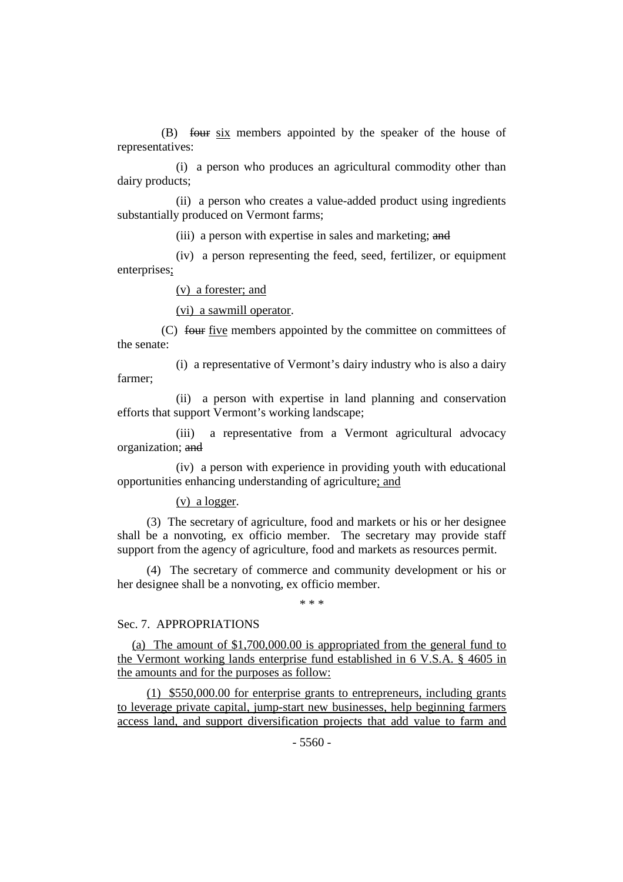(B) ~~four~~ <u>six</u> members appointed by the speaker of the house of representatives:

(i) a person who produces an agricultural commodity other than dairy products;

(ii) a person who creates a value-added product using ingredients substantially produced on Vermont farms;

(iii) a person with expertise in sales and marketing; ~~and~~

(iv) a person representing the feed, seed, fertilizer, or equipment enterprises<u>;</u>

<u>(v) a forester; and</u>

<u>(vi) a sawmill operator</u>.

(C) ~~four~~ <u>five</u> members appointed by the committee on committees of the senate:

(i) a representative of Vermont's dairy industry who is also a dairy farmer;

(ii) a person with expertise in land planning and conservation efforts that support Vermont's working landscape;

(iii) a representative from a Vermont agricultural advocacy organization; ~~and~~

(iv) a person with experience in providing youth with educational opportunities enhancing understanding of agriculture<u>; and</u>

<u>(v) a logger</u>.

(3) The secretary of agriculture, food and markets or his or her designee shall be a nonvoting, ex officio member. The secretary may provide staff support from the agency of agriculture, food and markets as resources permit.

(4) The secretary of commerce and community development or his or her designee shall be a nonvoting, ex officio member.

\* \* \*

Sec. 7. APPROPRIATIONS

<u>(a) The amount of $1,700,000.00 is appropriated from the general fund to the Vermont working lands enterprise fund established in 6 V.S.A. § 4605 in the amounts and for the purposes as follow:</u>

<u>(1) $550,000.00 for enterprise grants to entrepreneurs, including grants to leverage private capital, jump-start new businesses, help beginning farmers access land, and support diversification projects that add value to farm and</u>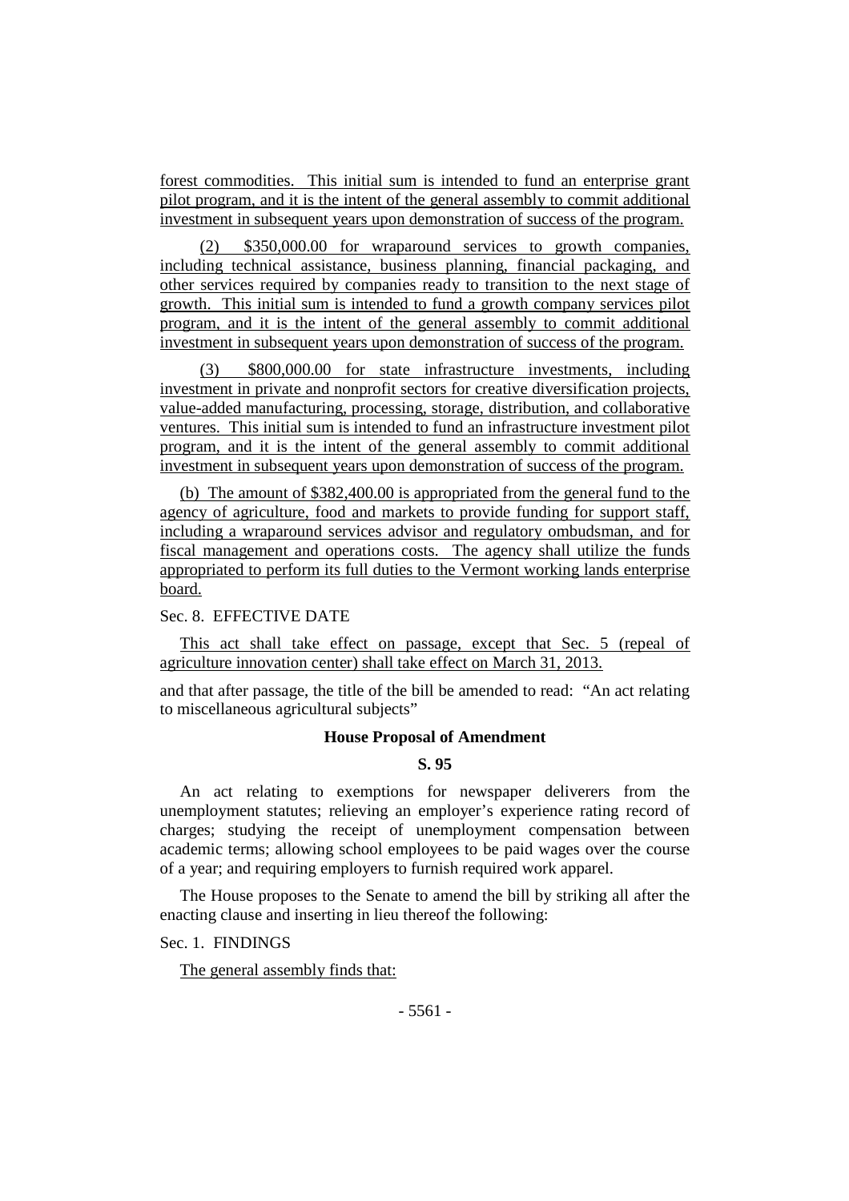forest commodities. This initial sum is intended to fund an enterprise grant pilot program, and it is the intent of the general assembly to commit additional investment in subsequent years upon demonstration of success of the program.

(2) $350,000.00 for wraparound services to growth companies, including technical assistance, business planning, financial packaging, and other services required by companies ready to transition to the next stage of growth. This initial sum is intended to fund a growth company services pilot program, and it is the intent of the general assembly to commit additional investment in subsequent years upon demonstration of success of the program.

(3) $800,000.00 for state infrastructure investments, including investment in private and nonprofit sectors for creative diversification projects, value-added manufacturing, processing, storage, distribution, and collaborative ventures. This initial sum is intended to fund an infrastructure investment pilot program, and it is the intent of the general assembly to commit additional investment in subsequent years upon demonstration of success of the program.

(b) The amount of $382,400.00 is appropriated from the general fund to the agency of agriculture, food and markets to provide funding for support staff, including a wraparound services advisor and regulatory ombudsman, and for fiscal management and operations costs. The agency shall utilize the funds appropriated to perform its full duties to the Vermont working lands enterprise board.

Sec. 8. EFFECTIVE DATE

This act shall take effect on passage, except that Sec. 5 (repeal of agriculture innovation center) shall take effect on March 31, 2013.

and that after passage, the title of the bill be amended to read: "An act relating to miscellaneous agricultural subjects"

**House Proposal of Amendment**

**S. 95**

An act relating to exemptions for newspaper deliverers from the unemployment statutes; relieving an employer's experience rating record of charges; studying the receipt of unemployment compensation between academic terms; allowing school employees to be paid wages over the course of a year; and requiring employers to furnish required work apparel.

The House proposes to the Senate to amend the bill by striking all after the enacting clause and inserting in lieu thereof the following:

Sec. 1. FINDINGS

The general assembly finds that: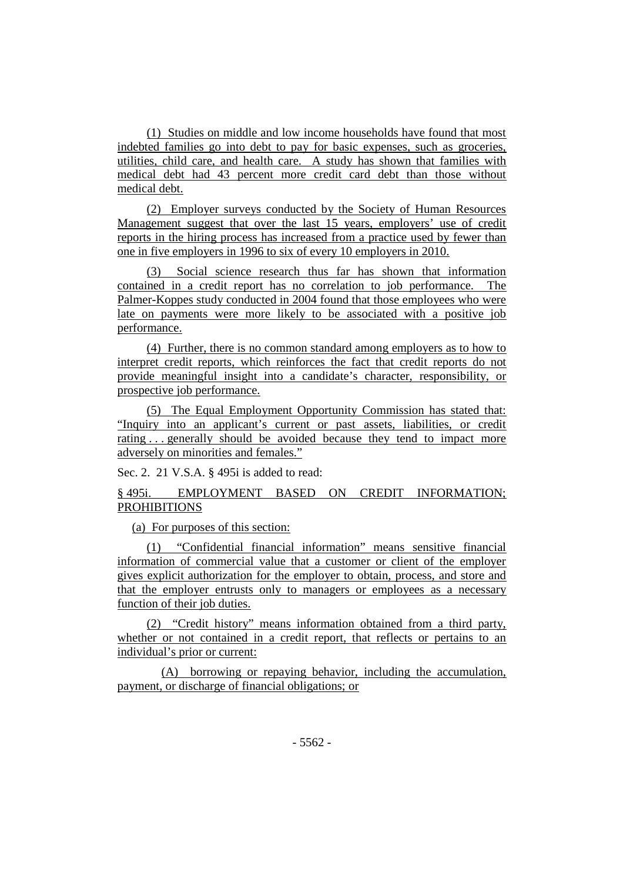(1) Studies on middle and low income households have found that most indebted families go into debt to pay for basic expenses, such as groceries, utilities, child care, and health care. A study has shown that families with medical debt had 43 percent more credit card debt than those without medical debt.

(2) Employer surveys conducted by the Society of Human Resources Management suggest that over the last 15 years, employers' use of credit reports in the hiring process has increased from a practice used by fewer than one in five employers in 1996 to six of every 10 employers in 2010.

(3) Social science research thus far has shown that information contained in a credit report has no correlation to job performance. The Palmer-Koppes study conducted in 2004 found that those employees who were late on payments were more likely to be associated with a positive job performance.

(4) Further, there is no common standard among employers as to how to interpret credit reports, which reinforces the fact that credit reports do not provide meaningful insight into a candidate's character, responsibility, or prospective job performance.

(5) The Equal Employment Opportunity Commission has stated that: "Inquiry into an applicant's current or past assets, liabilities, or credit rating . . . generally should be avoided because they tend to impact more adversely on minorities and females."

Sec. 2. 21 V.S.A. § 495i is added to read:

§ 495i. EMPLOYMENT BASED ON CREDIT INFORMATION; PROHIBITIONS

(a) For purposes of this section:

(1) "Confidential financial information" means sensitive financial information of commercial value that a customer or client of the employer gives explicit authorization for the employer to obtain, process, and store and that the employer entrusts only to managers or employees as a necessary function of their job duties.

(2) "Credit history" means information obtained from a third party, whether or not contained in a credit report, that reflects or pertains to an individual's prior or current:

(A) borrowing or repaying behavior, including the accumulation, payment, or discharge of financial obligations; or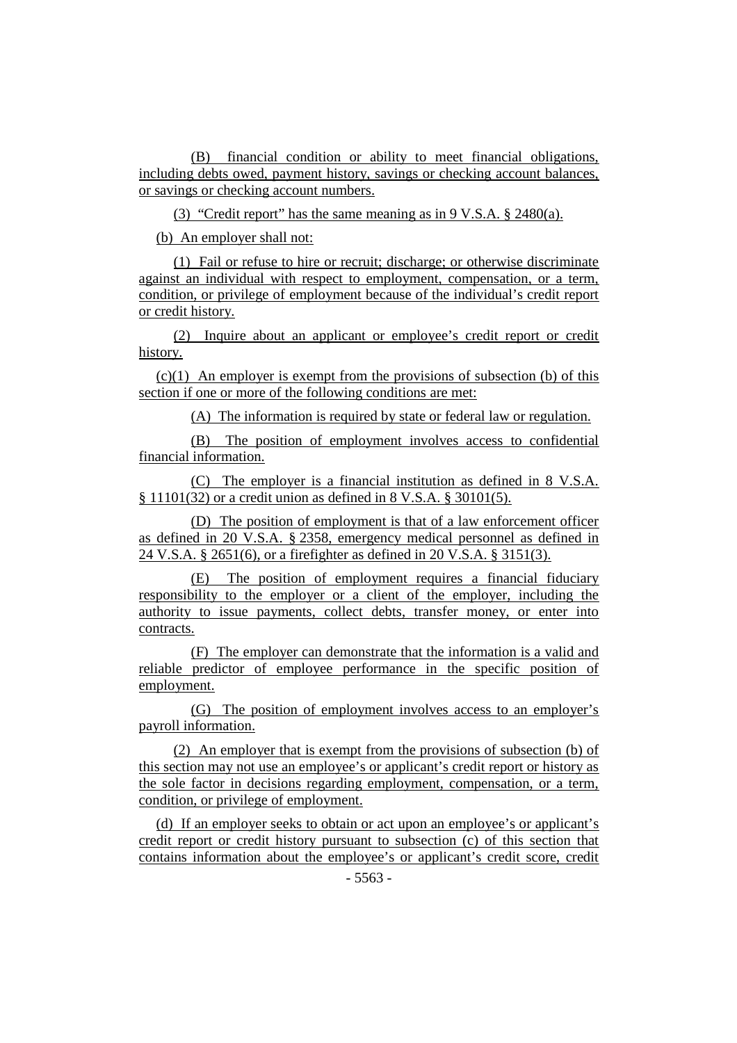(B) financial condition or ability to meet financial obligations, including debts owed, payment history, savings or checking account balances, or savings or checking account numbers.

(3) "Credit report" has the same meaning as in 9 V.S.A. § 2480(a).

(b) An employer shall not:

(1) Fail or refuse to hire or recruit; discharge; or otherwise discriminate against an individual with respect to employment, compensation, or a term, condition, or privilege of employment because of the individual's credit report or credit history.

(2) Inquire about an applicant or employee's credit report or credit history.

(c)(1) An employer is exempt from the provisions of subsection (b) of this section if one or more of the following conditions are met:

(A) The information is required by state or federal law or regulation.

(B) The position of employment involves access to confidential financial information.

(C) The employer is a financial institution as defined in 8 V.S.A. § 11101(32) or a credit union as defined in 8 V.S.A. § 30101(5).

(D) The position of employment is that of a law enforcement officer as defined in 20 V.S.A. § 2358, emergency medical personnel as defined in 24 V.S.A. § 2651(6), or a firefighter as defined in 20 V.S.A. § 3151(3).

(E) The position of employment requires a financial fiduciary responsibility to the employer or a client of the employer, including the authority to issue payments, collect debts, transfer money, or enter into contracts.

(F) The employer can demonstrate that the information is a valid and reliable predictor of employee performance in the specific position of employment.

(G) The position of employment involves access to an employer's payroll information.

(2) An employer that is exempt from the provisions of subsection (b) of this section may not use an employee's or applicant's credit report or history as the sole factor in decisions regarding employment, compensation, or a term, condition, or privilege of employment.

(d) If an employer seeks to obtain or act upon an employee's or applicant's credit report or credit history pursuant to subsection (c) of this section that contains information about the employee's or applicant's credit score, credit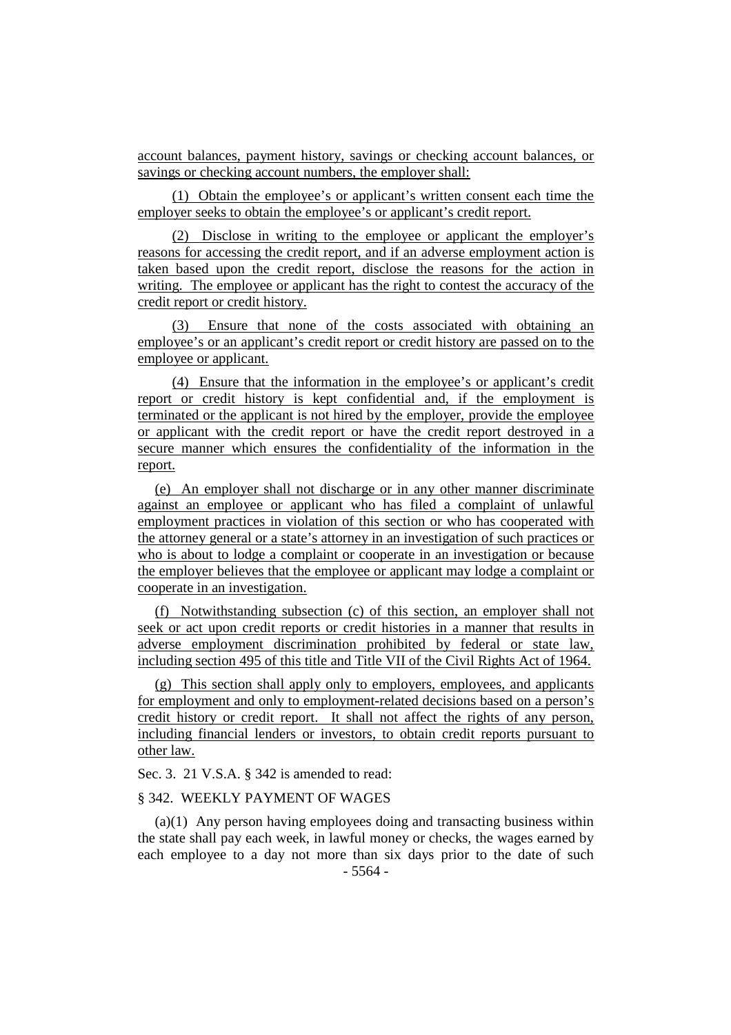account balances, payment history, savings or checking account balances, or savings or checking account numbers, the employer shall:

(1) Obtain the employee's or applicant's written consent each time the employer seeks to obtain the employee's or applicant's credit report.

(2) Disclose in writing to the employee or applicant the employer's reasons for accessing the credit report, and if an adverse employment action is taken based upon the credit report, disclose the reasons for the action in writing. The employee or applicant has the right to contest the accuracy of the credit report or credit history.

(3) Ensure that none of the costs associated with obtaining an employee's or an applicant's credit report or credit history are passed on to the employee or applicant.

(4) Ensure that the information in the employee's or applicant's credit report or credit history is kept confidential and, if the employment is terminated or the applicant is not hired by the employer, provide the employee or applicant with the credit report or have the credit report destroyed in a secure manner which ensures the confidentiality of the information in the report.

(e) An employer shall not discharge or in any other manner discriminate against an employee or applicant who has filed a complaint of unlawful employment practices in violation of this section or who has cooperated with the attorney general or a state's attorney in an investigation of such practices or who is about to lodge a complaint or cooperate in an investigation or because the employer believes that the employee or applicant may lodge a complaint or cooperate in an investigation.

(f) Notwithstanding subsection (c) of this section, an employer shall not seek or act upon credit reports or credit histories in a manner that results in adverse employment discrimination prohibited by federal or state law, including section 495 of this title and Title VII of the Civil Rights Act of 1964.

(g) This section shall apply only to employers, employees, and applicants for employment and only to employment-related decisions based on a person's credit history or credit report. It shall not affect the rights of any person, including financial lenders or investors, to obtain credit reports pursuant to other law.

Sec. 3. 21 V.S.A. § 342 is amended to read:

§ 342. WEEKLY PAYMENT OF WAGES

(a)(1) Any person having employees doing and transacting business within the state shall pay each week, in lawful money or checks, the wages earned by each employee to a day not more than six days prior to the date of such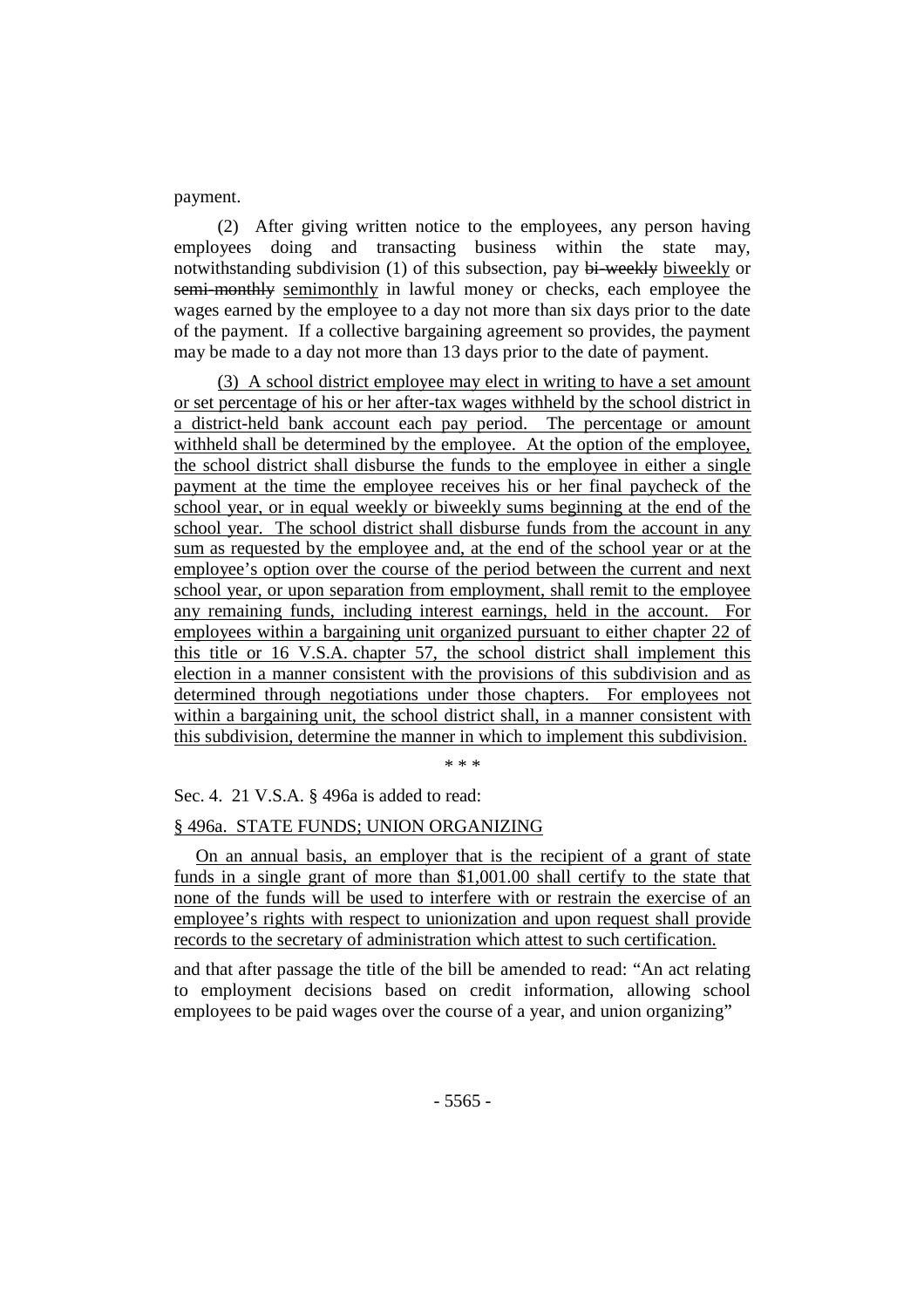payment.

(2) After giving written notice to the employees, any person having employees doing and transacting business within the state may, notwithstanding subdivision (1) of this subsection, pay ~~bi-weekly~~ biweekly or ~~semi-monthly~~ semimonthly in lawful money or checks, each employee the wages earned by the employee to a day not more than six days prior to the date of the payment. If a collective bargaining agreement so provides, the payment may be made to a day not more than 13 days prior to the date of payment.

(3) A school district employee may elect in writing to have a set amount or set percentage of his or her after-tax wages withheld by the school district in a district-held bank account each pay period. The percentage or amount withheld shall be determined by the employee. At the option of the employee, the school district shall disburse the funds to the employee in either a single payment at the time the employee receives his or her final paycheck of the school year, or in equal weekly or biweekly sums beginning at the end of the school year. The school district shall disburse funds from the account in any sum as requested by the employee and, at the end of the school year or at the employee's option over the course of the period between the current and next school year, or upon separation from employment, shall remit to the employee any remaining funds, including interest earnings, held in the account. For employees within a bargaining unit organized pursuant to either chapter 22 of this title or 16 V.S.A. chapter 57, the school district shall implement this election in a manner consistent with the provisions of this subdivision and as determined through negotiations under those chapters. For employees not within a bargaining unit, the school district shall, in a manner consistent with this subdivision, determine the manner in which to implement this subdivision.

\* \* \*

Sec. 4. 21 V.S.A. § 496a is added to read:

§ 496a. STATE FUNDS; UNION ORGANIZING

On an annual basis, an employer that is the recipient of a grant of state funds in a single grant of more than $1,001.00 shall certify to the state that none of the funds will be used to interfere with or restrain the exercise of an employee's rights with respect to unionization and upon request shall provide records to the secretary of administration which attest to such certification.

and that after passage the title of the bill be amended to read: "An act relating to employment decisions based on credit information, allowing school employees to be paid wages over the course of a year, and union organizing"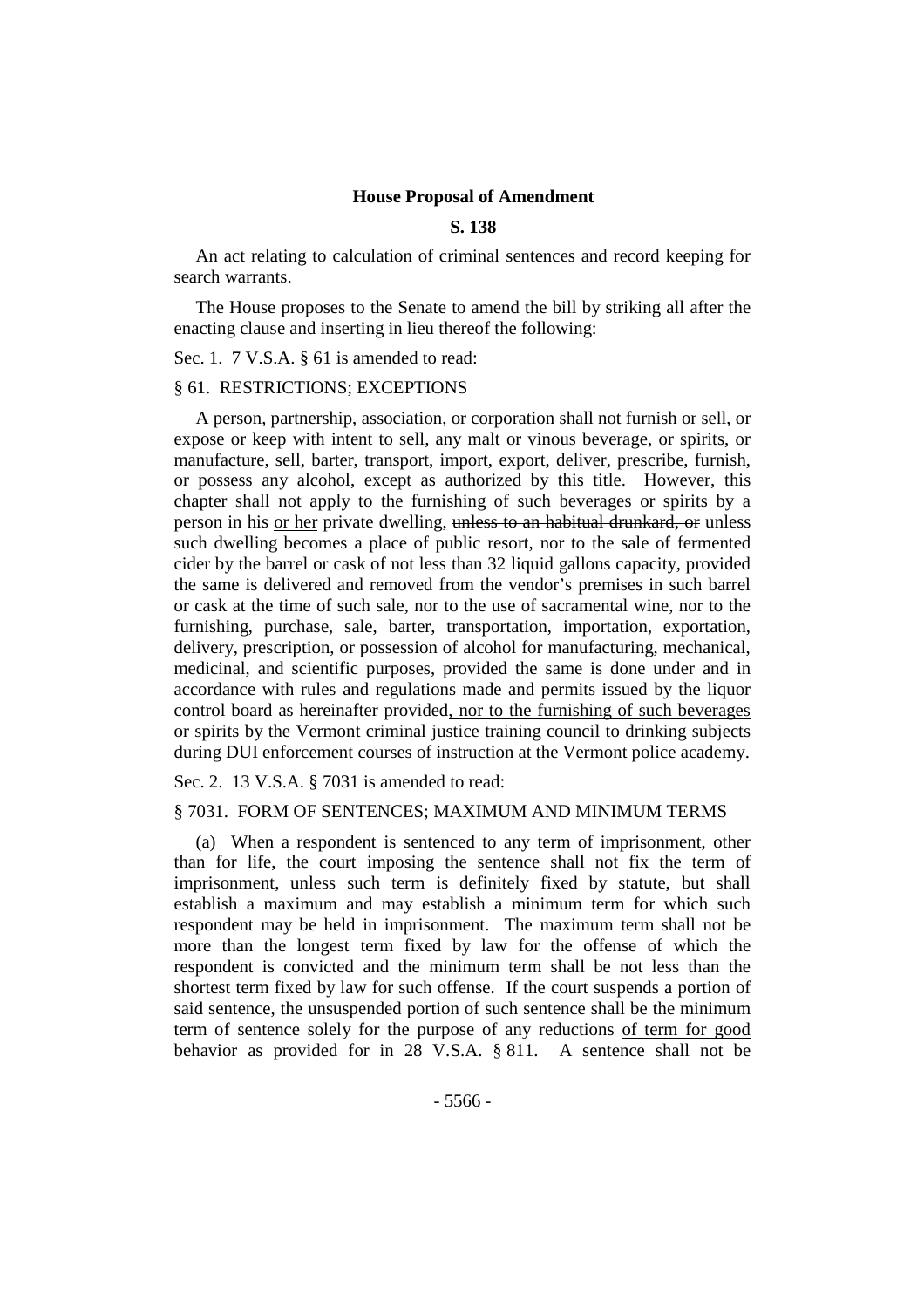**House Proposal of Amendment**

**S. 138**

An act relating to calculation of criminal sentences and record keeping for search warrants.

The House proposes to the Senate to amend the bill by striking all after the enacting clause and inserting in lieu thereof the following:

Sec. 1. 7 V.S.A. § 61 is amended to read:

§ 61. RESTRICTIONS; EXCEPTIONS

A person, partnership, association, or corporation shall not furnish or sell, or expose or keep with intent to sell, any malt or vinous beverage, or spirits, or manufacture, sell, barter, transport, import, export, deliver, prescribe, furnish, or possess any alcohol, except as authorized by this title. However, this chapter shall not apply to the furnishing of such beverages or spirits by a person in his or her private dwelling, ~~unless to an habitual drunkard, or~~ unless such dwelling becomes a place of public resort, nor to the sale of fermented cider by the barrel or cask of not less than 32 liquid gallons capacity, provided the same is delivered and removed from the vendor's premises in such barrel or cask at the time of such sale, nor to the use of sacramental wine, nor to the furnishing, purchase, sale, barter, transportation, importation, exportation, delivery, prescription, or possession of alcohol for manufacturing, mechanical, medicinal, and scientific purposes, provided the same is done under and in accordance with rules and regulations made and permits issued by the liquor control board as hereinafter provided, nor to the furnishing of such beverages or spirits by the Vermont criminal justice training council to drinking subjects during DUI enforcement courses of instruction at the Vermont police academy.

Sec. 2. 13 V.S.A. § 7031 is amended to read:

§ 7031. FORM OF SENTENCES; MAXIMUM AND MINIMUM TERMS

(a) When a respondent is sentenced to any term of imprisonment, other than for life, the court imposing the sentence shall not fix the term of imprisonment, unless such term is definitely fixed by statute, but shall establish a maximum and may establish a minimum term for which such respondent may be held in imprisonment. The maximum term shall not be more than the longest term fixed by law for the offense of which the respondent is convicted and the minimum term shall be not less than the shortest term fixed by law for such offense. If the court suspends a portion of said sentence, the unsuspended portion of such sentence shall be the minimum term of sentence solely for the purpose of any reductions of term for good behavior as provided for in 28 V.S.A. § 811. A sentence shall not be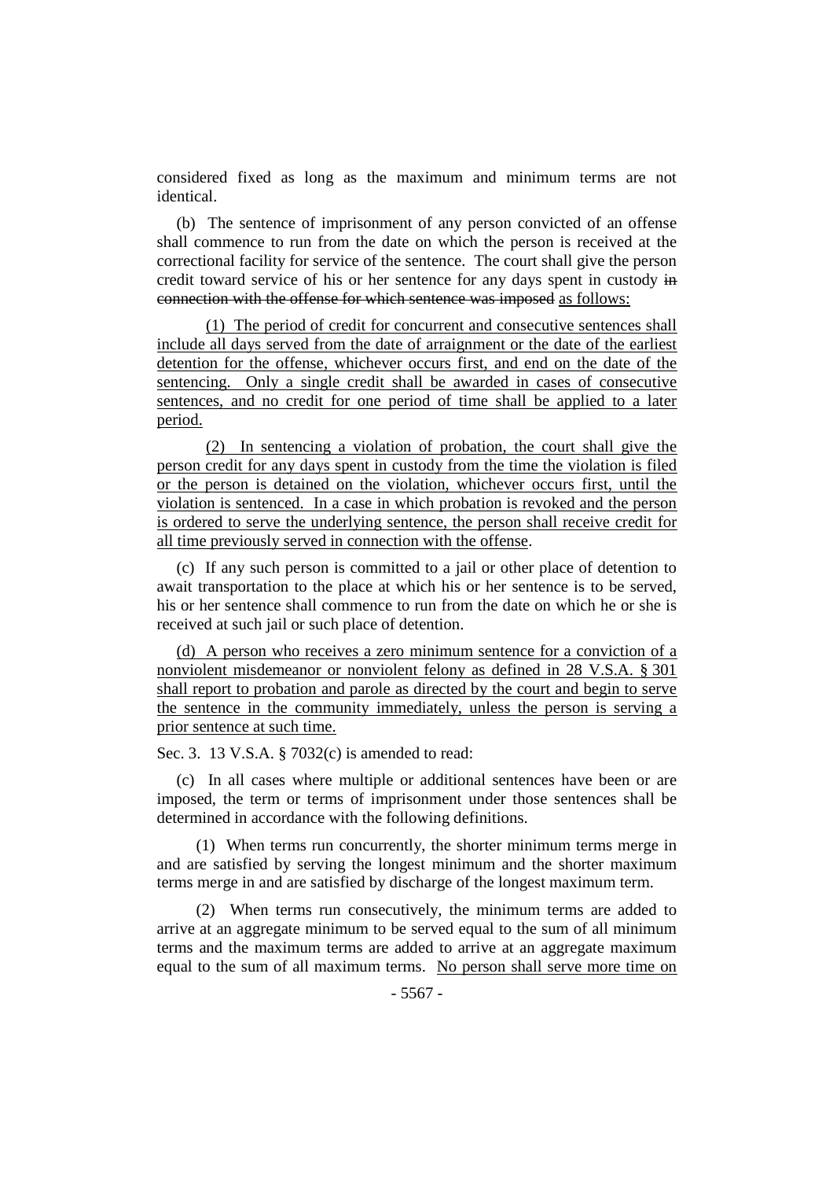considered fixed as long as the maximum and minimum terms are not identical.

(b) The sentence of imprisonment of any person convicted of an offense shall commence to run from the date on which the person is received at the correctional facility for service of the sentence. The court shall give the person credit toward service of his or her sentence for any days spent in custody ~~in connection with the offense for which sentence was imposed~~ <u>as follows:</u>

<u>(1) The period of credit for concurrent and consecutive sentences shall include all days served from the date of arraignment or the date of the earliest detention for the offense, whichever occurs first, and end on the date of the sentencing. Only a single credit shall be awarded in cases of consecutive sentences, and no credit for one period of time shall be applied to a later period.</u>

<u>(2) In sentencing a violation of probation, the court shall give the person credit for any days spent in custody from the time the violation is filed or the person is detained on the violation, whichever occurs first, until the violation is sentenced. In a case in which probation is revoked and the person is ordered to serve the underlying sentence, the person shall receive credit for all time previously served in connection with the offense</u>.

(c) If any such person is committed to a jail or other place of detention to await transportation to the place at which his or her sentence is to be served, his or her sentence shall commence to run from the date on which he or she is received at such jail or such place of detention.

<u>(d) A person who receives a zero minimum sentence for a conviction of a nonviolent misdemeanor or nonviolent felony as defined in 28 V.S.A. § 301 shall report to probation and parole as directed by the court and begin to serve the sentence in the community immediately, unless the person is serving a prior sentence at such time.</u>

Sec. 3. 13 V.S.A. § 7032(c) is amended to read:

(c) In all cases where multiple or additional sentences have been or are imposed, the term or terms of imprisonment under those sentences shall be determined in accordance with the following definitions.

(1) When terms run concurrently, the shorter minimum terms merge in and are satisfied by serving the longest minimum and the shorter maximum terms merge in and are satisfied by discharge of the longest maximum term.

(2) When terms run consecutively, the minimum terms are added to arrive at an aggregate minimum to be served equal to the sum of all minimum terms and the maximum terms are added to arrive at an aggregate maximum equal to the sum of all maximum terms. <u>No person shall serve more time on</u>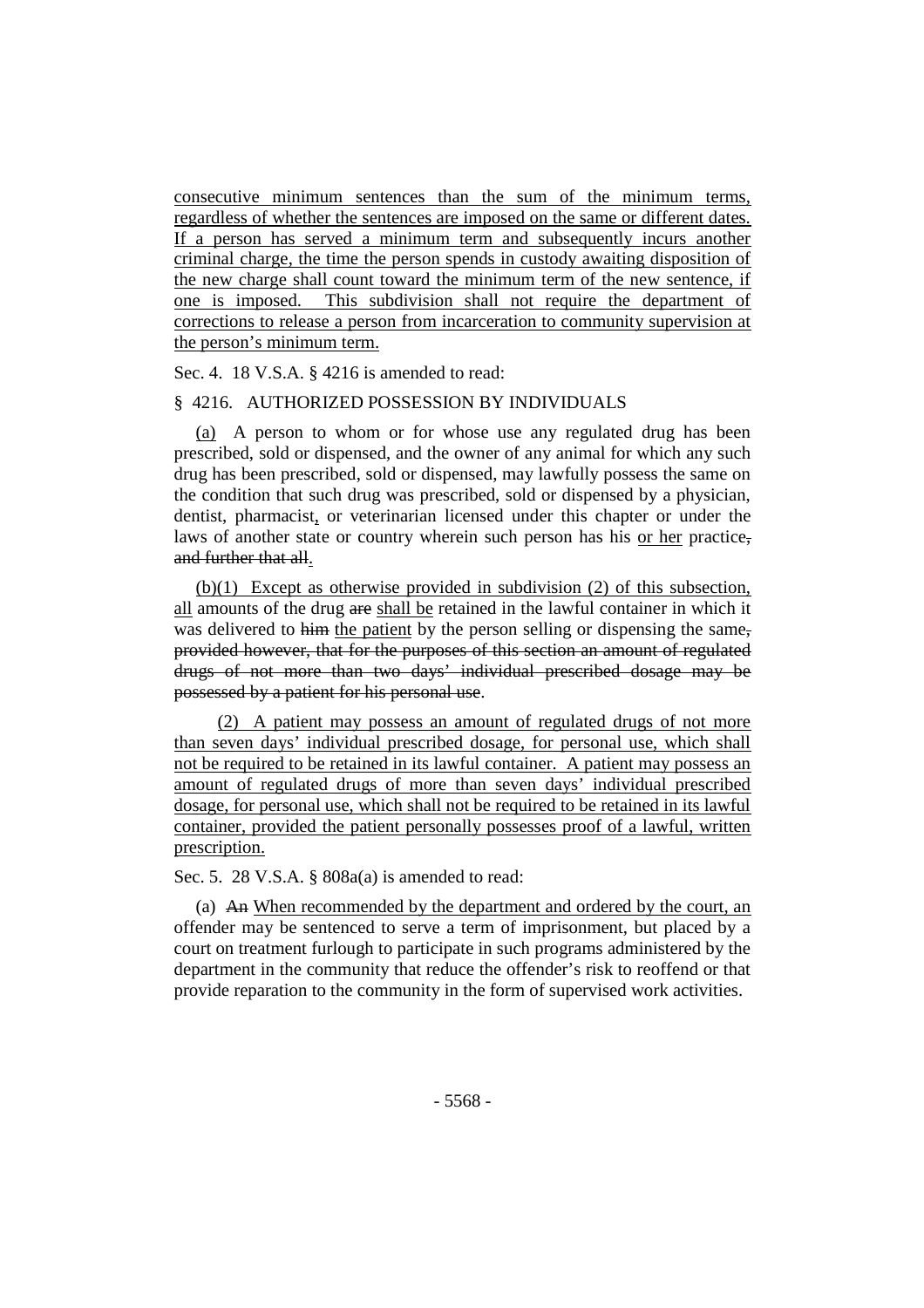consecutive minimum sentences than the sum of the minimum terms, regardless of whether the sentences are imposed on the same or different dates. If a person has served a minimum term and subsequently incurs another criminal charge, the time the person spends in custody awaiting disposition of the new charge shall count toward the minimum term of the new sentence, if one is imposed. This subdivision shall not require the department of corrections to release a person from incarceration to community supervision at the person's minimum term.

Sec. 4. 18 V.S.A. § 4216 is amended to read:

§ 4216. AUTHORIZED POSSESSION BY INDIVIDUALS

(a) A person to whom or for whose use any regulated drug has been prescribed, sold or dispensed, and the owner of any animal for which any such drug has been prescribed, sold or dispensed, may lawfully possess the same on the condition that such drug was prescribed, sold or dispensed by a physician, dentist, pharmacist, or veterinarian licensed under this chapter or under the laws of another state or country wherein such person has his or her practice, ~~and further that all~~.

(b)(1) Except as otherwise provided in subdivision (2) of this subsection, all amounts of the drug ~~are~~ shall be retained in the lawful container in which it was delivered to ~~him~~ the patient by the person selling or dispensing the same~~, provided however, that for the purposes of this section an amount of regulated drugs of not more than two days' individual prescribed dosage may be possessed by a patient for his personal use~~.

(2) A patient may possess an amount of regulated drugs of not more than seven days' individual prescribed dosage, for personal use, which shall not be required to be retained in its lawful container. A patient may possess an amount of regulated drugs of more than seven days' individual prescribed dosage, for personal use, which shall not be required to be retained in its lawful container, provided the patient personally possesses proof of a lawful, written prescription.

Sec. 5. 28 V.S.A. § 808a(a) is amended to read:

(a) ~~An~~ When recommended by the department and ordered by the court, an offender may be sentenced to serve a term of imprisonment, but placed by a court on treatment furlough to participate in such programs administered by the department in the community that reduce the offender's risk to reoffend or that provide reparation to the community in the form of supervised work activities.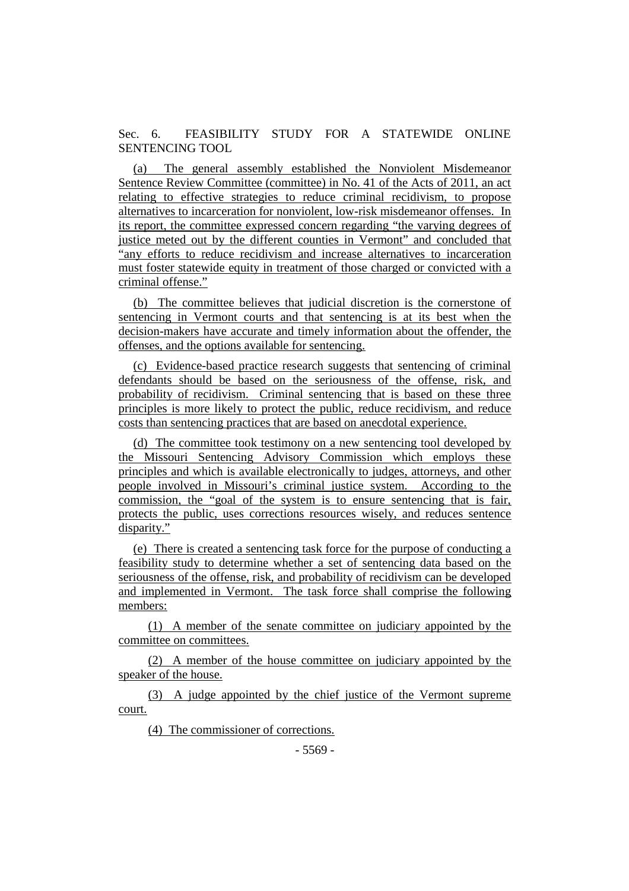Sec. 6. FEASIBILITY STUDY FOR A STATEWIDE ONLINE SENTENCING TOOL

(a) The general assembly established the Nonviolent Misdemeanor Sentence Review Committee (committee) in No. 41 of the Acts of 2011, an act relating to effective strategies to reduce criminal recidivism, to propose alternatives to incarceration for nonviolent, low-risk misdemeanor offenses. In its report, the committee expressed concern regarding "the varying degrees of justice meted out by the different counties in Vermont" and concluded that "any efforts to reduce recidivism and increase alternatives to incarceration must foster statewide equity in treatment of those charged or convicted with a criminal offense."

(b) The committee believes that judicial discretion is the cornerstone of sentencing in Vermont courts and that sentencing is at its best when the decision-makers have accurate and timely information about the offender, the offenses, and the options available for sentencing.

(c) Evidence-based practice research suggests that sentencing of criminal defendants should be based on the seriousness of the offense, risk, and probability of recidivism. Criminal sentencing that is based on these three principles is more likely to protect the public, reduce recidivism, and reduce costs than sentencing practices that are based on anecdotal experience.

(d) The committee took testimony on a new sentencing tool developed by the Missouri Sentencing Advisory Commission which employs these principles and which is available electronically to judges, attorneys, and other people involved in Missouri's criminal justice system. According to the commission, the "goal of the system is to ensure sentencing that is fair, protects the public, uses corrections resources wisely, and reduces sentence disparity."

(e) There is created a sentencing task force for the purpose of conducting a feasibility study to determine whether a set of sentencing data based on the seriousness of the offense, risk, and probability of recidivism can be developed and implemented in Vermont. The task force shall comprise the following members:

(1) A member of the senate committee on judiciary appointed by the committee on committees.

(2) A member of the house committee on judiciary appointed by the speaker of the house.

(3) A judge appointed by the chief justice of the Vermont supreme court.

(4) The commissioner of corrections.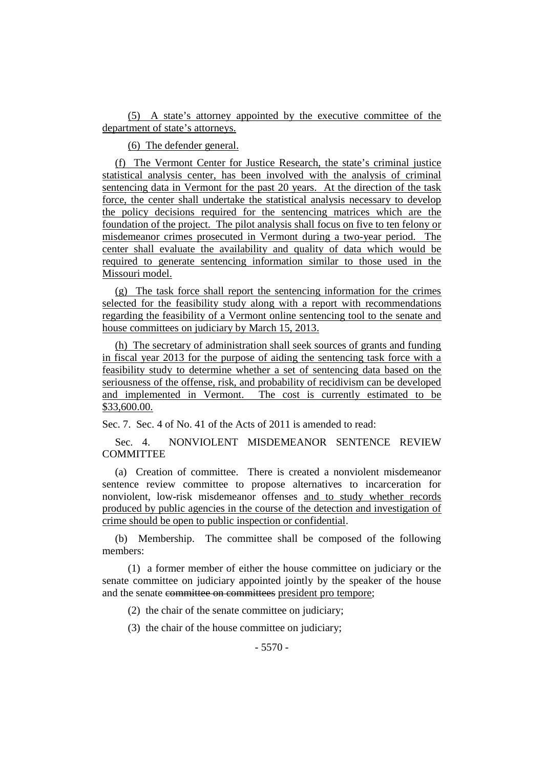(5) A state's attorney appointed by the executive committee of the department of state's attorneys.

(6) The defender general.

(f) The Vermont Center for Justice Research, the state's criminal justice statistical analysis center, has been involved with the analysis of criminal sentencing data in Vermont for the past 20 years. At the direction of the task force, the center shall undertake the statistical analysis necessary to develop the policy decisions required for the sentencing matrices which are the foundation of the project. The pilot analysis shall focus on five to ten felony or misdemeanor crimes prosecuted in Vermont during a two-year period. The center shall evaluate the availability and quality of data which would be required to generate sentencing information similar to those used in the Missouri model.

(g) The task force shall report the sentencing information for the crimes selected for the feasibility study along with a report with recommendations regarding the feasibility of a Vermont online sentencing tool to the senate and house committees on judiciary by March 15, 2013.

(h) The secretary of administration shall seek sources of grants and funding in fiscal year 2013 for the purpose of aiding the sentencing task force with a feasibility study to determine whether a set of sentencing data based on the seriousness of the offense, risk, and probability of recidivism can be developed and implemented in Vermont. The cost is currently estimated to be $33,600.00.

Sec. 7. Sec. 4 of No. 41 of the Acts of 2011 is amended to read:

Sec. 4. NONVIOLENT MISDEMEANOR SENTENCE REVIEW COMMITTEE

(a) Creation of committee. There is created a nonviolent misdemeanor sentence review committee to propose alternatives to incarceration for nonviolent, low-risk misdemeanor offenses and to study whether records produced by public agencies in the course of the detection and investigation of crime should be open to public inspection or confidential.

(b) Membership. The committee shall be composed of the following members:

(1) a former member of either the house committee on judiciary or the senate committee on judiciary appointed jointly by the speaker of the house and the senate ~~committee on committees~~ president pro tempore;

(2) the chair of the senate committee on judiciary;

(3) the chair of the house committee on judiciary;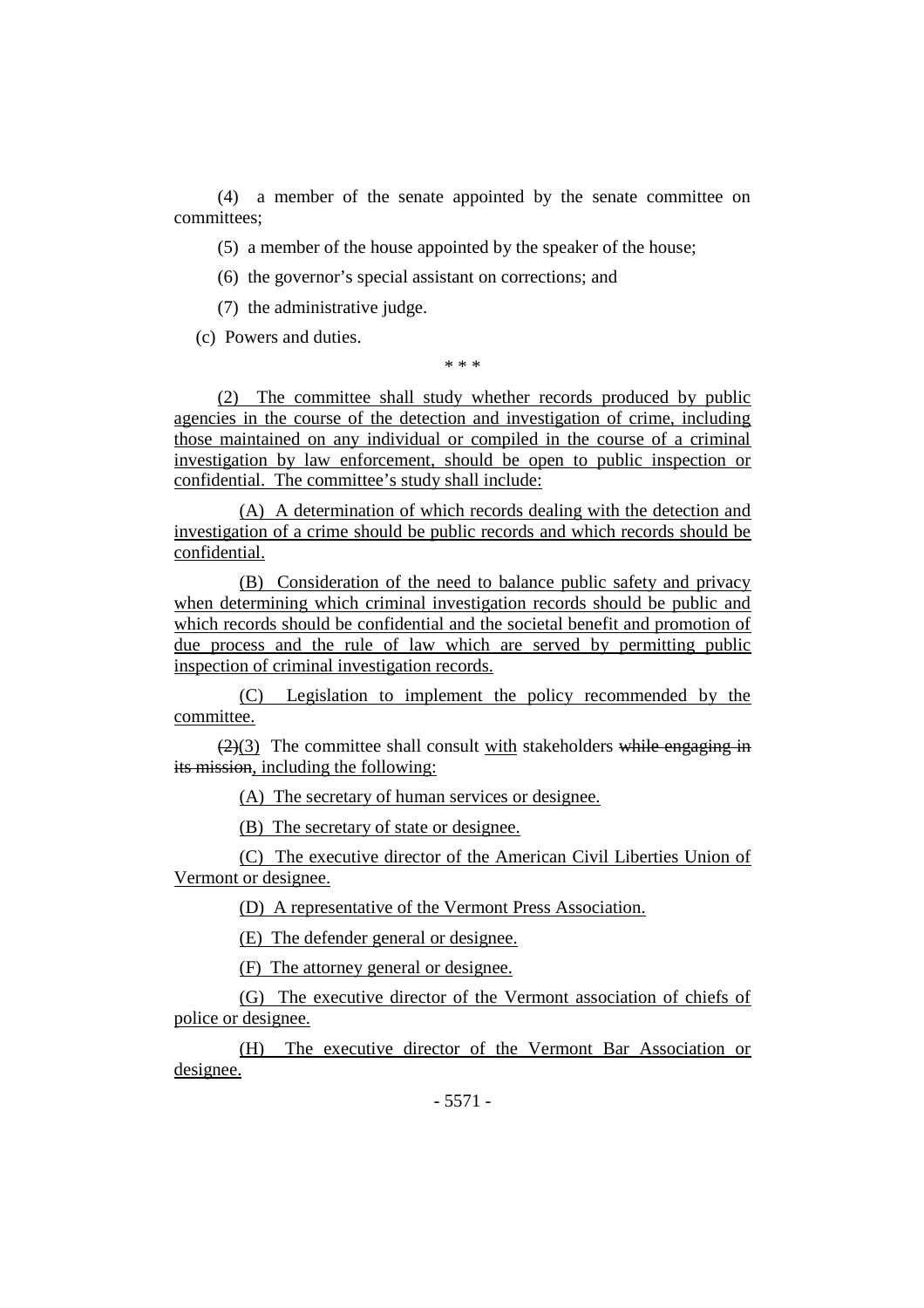(4) a member of the senate appointed by the senate committee on committees;

(5) a member of the house appointed by the speaker of the house;

(6) the governor's special assistant on corrections; and

(7) the administrative judge.

(c) Powers and duties.

\* \* \*

<u>(2) The committee shall study whether records produced by public agencies in the course of the detection and investigation of crime, including those maintained on any individual or compiled in the course of a criminal investigation by law enforcement, should be open to public inspection or confidential. The committee's study shall include:</u>

<u>(A) A determination of which records dealing with the detection and investigation of a crime should be public records and which records should be confidential.</u>

<u>(B) Consideration of the need to balance public safety and privacy when determining which criminal investigation records should be public and which records should be confidential and the societal benefit and promotion of due process and the rule of law which are served by permitting public inspection of criminal investigation records.</u>

<u>(C) Legislation to implement the policy recommended by the committee.</u>

~~(2)~~<u>(3)</u> The committee shall consult <u>with</u> stakeholders ~~while engaging in its mission~~<u>, including the following:</u>

<u>(A) The secretary of human services or designee.</u>

<u>(B) The secretary of state or designee.</u>

<u>(C) The executive director of the American Civil Liberties Union of Vermont or designee.</u>

<u>(D) A representative of the Vermont Press Association.</u>

<u>(E) The defender general or designee.</u>

<u>(F) The attorney general or designee.</u>

<u>(G) The executive director of the Vermont association of chiefs of police or designee.</u>

<u>(H) The executive director of the Vermont Bar Association or designee.</u>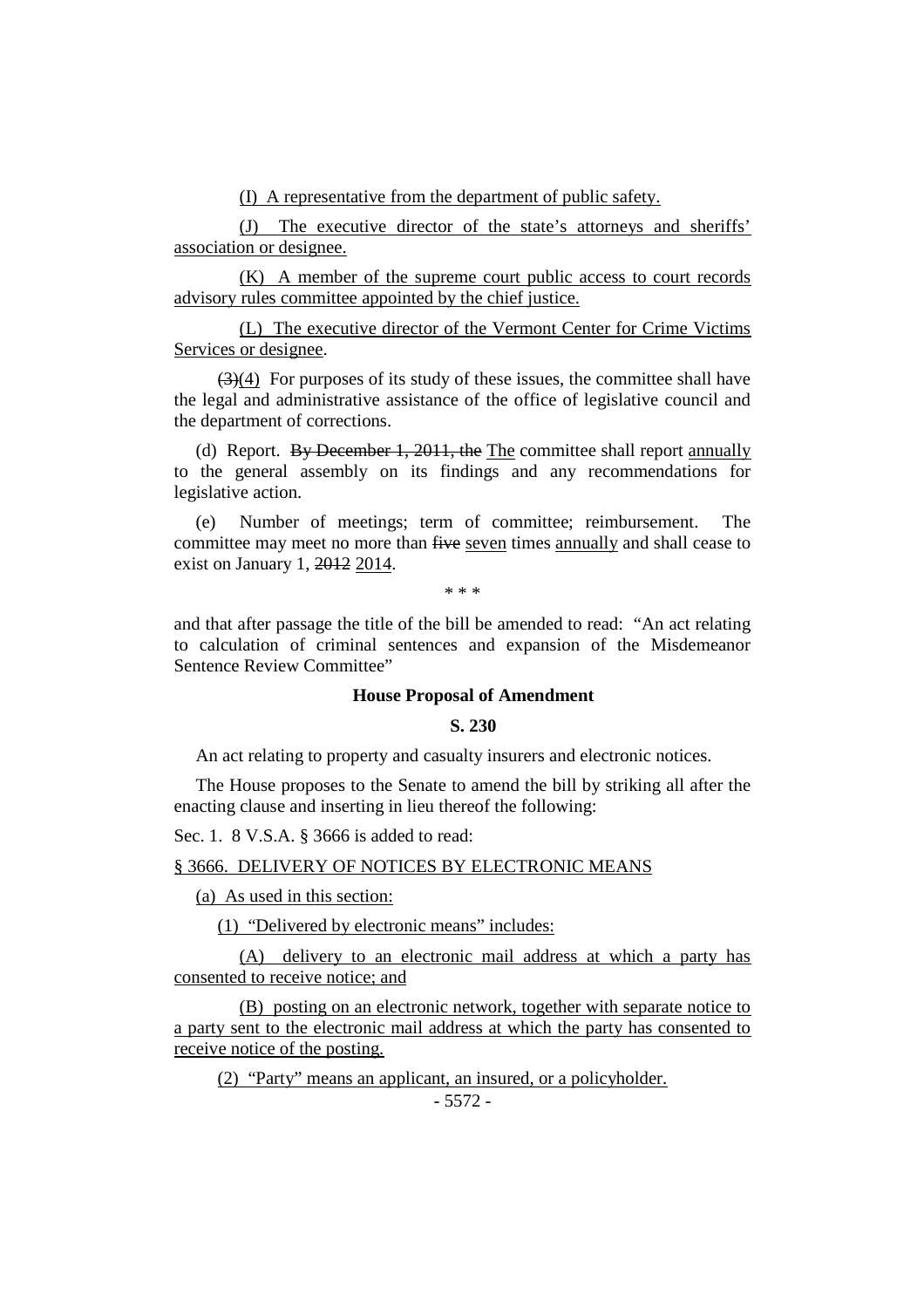(I) A representative from the department of public safety.

(J) The executive director of the state's attorneys and sheriffs' association or designee.

(K) A member of the supreme court public access to court records advisory rules committee appointed by the chief justice.

(L) The executive director of the Vermont Center for Crime Victims Services or designee.

~~(3)~~(4) For purposes of its study of these issues, the committee shall have the legal and administrative assistance of the office of legislative council and the department of corrections.

(d) Report. ~~By December 1, 2011, the~~ The committee shall report annually to the general assembly on its findings and any recommendations for legislative action.

(e) Number of meetings; term of committee; reimbursement. The committee may meet no more than ~~five~~ seven times annually and shall cease to exist on January 1, ~~2012~~ 2014.

\* \* \*

and that after passage the title of the bill be amended to read: "An act relating to calculation of criminal sentences and expansion of the Misdemeanor Sentence Review Committee"

**House Proposal of Amendment**

**S. 230**

An act relating to property and casualty insurers and electronic notices.

The House proposes to the Senate to amend the bill by striking all after the enacting clause and inserting in lieu thereof the following:

Sec. 1. 8 V.S.A. § 3666 is added to read:

§ 3666. DELIVERY OF NOTICES BY ELECTRONIC MEANS

(a) As used in this section:

(1) "Delivered by electronic means" includes:

(A) delivery to an electronic mail address at which a party has consented to receive notice; and

(B) posting on an electronic network, together with separate notice to a party sent to the electronic mail address at which the party has consented to receive notice of the posting.

(2) "Party" means an applicant, an insured, or a policyholder.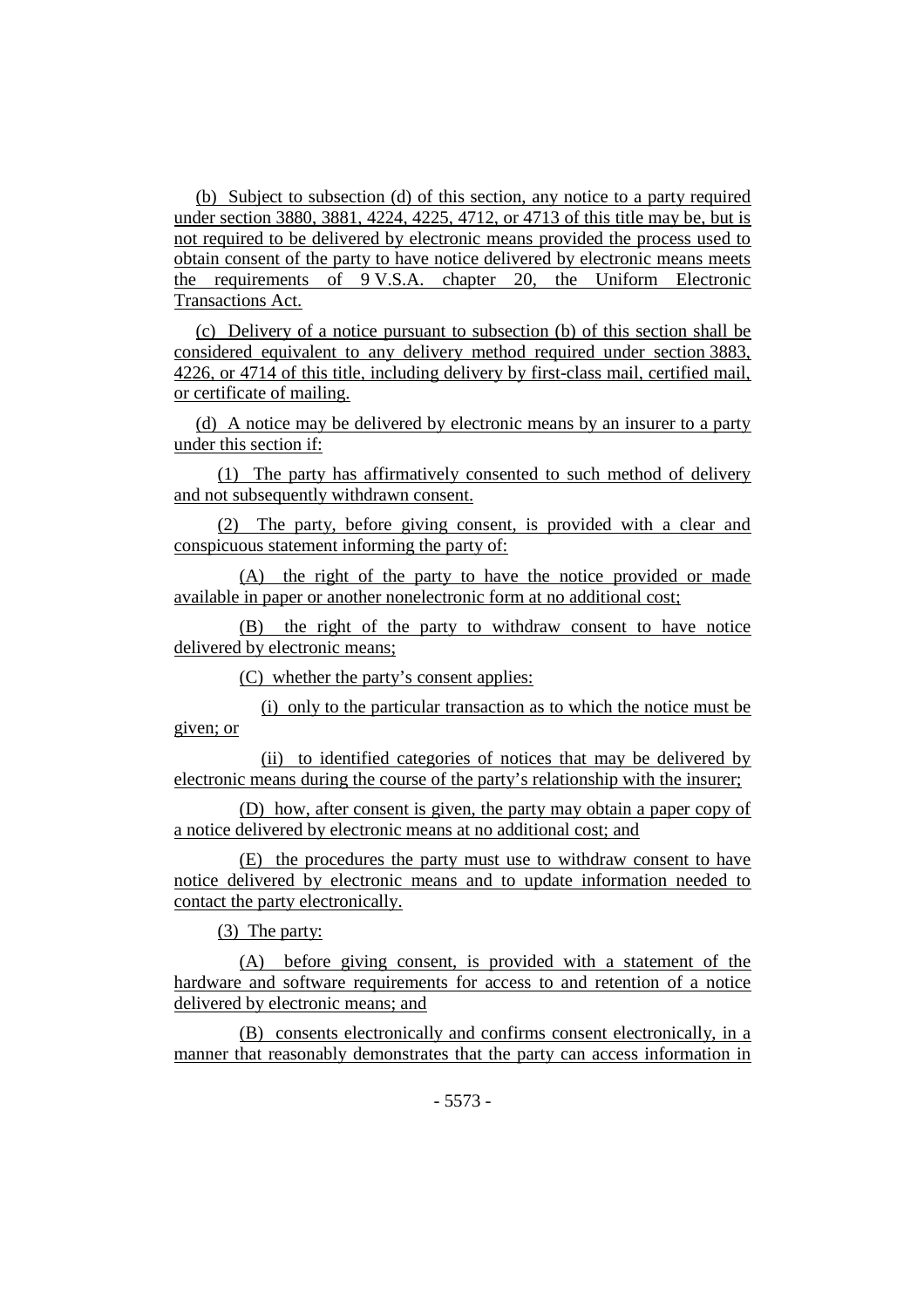(b) Subject to subsection (d) of this section, any notice to a party required under section 3880, 3881, 4224, 4225, 4712, or 4713 of this title may be, but is not required to be delivered by electronic means provided the process used to obtain consent of the party to have notice delivered by electronic means meets the requirements of 9 V.S.A. chapter 20, the Uniform Electronic Transactions Act.

(c) Delivery of a notice pursuant to subsection (b) of this section shall be considered equivalent to any delivery method required under section 3883, 4226, or 4714 of this title, including delivery by first-class mail, certified mail, or certificate of mailing.

(d) A notice may be delivered by electronic means by an insurer to a party under this section if:

(1) The party has affirmatively consented to such method of delivery and not subsequently withdrawn consent.

(2) The party, before giving consent, is provided with a clear and conspicuous statement informing the party of:

(A) the right of the party to have the notice provided or made available in paper or another nonelectronic form at no additional cost;

(B) the right of the party to withdraw consent to have notice delivered by electronic means;

(C) whether the party's consent applies:

(i) only to the particular transaction as to which the notice must be given; or

(ii) to identified categories of notices that may be delivered by electronic means during the course of the party's relationship with the insurer;

(D) how, after consent is given, the party may obtain a paper copy of a notice delivered by electronic means at no additional cost; and

(E) the procedures the party must use to withdraw consent to have notice delivered by electronic means and to update information needed to contact the party electronically.

(3) The party:

(A) before giving consent, is provided with a statement of the hardware and software requirements for access to and retention of a notice delivered by electronic means; and

(B) consents electronically and confirms consent electronically, in a manner that reasonably demonstrates that the party can access information in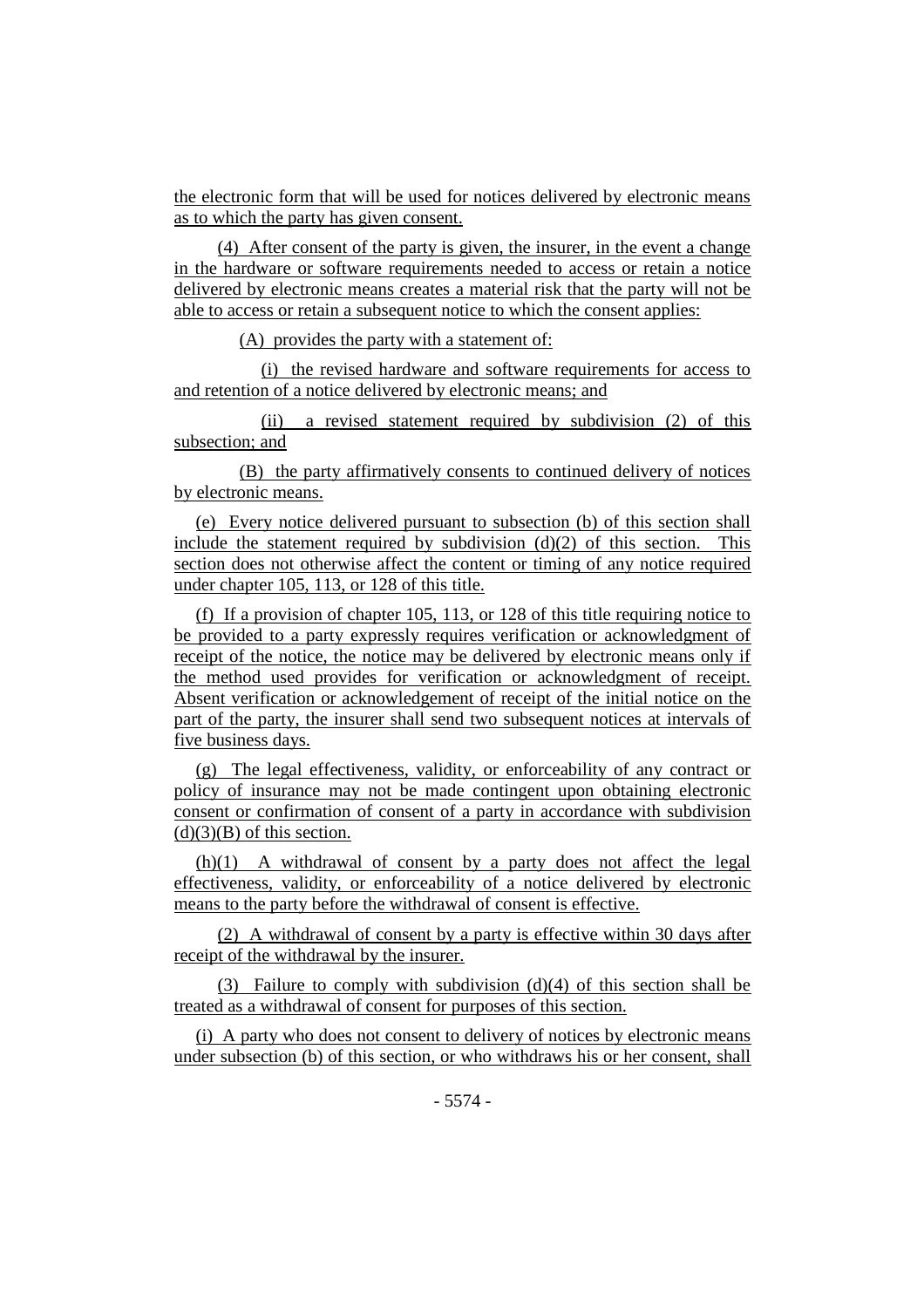the electronic form that will be used for notices delivered by electronic means as to which the party has given consent.

(4) After consent of the party is given, the insurer, in the event a change in the hardware or software requirements needed to access or retain a notice delivered by electronic means creates a material risk that the party will not be able to access or retain a subsequent notice to which the consent applies:

(A) provides the party with a statement of:

(i) the revised hardware and software requirements for access to and retention of a notice delivered by electronic means; and

(ii) a revised statement required by subdivision (2) of this subsection; and

(B) the party affirmatively consents to continued delivery of notices by electronic means.

(e) Every notice delivered pursuant to subsection (b) of this section shall include the statement required by subdivision (d)(2) of this section. This section does not otherwise affect the content or timing of any notice required under chapter 105, 113, or 128 of this title.

(f) If a provision of chapter 105, 113, or 128 of this title requiring notice to be provided to a party expressly requires verification or acknowledgment of receipt of the notice, the notice may be delivered by electronic means only if the method used provides for verification or acknowledgment of receipt. Absent verification or acknowledgement of receipt of the initial notice on the part of the party, the insurer shall send two subsequent notices at intervals of five business days.

(g) The legal effectiveness, validity, or enforceability of any contract or policy of insurance may not be made contingent upon obtaining electronic consent or confirmation of consent of a party in accordance with subdivision (d)(3)(B) of this section.

(h)(1) A withdrawal of consent by a party does not affect the legal effectiveness, validity, or enforceability of a notice delivered by electronic means to the party before the withdrawal of consent is effective.

(2) A withdrawal of consent by a party is effective within 30 days after receipt of the withdrawal by the insurer.

(3) Failure to comply with subdivision (d)(4) of this section shall be treated as a withdrawal of consent for purposes of this section.

(i) A party who does not consent to delivery of notices by electronic means under subsection (b) of this section, or who withdraws his or her consent, shall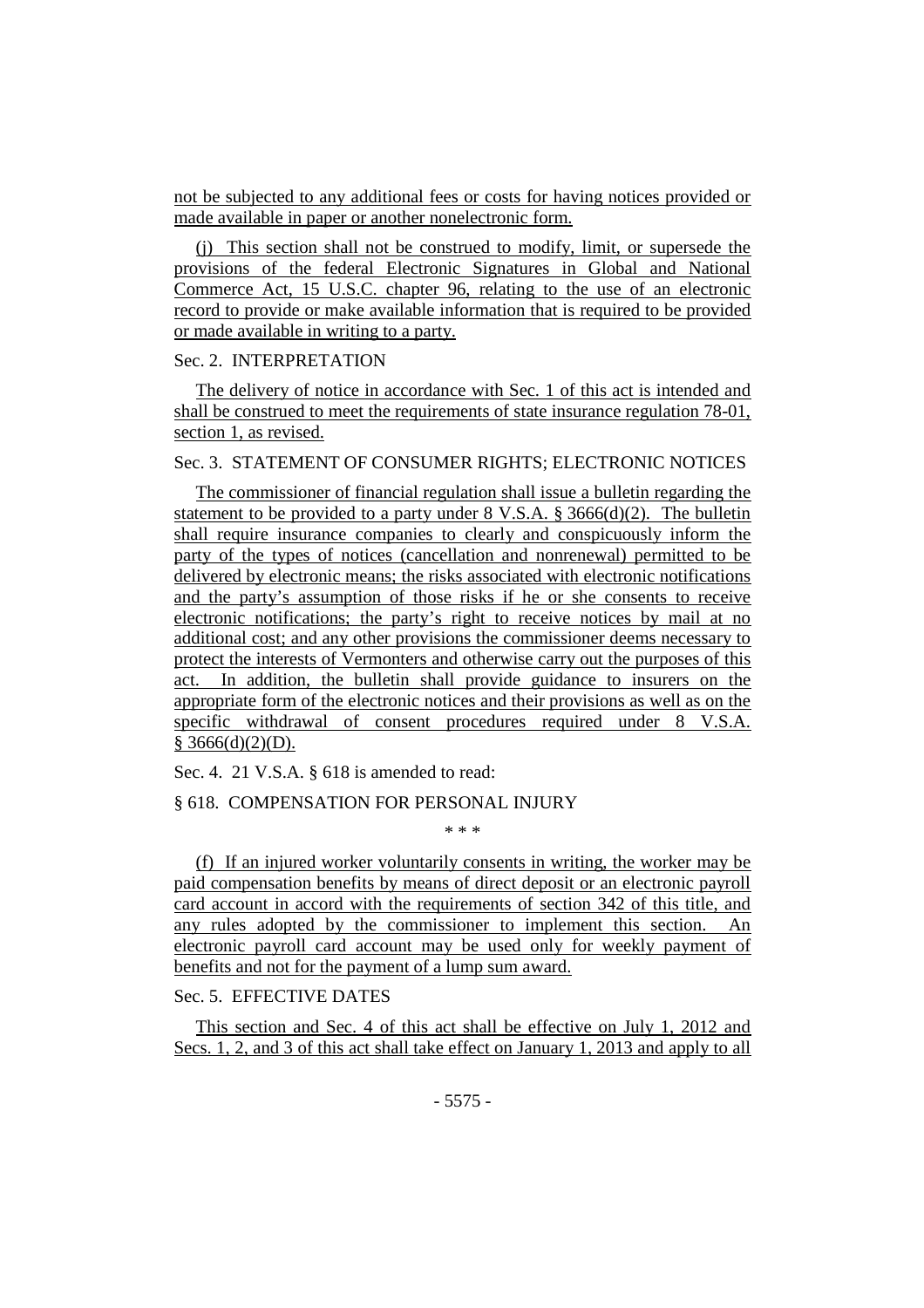not be subjected to any additional fees or costs for having notices provided or made available in paper or another nonelectronic form.

(j) This section shall not be construed to modify, limit, or supersede the provisions of the federal Electronic Signatures in Global and National Commerce Act, 15 U.S.C. chapter 96, relating to the use of an electronic record to provide or make available information that is required to be provided or made available in writing to a party.

Sec. 2. INTERPRETATION

The delivery of notice in accordance with Sec. 1 of this act is intended and shall be construed to meet the requirements of state insurance regulation 78-01, section 1, as revised.

Sec. 3. STATEMENT OF CONSUMER RIGHTS; ELECTRONIC NOTICES

The commissioner of financial regulation shall issue a bulletin regarding the statement to be provided to a party under 8 V.S.A. § 3666(d)(2). The bulletin shall require insurance companies to clearly and conspicuously inform the party of the types of notices (cancellation and nonrenewal) permitted to be delivered by electronic means; the risks associated with electronic notifications and the party's assumption of those risks if he or she consents to receive electronic notifications; the party's right to receive notices by mail at no additional cost; and any other provisions the commissioner deems necessary to protect the interests of Vermonters and otherwise carry out the purposes of this act. In addition, the bulletin shall provide guidance to insurers on the appropriate form of the electronic notices and their provisions as well as on the specific withdrawal of consent procedures required under 8 V.S.A. § 3666(d)(2)(D).

Sec. 4. 21 V.S.A. § 618 is amended to read:

§ 618. COMPENSATION FOR PERSONAL INJURY

\* \* \*

(f) If an injured worker voluntarily consents in writing, the worker may be paid compensation benefits by means of direct deposit or an electronic payroll card account in accord with the requirements of section 342 of this title, and any rules adopted by the commissioner to implement this section. An electronic payroll card account may be used only for weekly payment of benefits and not for the payment of a lump sum award.

Sec. 5. EFFECTIVE DATES

This section and Sec. 4 of this act shall be effective on July 1, 2012 and Secs. 1, 2, and 3 of this act shall take effect on January 1, 2013 and apply to all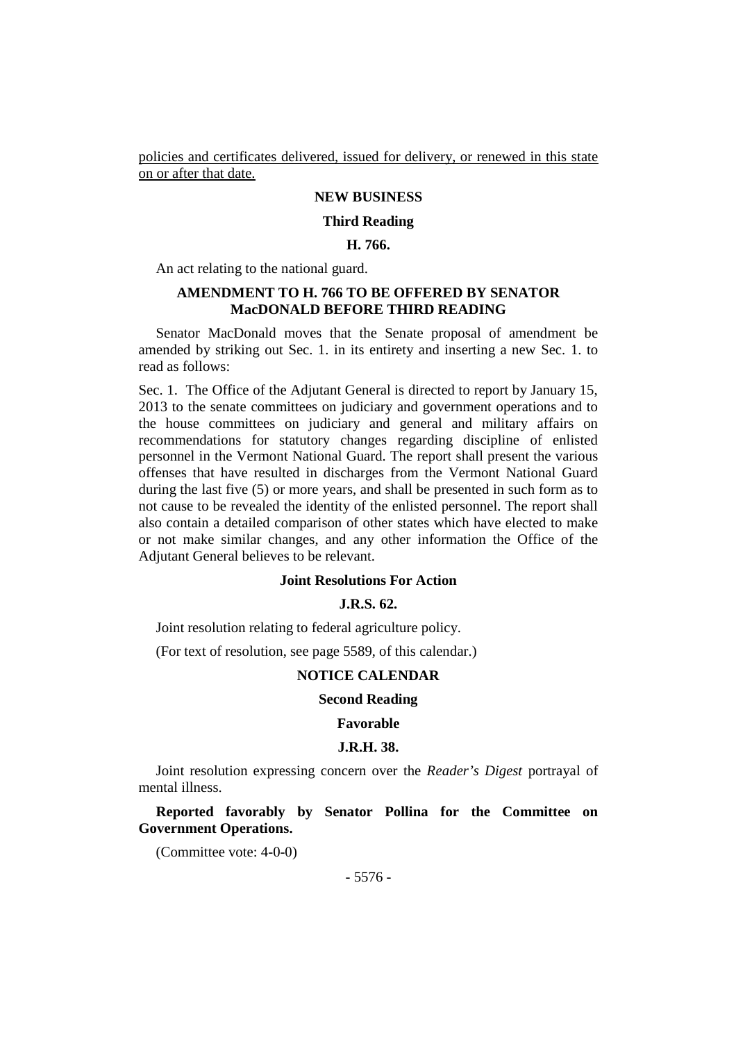<u>policies and certificates delivered, issued for delivery, or renewed in this state on or after that date.</u>

**NEW BUSINESS**

**Third Reading**

**H. 766.**

An act relating to the national guard.

**AMENDMENT TO H. 766 TO BE OFFERED BY SENATOR MacDONALD BEFORE THIRD READING**

Senator MacDonald moves that the Senate proposal of amendment be amended by striking out Sec. 1. in its entirety and inserting a new Sec. 1. to read as follows:

Sec. 1. The Office of the Adjutant General is directed to report by January 15, 2013 to the senate committees on judiciary and government operations and to the house committees on judiciary and general and military affairs on recommendations for statutory changes regarding discipline of enlisted personnel in the Vermont National Guard. The report shall present the various offenses that have resulted in discharges from the Vermont National Guard during the last five (5) or more years, and shall be presented in such form as to not cause to be revealed the identity of the enlisted personnel. The report shall also contain a detailed comparison of other states which have elected to make or not make similar changes, and any other information the Office of the Adjutant General believes to be relevant.

**Joint Resolutions For Action**

**J.R.S. 62.**

Joint resolution relating to federal agriculture policy.

(For text of resolution, see page 5589, of this calendar.)

**NOTICE CALENDAR**

**Second Reading**

**Favorable**

**J.R.H. 38.**

Joint resolution expressing concern over the *Reader's Digest* portrayal of mental illness.

**Reported favorably by Senator Pollina for the Committee on Government Operations.**

(Committee vote: 4-0-0)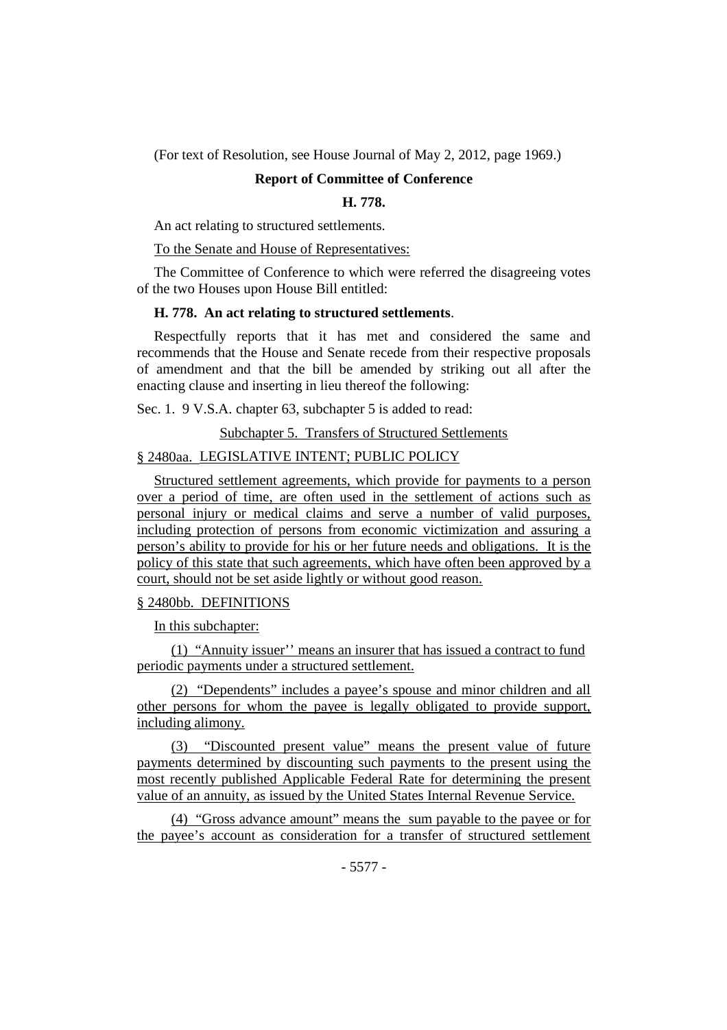(For text of Resolution, see House Journal of May 2, 2012, page 1969.)

**Report of Committee of Conference**

**H. 778.**

An act relating to structured settlements.

To the Senate and House of Representatives:

The Committee of Conference to which were referred the disagreeing votes of the two Houses upon House Bill entitled:

**H. 778. An act relating to structured settlements**.

Respectfully reports that it has met and considered the same and recommends that the House and Senate recede from their respective proposals of amendment and that the bill be amended by striking out all after the enacting clause and inserting in lieu thereof the following:

Sec. 1. 9 V.S.A. chapter 63, subchapter 5 is added to read:

Subchapter 5. Transfers of Structured Settlements

§ 2480aa. LEGISLATIVE INTENT; PUBLIC POLICY

Structured settlement agreements, which provide for payments to a person over a period of time, are often used in the settlement of actions such as personal injury or medical claims and serve a number of valid purposes, including protection of persons from economic victimization and assuring a person's ability to provide for his or her future needs and obligations. It is the policy of this state that such agreements, which have often been approved by a court, should not be set aside lightly or without good reason.

§ 2480bb. DEFINITIONS

In this subchapter:

(1) "Annuity issuer'' means an insurer that has issued a contract to fund periodic payments under a structured settlement.

(2) "Dependents" includes a payee's spouse and minor children and all other persons for whom the payee is legally obligated to provide support, including alimony.

(3) "Discounted present value" means the present value of future payments determined by discounting such payments to the present using the most recently published Applicable Federal Rate for determining the present value of an annuity, as issued by the United States Internal Revenue Service.

(4) "Gross advance amount" means the sum payable to the payee or for the payee's account as consideration for a transfer of structured settlement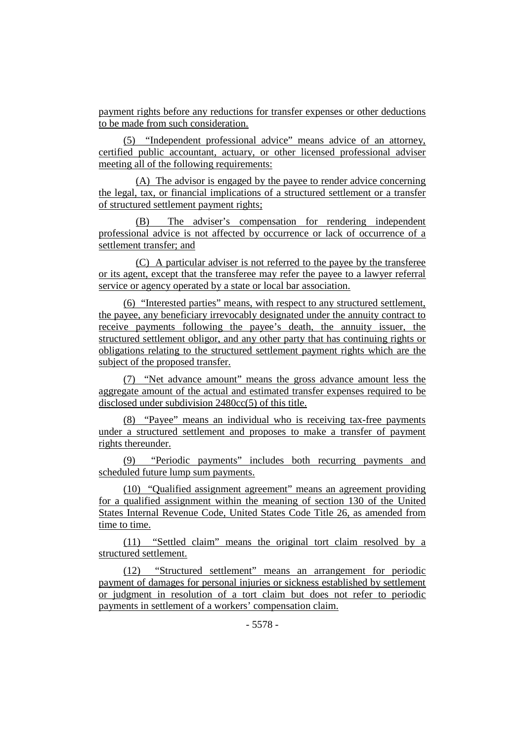payment rights before any reductions for transfer expenses or other deductions to be made from such consideration.

(5) "Independent professional advice" means advice of an attorney, certified public accountant, actuary, or other licensed professional adviser meeting all of the following requirements:

(A) The advisor is engaged by the payee to render advice concerning the legal, tax, or financial implications of a structured settlement or a transfer of structured settlement payment rights;

(B) The adviser's compensation for rendering independent professional advice is not affected by occurrence or lack of occurrence of a settlement transfer; and

(C) A particular adviser is not referred to the payee by the transferee or its agent, except that the transferee may refer the payee to a lawyer referral service or agency operated by a state or local bar association.

(6) "Interested parties" means, with respect to any structured settlement, the payee, any beneficiary irrevocably designated under the annuity contract to receive payments following the payee's death, the annuity issuer, the structured settlement obligor, and any other party that has continuing rights or obligations relating to the structured settlement payment rights which are the subject of the proposed transfer.

(7) "Net advance amount" means the gross advance amount less the aggregate amount of the actual and estimated transfer expenses required to be disclosed under subdivision 2480cc(5) of this title.

(8) "Payee" means an individual who is receiving tax-free payments under a structured settlement and proposes to make a transfer of payment rights thereunder.

(9) "Periodic payments" includes both recurring payments and scheduled future lump sum payments.

(10) "Qualified assignment agreement" means an agreement providing for a qualified assignment within the meaning of section 130 of the United States Internal Revenue Code, United States Code Title 26, as amended from time to time.

(11) "Settled claim" means the original tort claim resolved by a structured settlement.

(12) "Structured settlement" means an arrangement for periodic payment of damages for personal injuries or sickness established by settlement or judgment in resolution of a tort claim but does not refer to periodic payments in settlement of a workers' compensation claim.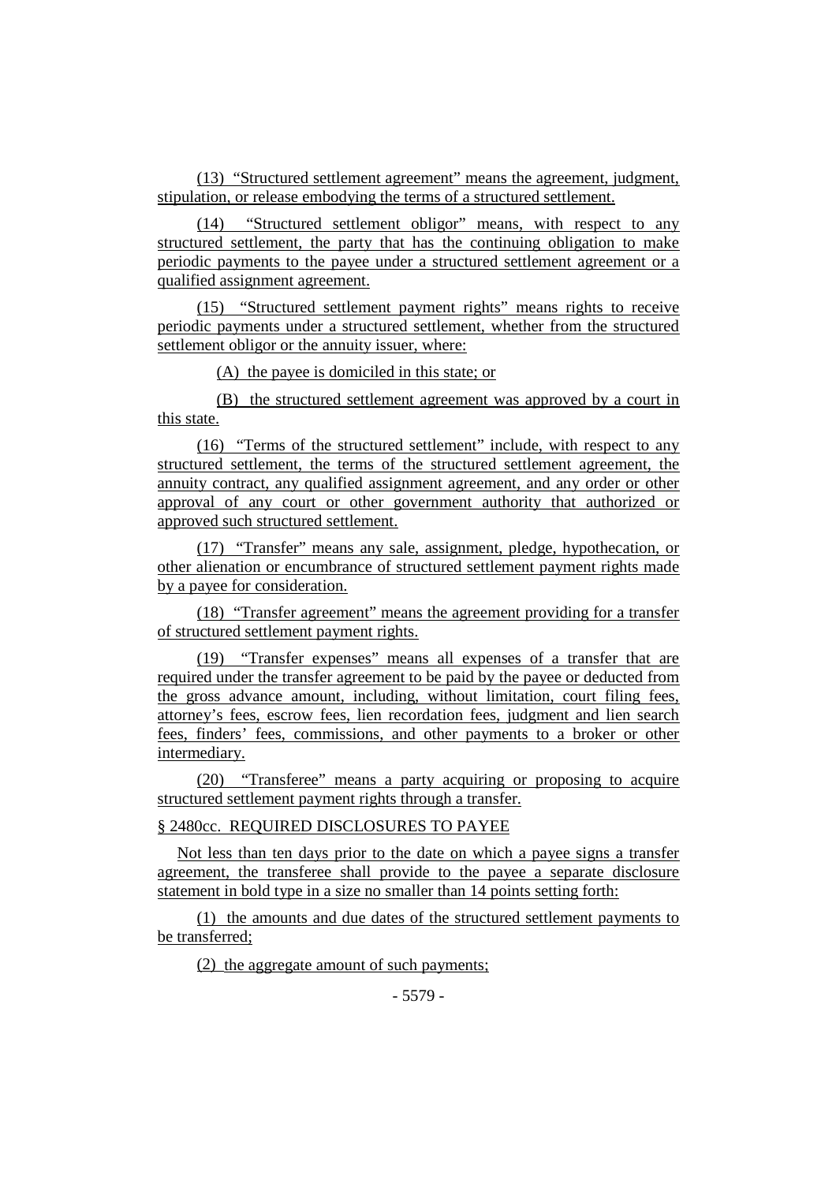(13) "Structured settlement agreement" means the agreement, judgment, stipulation, or release embodying the terms of a structured settlement.

(14) "Structured settlement obligor" means, with respect to any structured settlement, the party that has the continuing obligation to make periodic payments to the payee under a structured settlement agreement or a qualified assignment agreement.

(15) "Structured settlement payment rights" means rights to receive periodic payments under a structured settlement, whether from the structured settlement obligor or the annuity issuer, where:

(A) the payee is domiciled in this state; or

(B) the structured settlement agreement was approved by a court in this state.

(16) "Terms of the structured settlement" include, with respect to any structured settlement, the terms of the structured settlement agreement, the annuity contract, any qualified assignment agreement, and any order or other approval of any court or other government authority that authorized or approved such structured settlement.

(17) "Transfer" means any sale, assignment, pledge, hypothecation, or other alienation or encumbrance of structured settlement payment rights made by a payee for consideration.

(18) "Transfer agreement" means the agreement providing for a transfer of structured settlement payment rights.

(19) "Transfer expenses" means all expenses of a transfer that are required under the transfer agreement to be paid by the payee or deducted from the gross advance amount, including, without limitation, court filing fees, attorney's fees, escrow fees, lien recordation fees, judgment and lien search fees, finders' fees, commissions, and other payments to a broker or other intermediary.

(20) "Transferee" means a party acquiring or proposing to acquire structured settlement payment rights through a transfer.

§ 2480cc. REQUIRED DISCLOSURES TO PAYEE

Not less than ten days prior to the date on which a payee signs a transfer agreement, the transferee shall provide to the payee a separate disclosure statement in bold type in a size no smaller than 14 points setting forth:

(1) the amounts and due dates of the structured settlement payments to be transferred;

(2) the aggregate amount of such payments;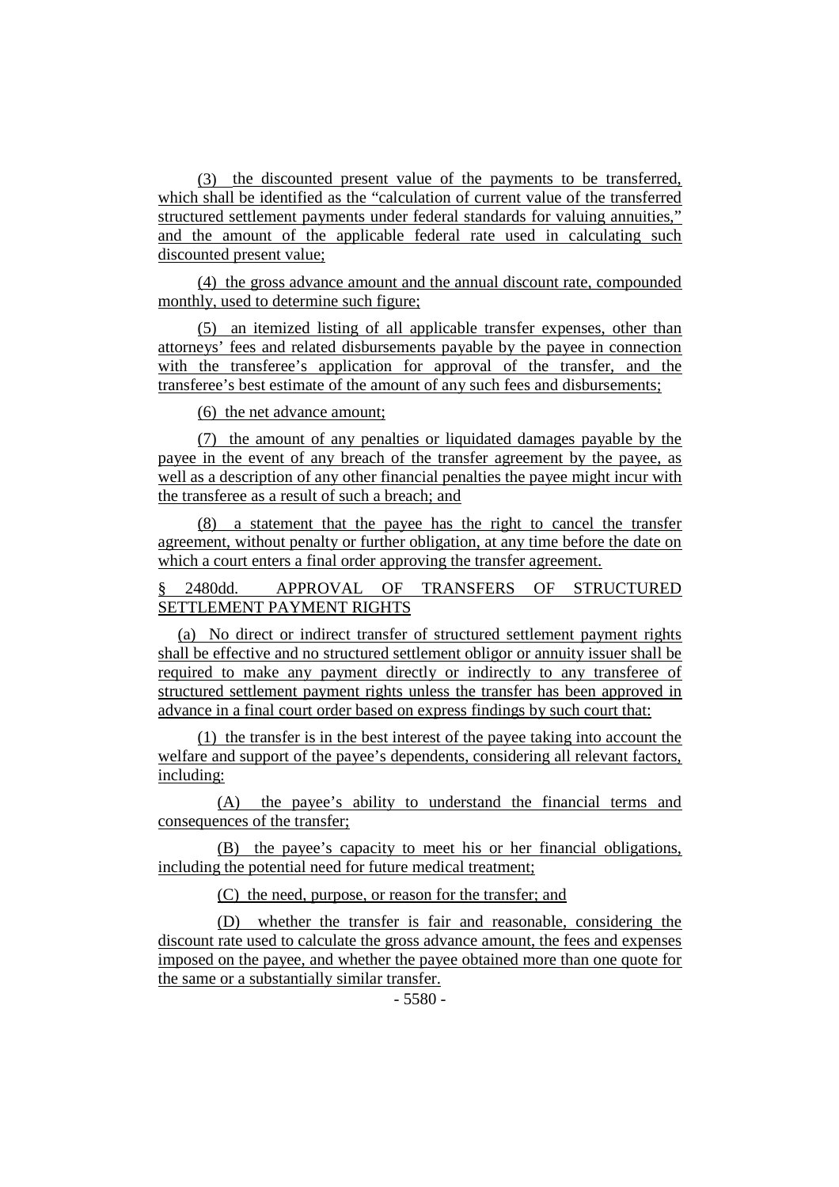(3) the discounted present value of the payments to be transferred, which shall be identified as the "calculation of current value of the transferred structured settlement payments under federal standards for valuing annuities," and the amount of the applicable federal rate used in calculating such discounted present value;

(4) the gross advance amount and the annual discount rate, compounded monthly, used to determine such figure;

(5) an itemized listing of all applicable transfer expenses, other than attorneys' fees and related disbursements payable by the payee in connection with the transferee's application for approval of the transfer, and the transferee's best estimate of the amount of any such fees and disbursements;

(6) the net advance amount;

(7) the amount of any penalties or liquidated damages payable by the payee in the event of any breach of the transfer agreement by the payee, as well as a description of any other financial penalties the payee might incur with the transferee as a result of such a breach; and

(8) a statement that the payee has the right to cancel the transfer agreement, without penalty or further obligation, at any time before the date on which a court enters a final order approving the transfer agreement.

§ 2480dd. APPROVAL OF TRANSFERS OF STRUCTURED SETTLEMENT PAYMENT RIGHTS

(a) No direct or indirect transfer of structured settlement payment rights shall be effective and no structured settlement obligor or annuity issuer shall be required to make any payment directly or indirectly to any transferee of structured settlement payment rights unless the transfer has been approved in advance in a final court order based on express findings by such court that:

(1) the transfer is in the best interest of the payee taking into account the welfare and support of the payee's dependents, considering all relevant factors, including:

(A) the payee's ability to understand the financial terms and consequences of the transfer;

(B) the payee's capacity to meet his or her financial obligations, including the potential need for future medical treatment;

(C) the need, purpose, or reason for the transfer; and

(D) whether the transfer is fair and reasonable, considering the discount rate used to calculate the gross advance amount, the fees and expenses imposed on the payee, and whether the payee obtained more than one quote for the same or a substantially similar transfer.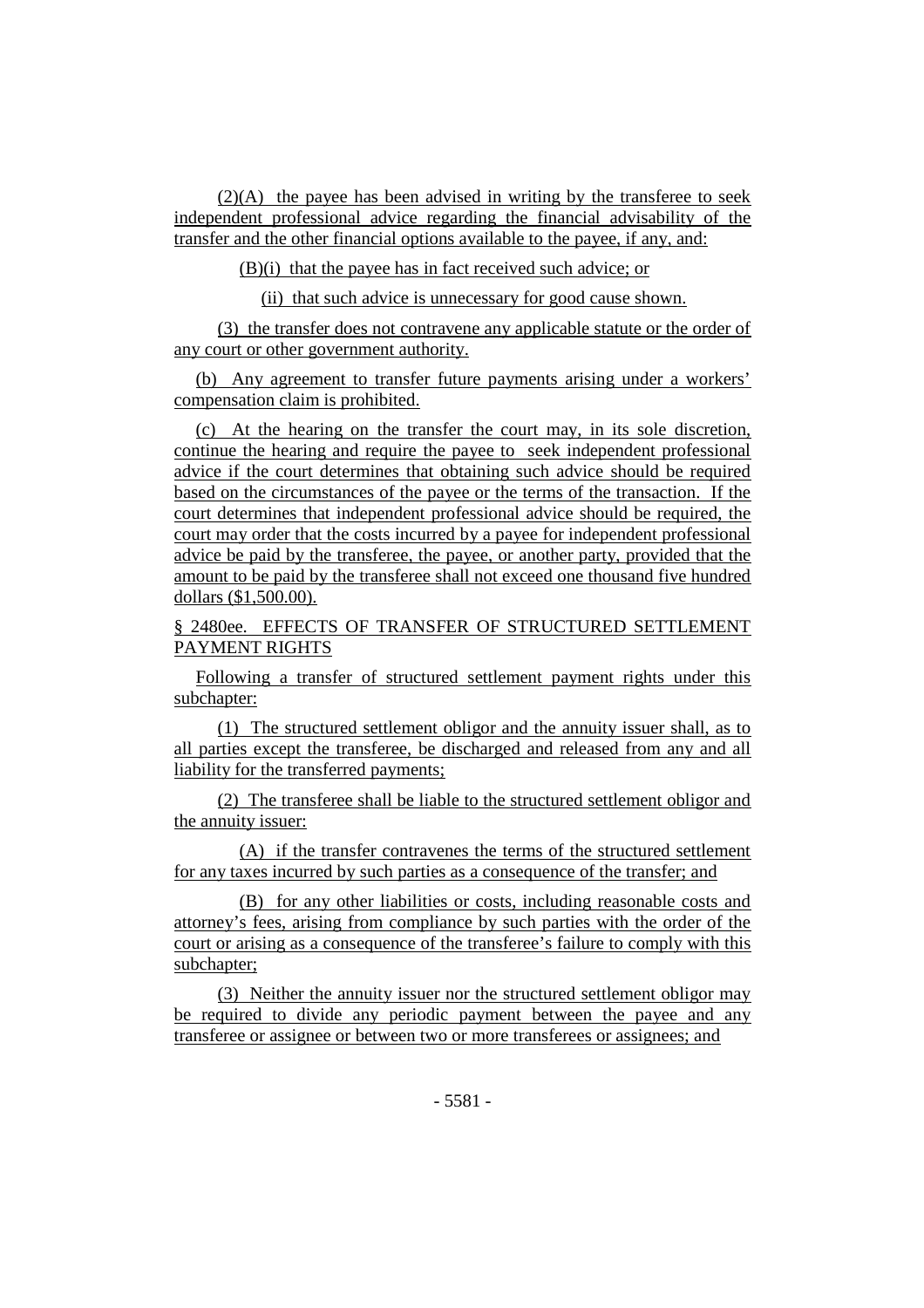(2)(A) the payee has been advised in writing by the transferee to seek independent professional advice regarding the financial advisability of the transfer and the other financial options available to the payee, if any, and:

(B)(i) that the payee has in fact received such advice; or

(ii) that such advice is unnecessary for good cause shown.

(3) the transfer does not contravene any applicable statute or the order of any court or other government authority.

(b) Any agreement to transfer future payments arising under a workers' compensation claim is prohibited.

(c) At the hearing on the transfer the court may, in its sole discretion, continue the hearing and require the payee to seek independent professional advice if the court determines that obtaining such advice should be required based on the circumstances of the payee or the terms of the transaction. If the court determines that independent professional advice should be required, the court may order that the costs incurred by a payee for independent professional advice be paid by the transferee, the payee, or another party, provided that the amount to be paid by the transferee shall not exceed one thousand five hundred dollars ($1,500.00).

§ 2480ee. EFFECTS OF TRANSFER OF STRUCTURED SETTLEMENT PAYMENT RIGHTS

Following a transfer of structured settlement payment rights under this subchapter:

(1) The structured settlement obligor and the annuity issuer shall, as to all parties except the transferee, be discharged and released from any and all liability for the transferred payments;

(2) The transferee shall be liable to the structured settlement obligor and the annuity issuer:

(A) if the transfer contravenes the terms of the structured settlement for any taxes incurred by such parties as a consequence of the transfer; and

(B) for any other liabilities or costs, including reasonable costs and attorney's fees, arising from compliance by such parties with the order of the court or arising as a consequence of the transferee's failure to comply with this subchapter;

(3) Neither the annuity issuer nor the structured settlement obligor may be required to divide any periodic payment between the payee and any transferee or assignee or between two or more transferees or assignees; and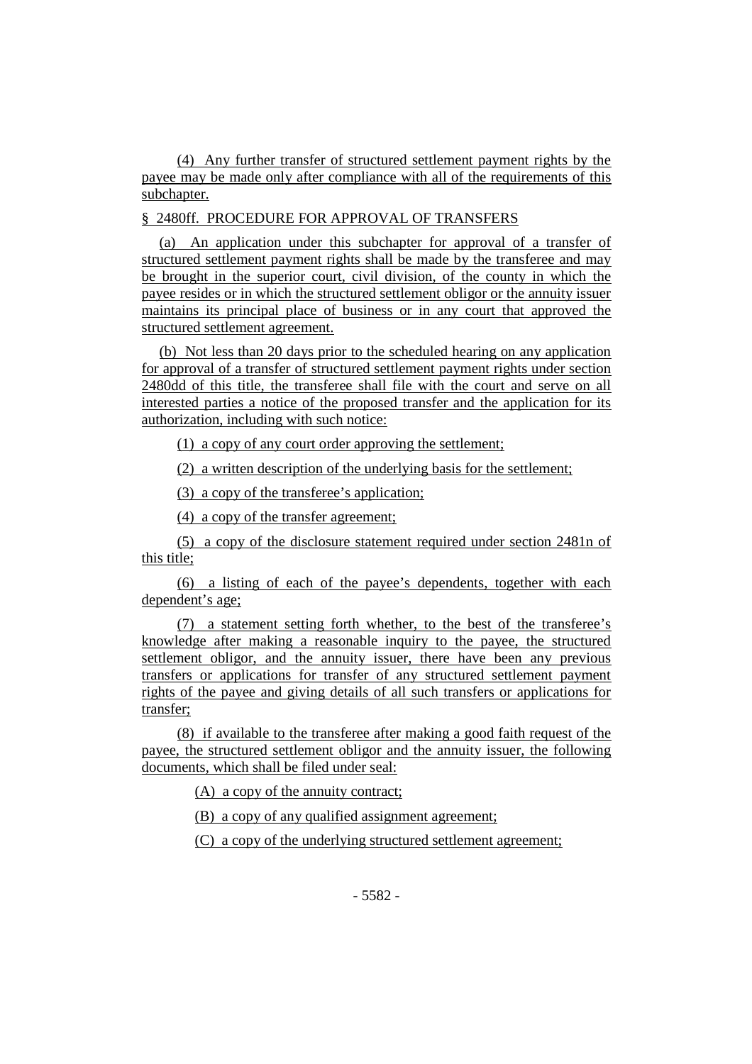(4) Any further transfer of structured settlement payment rights by the payee may be made only after compliance with all of the requirements of this subchapter.

§ 2480ff. PROCEDURE FOR APPROVAL OF TRANSFERS

(a) An application under this subchapter for approval of a transfer of structured settlement payment rights shall be made by the transferee and may be brought in the superior court, civil division, of the county in which the payee resides or in which the structured settlement obligor or the annuity issuer maintains its principal place of business or in any court that approved the structured settlement agreement.

(b) Not less than 20 days prior to the scheduled hearing on any application for approval of a transfer of structured settlement payment rights under section 2480dd of this title, the transferee shall file with the court and serve on all interested parties a notice of the proposed transfer and the application for its authorization, including with such notice:

(1) a copy of any court order approving the settlement;

(2) a written description of the underlying basis for the settlement;

(3) a copy of the transferee's application;

(4) a copy of the transfer agreement;

(5) a copy of the disclosure statement required under section 2481n of this title;

(6) a listing of each of the payee's dependents, together with each dependent's age;

(7) a statement setting forth whether, to the best of the transferee's knowledge after making a reasonable inquiry to the payee, the structured settlement obligor, and the annuity issuer, there have been any previous transfers or applications for transfer of any structured settlement payment rights of the payee and giving details of all such transfers or applications for transfer;

(8) if available to the transferee after making a good faith request of the payee, the structured settlement obligor and the annuity issuer, the following documents, which shall be filed under seal:

(A) a copy of the annuity contract;

(B) a copy of any qualified assignment agreement;

(C) a copy of the underlying structured settlement agreement;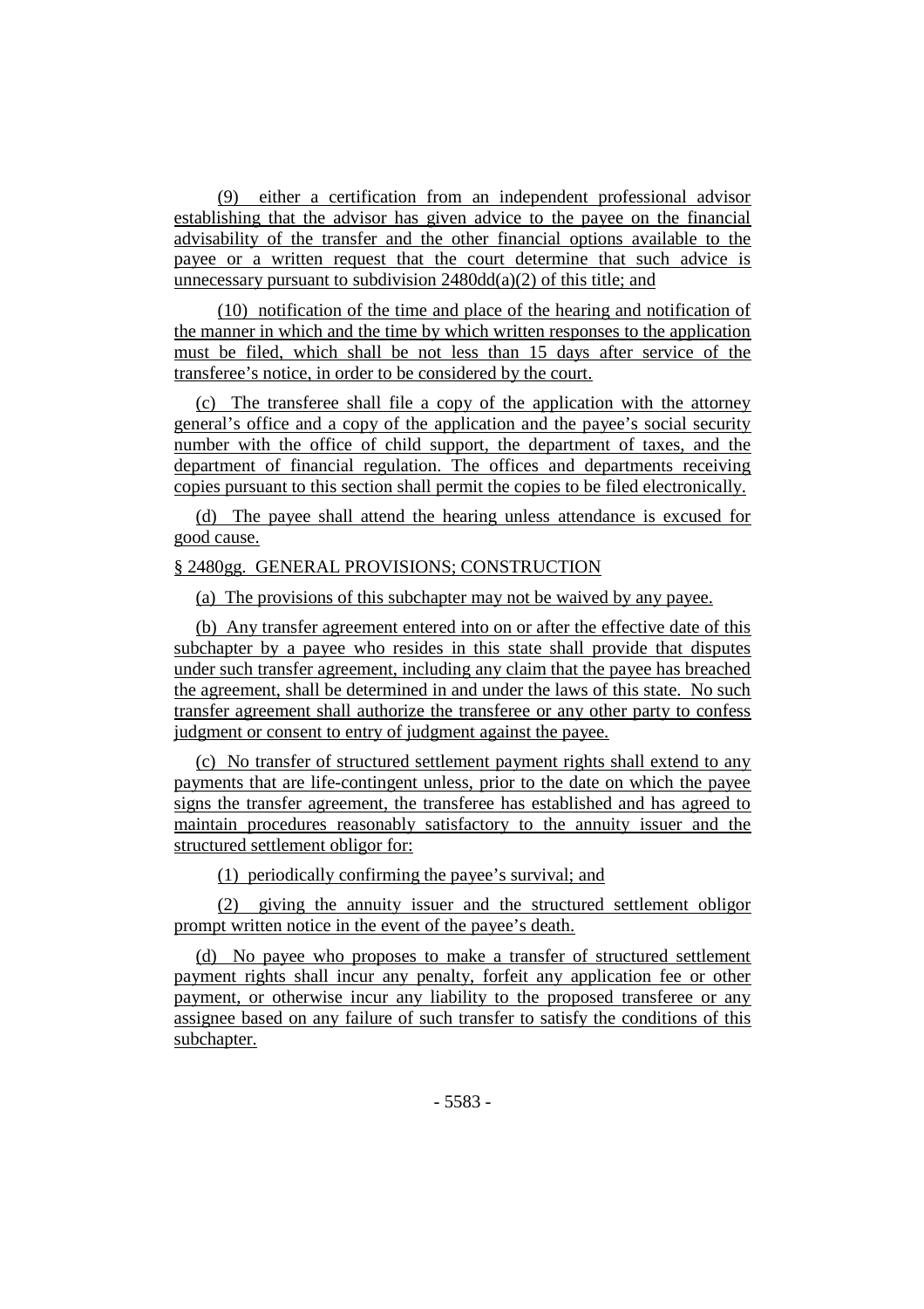(9) either a certification from an independent professional advisor establishing that the advisor has given advice to the payee on the financial advisability of the transfer and the other financial options available to the payee or a written request that the court determine that such advice is unnecessary pursuant to subdivision 2480dd(a)(2) of this title; and

(10) notification of the time and place of the hearing and notification of the manner in which and the time by which written responses to the application must be filed, which shall be not less than 15 days after service of the transferee's notice, in order to be considered by the court.

(c) The transferee shall file a copy of the application with the attorney general's office and a copy of the application and the payee's social security number with the office of child support, the department of taxes, and the department of financial regulation. The offices and departments receiving copies pursuant to this section shall permit the copies to be filed electronically.

(d) The payee shall attend the hearing unless attendance is excused for good cause.

§ 2480gg. GENERAL PROVISIONS; CONSTRUCTION

(a) The provisions of this subchapter may not be waived by any payee.

(b) Any transfer agreement entered into on or after the effective date of this subchapter by a payee who resides in this state shall provide that disputes under such transfer agreement, including any claim that the payee has breached the agreement, shall be determined in and under the laws of this state. No such transfer agreement shall authorize the transferee or any other party to confess judgment or consent to entry of judgment against the payee.

(c) No transfer of structured settlement payment rights shall extend to any payments that are life-contingent unless, prior to the date on which the payee signs the transfer agreement, the transferee has established and has agreed to maintain procedures reasonably satisfactory to the annuity issuer and the structured settlement obligor for:

(1) periodically confirming the payee's survival; and

(2) giving the annuity issuer and the structured settlement obligor prompt written notice in the event of the payee's death.

(d) No payee who proposes to make a transfer of structured settlement payment rights shall incur any penalty, forfeit any application fee or other payment, or otherwise incur any liability to the proposed transferee or any assignee based on any failure of such transfer to satisfy the conditions of this subchapter.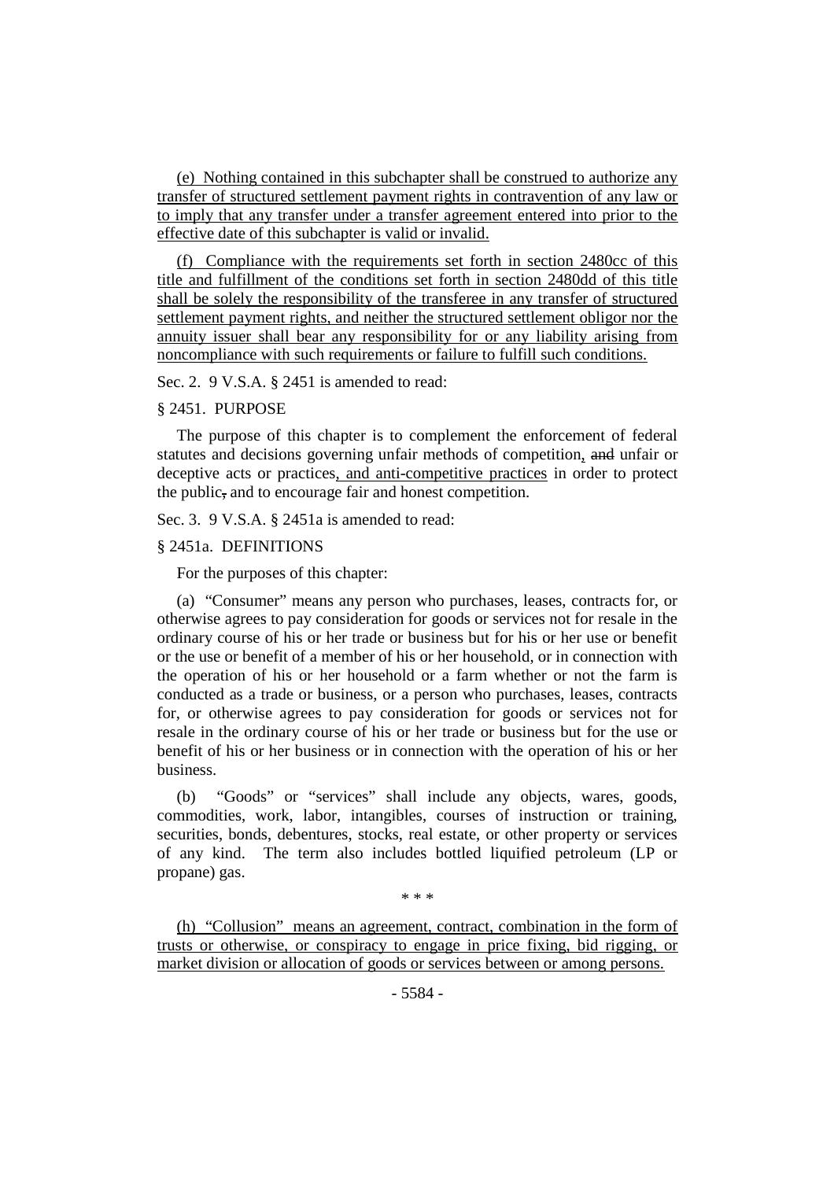(e) Nothing contained in this subchapter shall be construed to authorize any transfer of structured settlement payment rights in contravention of any law or to imply that any transfer under a transfer agreement entered into prior to the effective date of this subchapter is valid or invalid.

(f) Compliance with the requirements set forth in section 2480cc of this title and fulfillment of the conditions set forth in section 2480dd of this title shall be solely the responsibility of the transferee in any transfer of structured settlement payment rights, and neither the structured settlement obligor nor the annuity issuer shall bear any responsibility for or any liability arising from noncompliance with such requirements or failure to fulfill such conditions.

Sec. 2. 9 V.S.A. § 2451 is amended to read:

§ 2451. PURPOSE

The purpose of this chapter is to complement the enforcement of federal statutes and decisions governing unfair methods of competition, ~~and~~ unfair or deceptive acts or practices, and anti-competitive practices in order to protect the public~~,~~ and to encourage fair and honest competition.

Sec. 3. 9 V.S.A. § 2451a is amended to read:

§ 2451a. DEFINITIONS

For the purposes of this chapter:

(a) "Consumer" means any person who purchases, leases, contracts for, or otherwise agrees to pay consideration for goods or services not for resale in the ordinary course of his or her trade or business but for his or her use or benefit or the use or benefit of a member of his or her household, or in connection with the operation of his or her household or a farm whether or not the farm is conducted as a trade or business, or a person who purchases, leases, contracts for, or otherwise agrees to pay consideration for goods or services not for resale in the ordinary course of his or her trade or business but for the use or benefit of his or her business or in connection with the operation of his or her business.

(b) "Goods" or "services" shall include any objects, wares, goods, commodities, work, labor, intangibles, courses of instruction or training, securities, bonds, debentures, stocks, real estate, or other property or services of any kind. The term also includes bottled liquified petroleum (LP or propane) gas.

\* \* \*

(h) "Collusion" means an agreement, contract, combination in the form of trusts or otherwise, or conspiracy to engage in price fixing, bid rigging, or market division or allocation of goods or services between or among persons.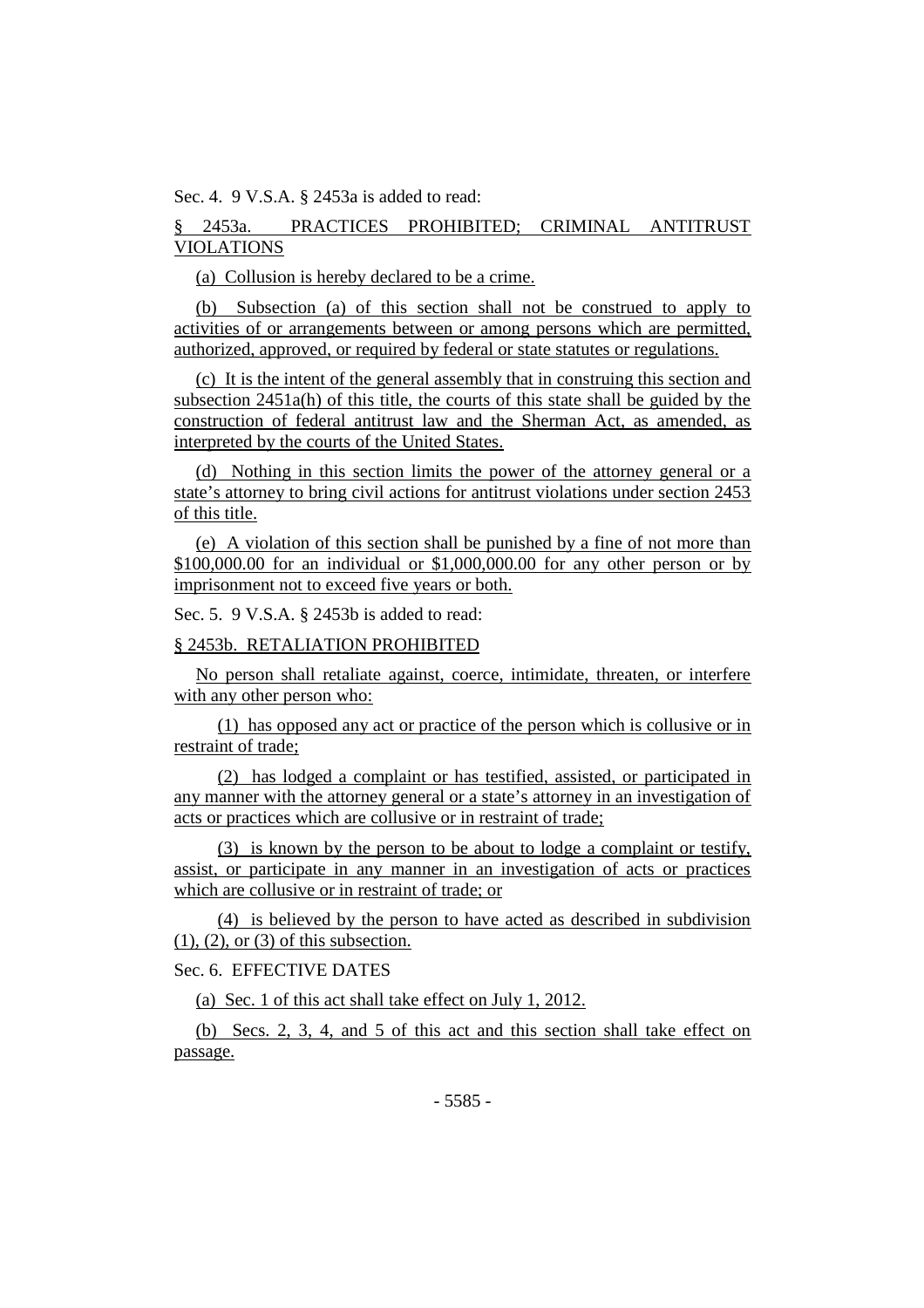Sec. 4. 9 V.S.A. § 2453a is added to read:

§ 2453a. PRACTICES PROHIBITED; CRIMINAL ANTITRUST VIOLATIONS

(a) Collusion is hereby declared to be a crime.

(b) Subsection (a) of this section shall not be construed to apply to activities of or arrangements between or among persons which are permitted, authorized, approved, or required by federal or state statutes or regulations.

(c) It is the intent of the general assembly that in construing this section and subsection 2451a(h) of this title, the courts of this state shall be guided by the construction of federal antitrust law and the Sherman Act, as amended, as interpreted by the courts of the United States.

(d) Nothing in this section limits the power of the attorney general or a state's attorney to bring civil actions for antitrust violations under section 2453 of this title.

(e) A violation of this section shall be punished by a fine of not more than $100,000.00 for an individual or $1,000,000.00 for any other person or by imprisonment not to exceed five years or both.

Sec. 5. 9 V.S.A. § 2453b is added to read:

§ 2453b. RETALIATION PROHIBITED

No person shall retaliate against, coerce, intimidate, threaten, or interfere with any other person who:

(1) has opposed any act or practice of the person which is collusive or in restraint of trade;

(2) has lodged a complaint or has testified, assisted, or participated in any manner with the attorney general or a state's attorney in an investigation of acts or practices which are collusive or in restraint of trade;

(3) is known by the person to be about to lodge a complaint or testify, assist, or participate in any manner in an investigation of acts or practices which are collusive or in restraint of trade; or

(4) is believed by the person to have acted as described in subdivision (1), (2), or (3) of this subsection.

Sec. 6. EFFECTIVE DATES

(a) Sec. 1 of this act shall take effect on July 1, 2012.

(b) Secs. 2, 3, 4, and 5 of this act and this section shall take effect on passage.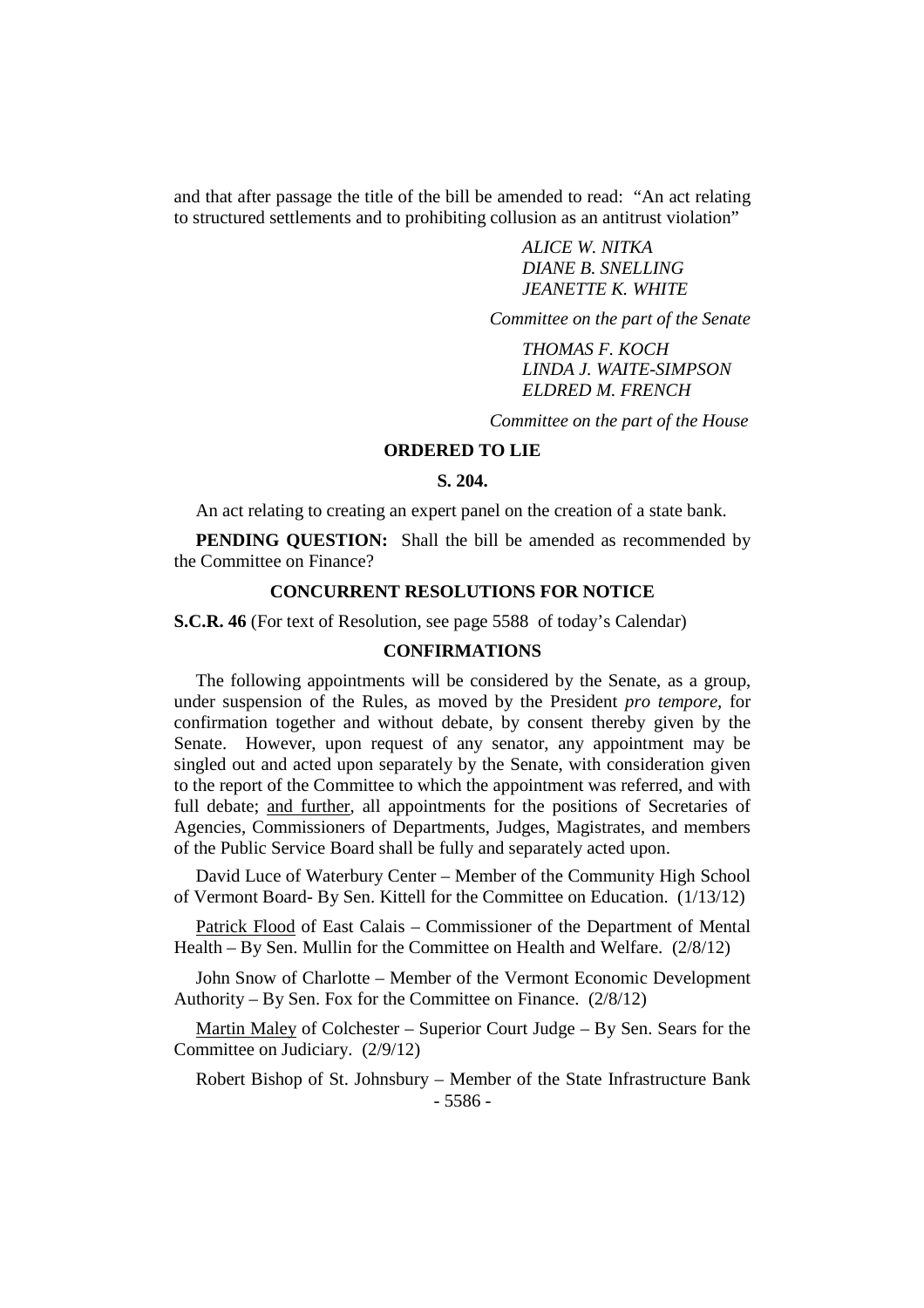and that after passage the title of the bill be amended to read: "An act relating to structured settlements and to prohibiting collusion as an antitrust violation"

*ALICE W. NITKA*
*DIANE B. SNELLING*
*JEANETTE K. WHITE*

*Committee on the part of the Senate*

*THOMAS F. KOCH*
*LINDA J. WAITE-SIMPSON*
*ELDRED M. FRENCH*

*Committee on the part of the House*

**ORDERED TO LIE**

**S. 204.**

An act relating to creating an expert panel on the creation of a state bank.

**PENDING QUESTION:** Shall the bill be amended as recommended by the Committee on Finance?

**CONCURRENT RESOLUTIONS FOR NOTICE**

**S.C.R. 46** (For text of Resolution, see page 5588 of today's Calendar)

**CONFIRMATIONS**

The following appointments will be considered by the Senate, as a group, under suspension of the Rules, as moved by the President *pro tempore,* for confirmation together and without debate, by consent thereby given by the Senate. However, upon request of any senator, any appointment may be singled out and acted upon separately by the Senate, with consideration given to the report of the Committee to which the appointment was referred, and with full debate; <u>and further</u>, all appointments for the positions of Secretaries of Agencies, Commissioners of Departments, Judges, Magistrates, and members of the Public Service Board shall be fully and separately acted upon.

David Luce of Waterbury Center – Member of the Community High School of Vermont Board- By Sen. Kittell for the Committee on Education. (1/13/12)

<u>Patrick Flood</u> of East Calais – Commissioner of the Department of Mental Health – By Sen. Mullin for the Committee on Health and Welfare. (2/8/12)

John Snow of Charlotte – Member of the Vermont Economic Development Authority – By Sen. Fox for the Committee on Finance. (2/8/12)

<u>Martin Maley</u> of Colchester – Superior Court Judge – By Sen. Sears for the Committee on Judiciary. (2/9/12)

Robert Bishop of St. Johnsbury – Member of the State Infrastructure Bank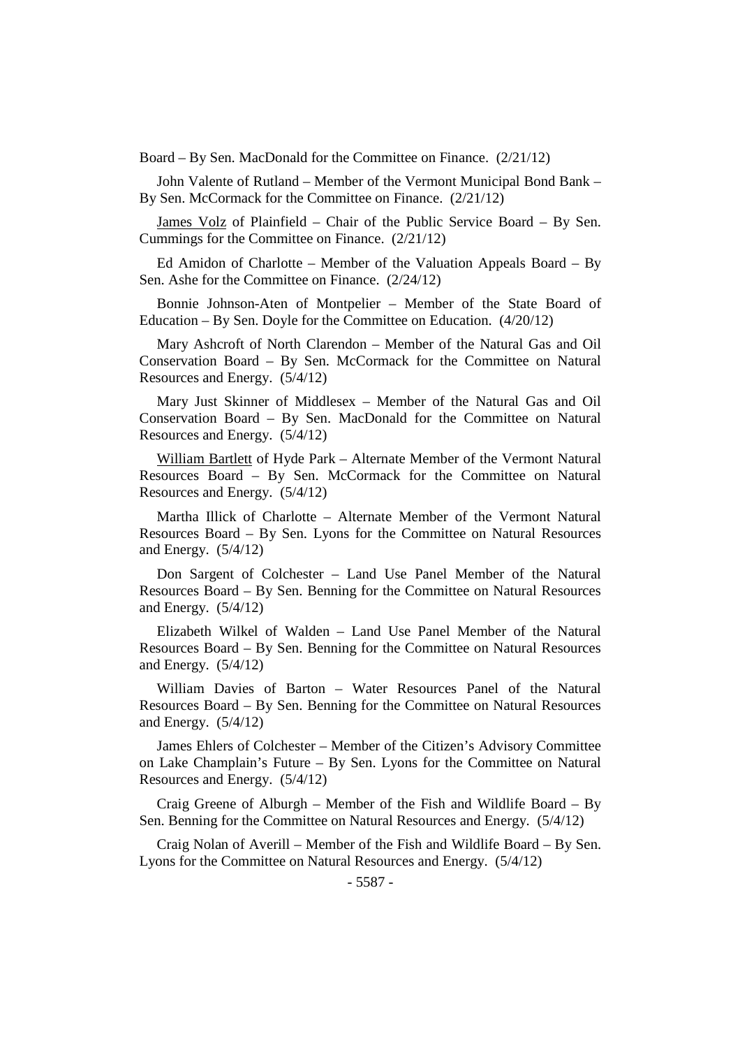Board – By Sen. MacDonald for the Committee on Finance. (2/21/12)

John Valente of Rutland – Member of the Vermont Municipal Bond Bank – By Sen. McCormack for the Committee on Finance. (2/21/12)

<u>James Volz</u> of Plainfield – Chair of the Public Service Board – By Sen. Cummings for the Committee on Finance. (2/21/12)

Ed Amidon of Charlotte – Member of the Valuation Appeals Board – By Sen. Ashe for the Committee on Finance. (2/24/12)

Bonnie Johnson-Aten of Montpelier – Member of the State Board of Education – By Sen. Doyle for the Committee on Education. (4/20/12)

Mary Ashcroft of North Clarendon – Member of the Natural Gas and Oil Conservation Board – By Sen. McCormack for the Committee on Natural Resources and Energy. (5/4/12)

Mary Just Skinner of Middlesex – Member of the Natural Gas and Oil Conservation Board – By Sen. MacDonald for the Committee on Natural Resources and Energy. (5/4/12)

<u>William Bartlett</u> of Hyde Park – Alternate Member of the Vermont Natural Resources Board – By Sen. McCormack for the Committee on Natural Resources and Energy. (5/4/12)

Martha Illick of Charlotte – Alternate Member of the Vermont Natural Resources Board – By Sen. Lyons for the Committee on Natural Resources and Energy. (5/4/12)

Don Sargent of Colchester – Land Use Panel Member of the Natural Resources Board – By Sen. Benning for the Committee on Natural Resources and Energy. (5/4/12)

Elizabeth Wilkel of Walden – Land Use Panel Member of the Natural Resources Board – By Sen. Benning for the Committee on Natural Resources and Energy. (5/4/12)

William Davies of Barton – Water Resources Panel of the Natural Resources Board – By Sen. Benning for the Committee on Natural Resources and Energy. (5/4/12)

James Ehlers of Colchester – Member of the Citizen's Advisory Committee on Lake Champlain's Future – By Sen. Lyons for the Committee on Natural Resources and Energy. (5/4/12)

Craig Greene of Alburgh – Member of the Fish and Wildlife Board – By Sen. Benning for the Committee on Natural Resources and Energy. (5/4/12)

Craig Nolan of Averill – Member of the Fish and Wildlife Board – By Sen. Lyons for the Committee on Natural Resources and Energy. (5/4/12)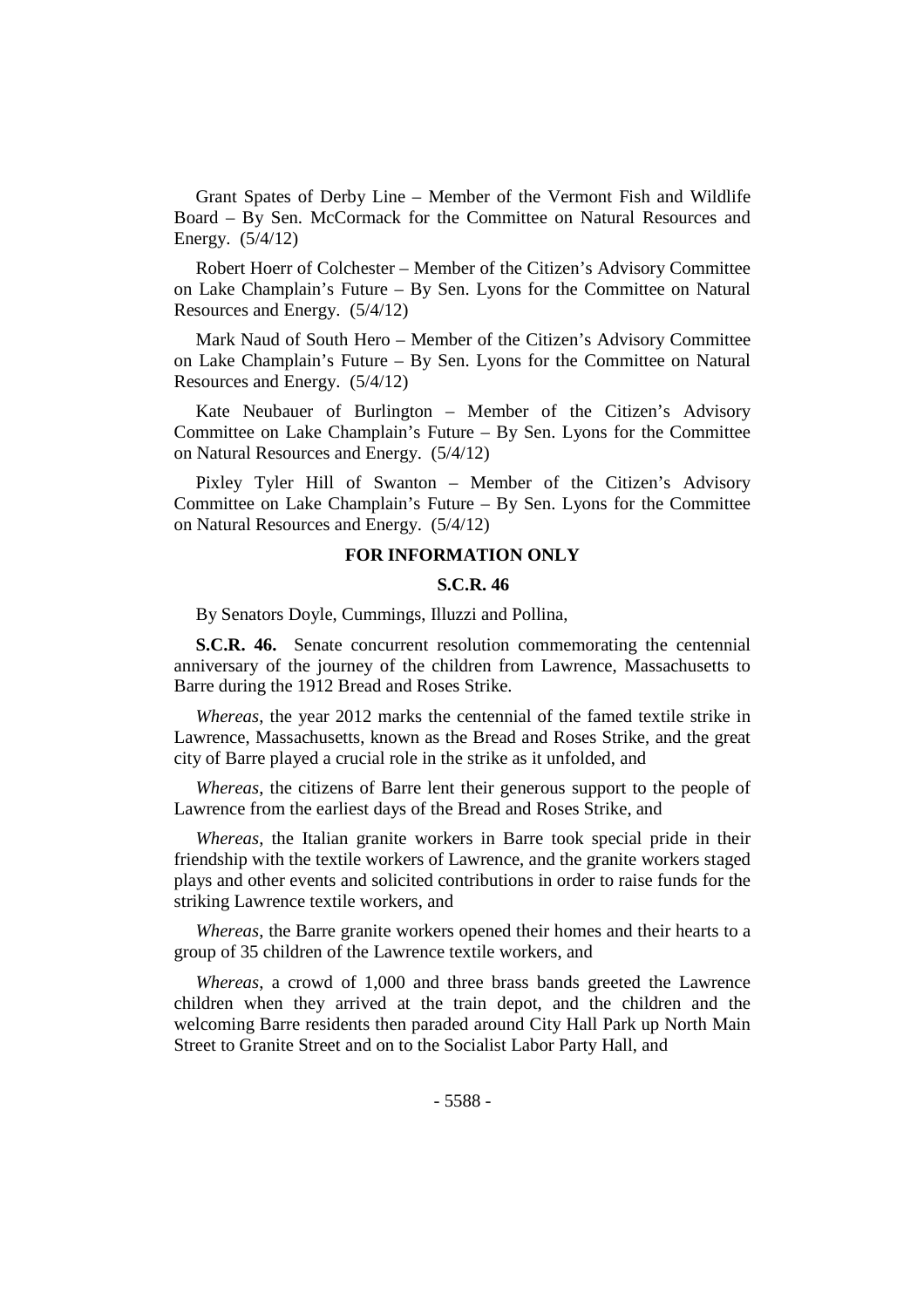Grant Spates of Derby Line – Member of the Vermont Fish and Wildlife Board – By Sen. McCormack for the Committee on Natural Resources and Energy. (5/4/12)

Robert Hoerr of Colchester – Member of the Citizen's Advisory Committee on Lake Champlain's Future – By Sen. Lyons for the Committee on Natural Resources and Energy. (5/4/12)

Mark Naud of South Hero – Member of the Citizen's Advisory Committee on Lake Champlain's Future – By Sen. Lyons for the Committee on Natural Resources and Energy. (5/4/12)

Kate Neubauer of Burlington – Member of the Citizen's Advisory Committee on Lake Champlain's Future – By Sen. Lyons for the Committee on Natural Resources and Energy. (5/4/12)

Pixley Tyler Hill of Swanton – Member of the Citizen's Advisory Committee on Lake Champlain's Future – By Sen. Lyons for the Committee on Natural Resources and Energy. (5/4/12)

## FOR INFORMATION ONLY

### S.C.R. 46

By Senators Doyle, Cummings, Illuzzi and Pollina,

**S.C.R. 46.** Senate concurrent resolution commemorating the centennial anniversary of the journey of the children from Lawrence, Massachusetts to Barre during the 1912 Bread and Roses Strike.

*Whereas*, the year 2012 marks the centennial of the famed textile strike in Lawrence, Massachusetts, known as the Bread and Roses Strike, and the great city of Barre played a crucial role in the strike as it unfolded, and

*Whereas*, the citizens of Barre lent their generous support to the people of Lawrence from the earliest days of the Bread and Roses Strike, and

*Whereas*, the Italian granite workers in Barre took special pride in their friendship with the textile workers of Lawrence, and the granite workers staged plays and other events and solicited contributions in order to raise funds for the striking Lawrence textile workers, and

*Whereas*, the Barre granite workers opened their homes and their hearts to a group of 35 children of the Lawrence textile workers, and

*Whereas*, a crowd of 1,000 and three brass bands greeted the Lawrence children when they arrived at the train depot, and the children and the welcoming Barre residents then paraded around City Hall Park up North Main Street to Granite Street and on to the Socialist Labor Party Hall, and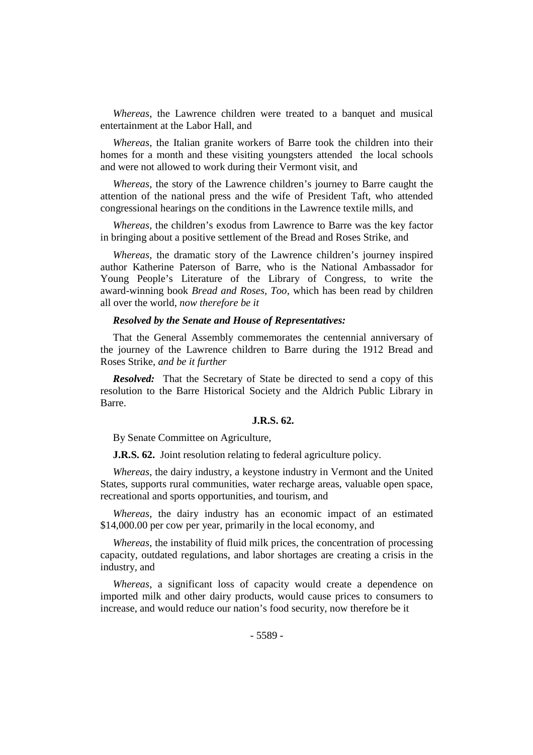*Whereas*, the Lawrence children were treated to a banquet and musical entertainment at the Labor Hall, and

*Whereas*, the Italian granite workers of Barre took the children into their homes for a month and these visiting youngsters attended the local schools and were not allowed to work during their Vermont visit, and

*Whereas*, the story of the Lawrence children's journey to Barre caught the attention of the national press and the wife of President Taft, who attended congressional hearings on the conditions in the Lawrence textile mills, and

*Whereas*, the children's exodus from Lawrence to Barre was the key factor in bringing about a positive settlement of the Bread and Roses Strike, and

*Whereas*, the dramatic story of the Lawrence children's journey inspired author Katherine Paterson of Barre, who is the National Ambassador for Young People's Literature of the Library of Congress, to write the award-winning book *Bread and Roses, Too*, which has been read by children all over the world, *now therefore be it*

***Resolved by the Senate and House of Representatives:***

That the General Assembly commemorates the centennial anniversary of the journey of the Lawrence children to Barre during the 1912 Bread and Roses Strike, *and be it further*

***Resolved:*** That the Secretary of State be directed to send a copy of this resolution to the Barre Historical Society and the Aldrich Public Library in Barre.

**J.R.S. 62.**

By Senate Committee on Agriculture,

**J.R.S. 62.** Joint resolution relating to federal agriculture policy.

*Whereas*, the dairy industry, a keystone industry in Vermont and the United States, supports rural communities, water recharge areas, valuable open space, recreational and sports opportunities, and tourism, and

*Whereas*, the dairy industry has an economic impact of an estimated $14,000.00 per cow per year, primarily in the local economy, and

*Whereas*, the instability of fluid milk prices, the concentration of processing capacity, outdated regulations, and labor shortages are creating a crisis in the industry, and

*Whereas*, a significant loss of capacity would create a dependence on imported milk and other dairy products, would cause prices to consumers to increase, and would reduce our nation's food security, now therefore be it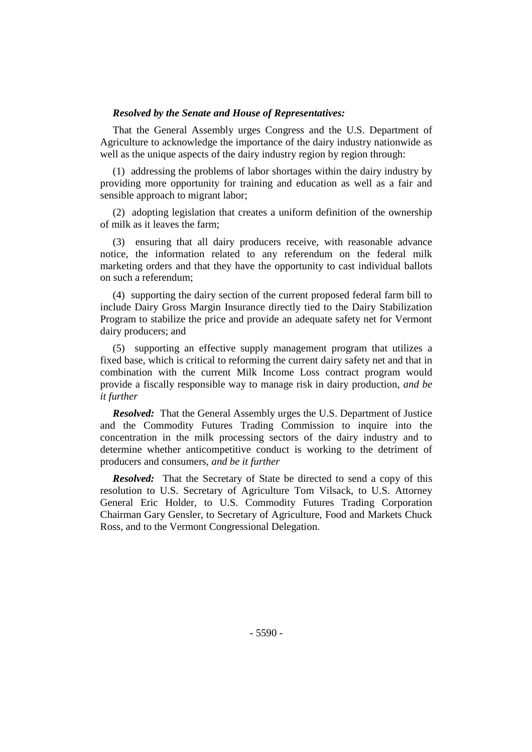***Resolved by the Senate and House of Representatives:***

That the General Assembly urges Congress and the U.S. Department of Agriculture to acknowledge the importance of the dairy industry nationwide as well as the unique aspects of the dairy industry region by region through:

(1) addressing the problems of labor shortages within the dairy industry by providing more opportunity for training and education as well as a fair and sensible approach to migrant labor;

(2) adopting legislation that creates a uniform definition of the ownership of milk as it leaves the farm;

(3) ensuring that all dairy producers receive, with reasonable advance notice, the information related to any referendum on the federal milk marketing orders and that they have the opportunity to cast individual ballots on such a referendum;

(4) supporting the dairy section of the current proposed federal farm bill to include Dairy Gross Margin Insurance directly tied to the Dairy Stabilization Program to stabilize the price and provide an adequate safety net for Vermont dairy producers; and

(5) supporting an effective supply management program that utilizes a fixed base, which is critical to reforming the current dairy safety net and that in combination with the current Milk Income Loss contract program would provide a fiscally responsible way to manage risk in dairy production, *and be it further*

***Resolved:*** That the General Assembly urges the U.S. Department of Justice and the Commodity Futures Trading Commission to inquire into the concentration in the milk processing sectors of the dairy industry and to determine whether anticompetitive conduct is working to the detriment of producers and consumers, *and be it further*

***Resolved:*** That the Secretary of State be directed to send a copy of this resolution to U.S. Secretary of Agriculture Tom Vilsack, to U.S. Attorney General Eric Holder, to U.S. Commodity Futures Trading Corporation Chairman Gary Gensler, to Secretary of Agriculture, Food and Markets Chuck Ross, and to the Vermont Congressional Delegation.